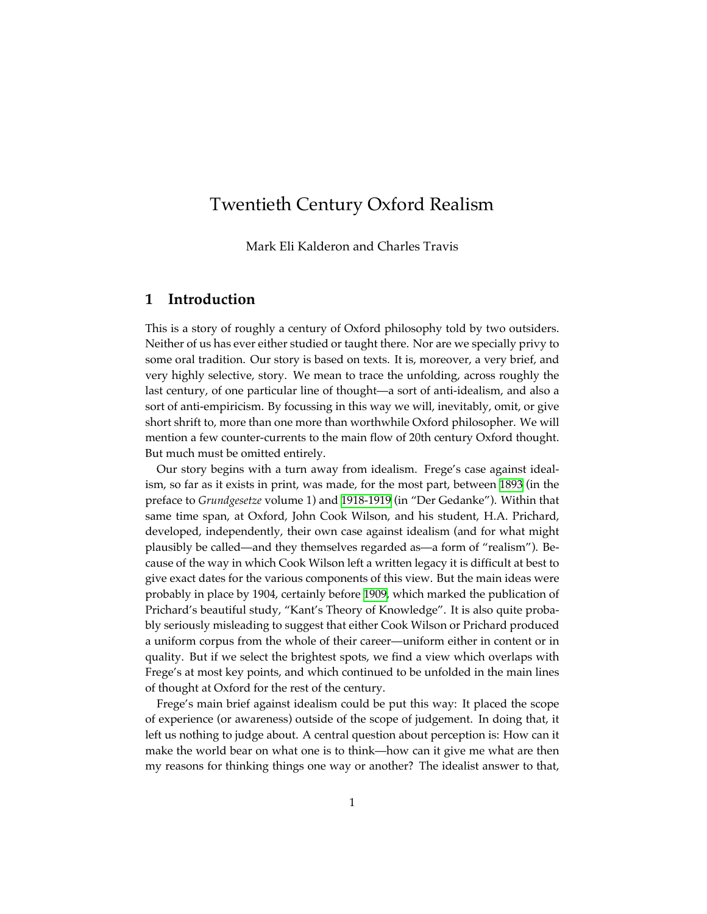# Twentieth Century Oxford Realism

Mark Eli Kalderon and Charles Travis

## 1 Introduction

This is a story of roughly a century of Oxford philosophy told by two outsiders. Neither of us has ever either studied or taught there. Nor are we specially privy to some oral tradition. Our story is based on texts. It is, moreover, a very brief, and very highly selective, story. We mean to trace the unfolding, across roughly the last century, of one particular line of thought—a sort of anti-idealism, and also a sort of anti-empiricism. By focussing in this way we will, inevitably, omit, or give short shrift to, more than one more than worthwhile Oxford philosopher. We will mention a few counter-currents to the main flow of 20th century Oxford thought. But much must be omitted entirely.

Our story begins with a turn away from idealism. Frege's case against idealism, so far as it exists in print, was made, for the most part, between 1893 (in the preface to *Grundgesetze* volume 1) and 1918-1919 (in "Der Gedanke"). Within that same time span, at Oxford, John Cook Wilson, and his student, H.A. Prichard, developed, independently, their own case against idealism (and for what might plausibly be called—and they themselves regarded as—a form of "realism"). Because of the way in which Cook Wilson left a written legacy it is difficult at best to give exact dates for the various components of this view. But the main ideas were probably in place by 1904, certainly before 1909, which marked the publication of Prichard's beautiful study, "Kant's Theory of Knowledge". It is also quite probably seriously misleading to suggest that either Cook Wilson or Prichard produced a uniform corpus from the whole of their career—uniform either in content or in quality. But if we select the brightest spots, we find a view which overlaps with Frege's at most key points, and which continued to be unfolded in the main lines of thought at Oxford for the rest of the century.

Frege's main brief against idealism could be put this way: It placed the scope of experience (or awareness) outside of the scope of judgement. In doing that, it left us nothing to judge about. A central question about perception is: How can it make the world bear on what one is to think—how can it give me what are then my reasons for thinking things one way or another? The idealist answer to that,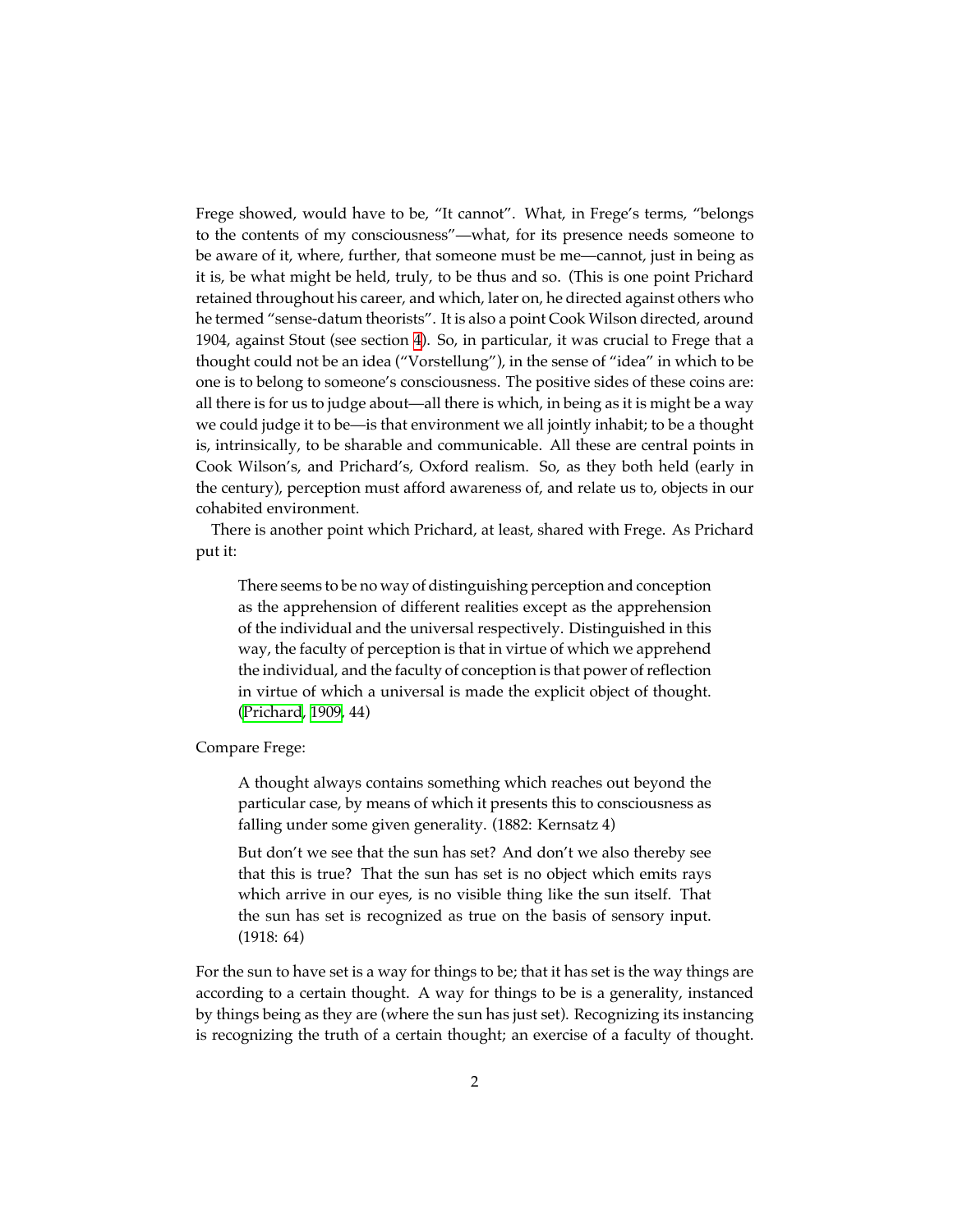Frege showed, would have to be, "It cannot". What, in Frege's terms, "belongs to the contents of my consciousness"—what, for its presence needs someone to be aware of it, where, further, that someone must be me—cannot, just in being as it is, be what might be held, truly, to be thus and so. (This is one point Prichard retained throughout his career, and which, later on, he directed against others who he termed "sense-datum theorists". It is also a point Cook Wilson directed, around 1904, against Stout (see section 4). So, in particular, it was crucial to Frege that a thought could not be an idea ("Vorstellung"), in the sense of "idea" in which to be one is to belong to someone's consciousness. The positive sides of these coins are: all there is for us to judge about—all there is which, in being as it is might be a way we could judge it to be—is that environment we all jointly inhabit; to be a thought is, intrinsically, to be sharable and communicable. All these are central points in Cook Wilson's, and Prichard's, Oxford realism. So, as they both held (early in the century), perception must afford awareness of, and relate us to, objects in our cohabited environment.

There is another point which Prichard, at least, shared with Frege. As Prichard put it:

> There seems to be no way of distinguishing perception and conception as the apprehension of different realities except as the apprehension of the individual and the universal respectively. Distinguished in this way, the faculty of perception is that in virtue of which we apprehend the individual, and the faculty of conception is that power of reflection in virtue of which a universal is made the explicit object of thought. (Prichard, 1909, 44)

Compare Frege:

> A thought always contains something which reaches out beyond the particular case, by means of which it presents this to consciousness as falling under some given generality. (1882: Kernsatz 4)
>
> But don't we see that the sun has set? And don't we also thereby see that this is true? That the sun has set is no object which emits rays which arrive in our eyes, is no visible thing like the sun itself. That the sun has set is recognized as true on the basis of sensory input. (1918: 64)

For the sun to have set is a way for things to be; that it has set is the way things are according to a certain thought. A way for things to be is a generality, instanced by things being as they are (where the sun has just set). Recognizing its instancing is recognizing the truth of a certain thought; an exercise of a faculty of thought.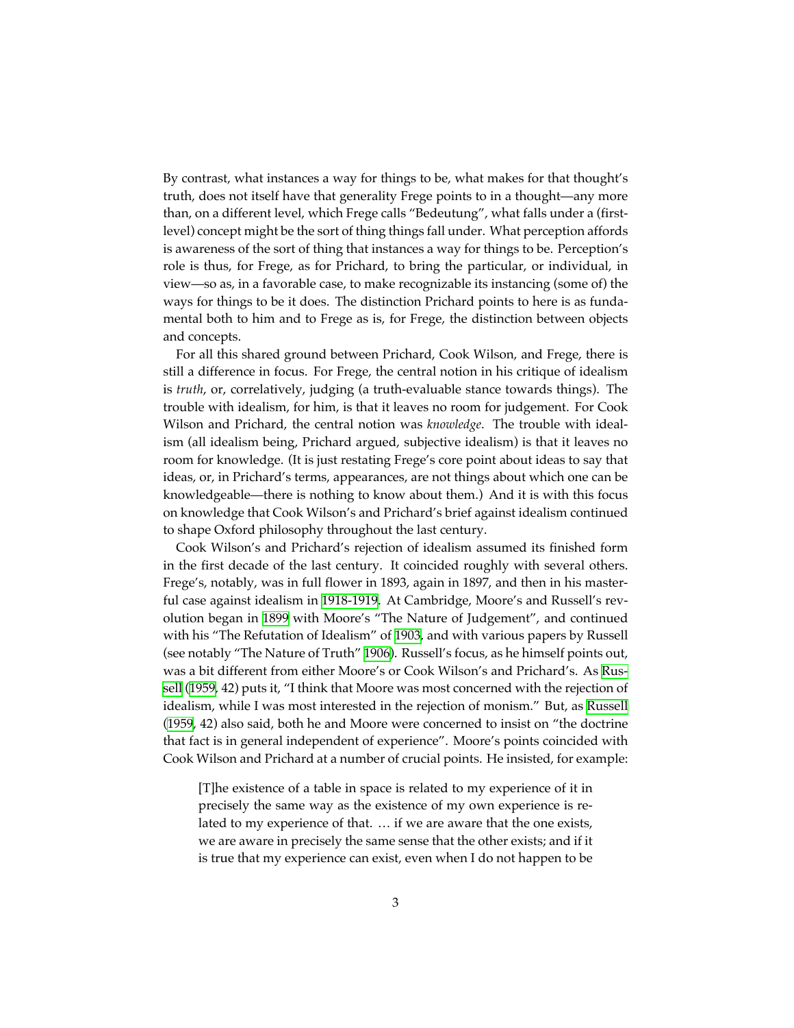By contrast, what instances a way for things to be, what makes for that thought's truth, does not itself have that generality Frege points to in a thought—any more than, on a different level, which Frege calls "Bedeutung", what falls under a (first-level) concept might be the sort of thing things fall under. What perception affords is awareness of the sort of thing that instances a way for things to be. Perception's role is thus, for Frege, as for Prichard, to bring the particular, or individual, in view—so as, in a favorable case, to make recognizable its instancing (some of) the ways for things to be it does. The distinction Prichard points to here is as fundamental both to him and to Frege as is, for Frege, the distinction between objects and concepts.

For all this shared ground between Prichard, Cook Wilson, and Frege, there is still a difference in focus. For Frege, the central notion in his critique of idealism is *truth*, or, correlatively, judging (a truth-evaluable stance towards things). The trouble with idealism, for him, is that it leaves no room for judgement. For Cook Wilson and Prichard, the central notion was *knowledge*. The trouble with idealism (all idealism being, Prichard argued, subjective idealism) is that it leaves no room for knowledge. (It is just restating Frege's core point about ideas to say that ideas, or, in Prichard's terms, appearances, are not things about which one can be knowledgeable—there is nothing to know about them.) And it is with this focus on knowledge that Cook Wilson's and Prichard's brief against idealism continued to shape Oxford philosophy throughout the last century.

Cook Wilson's and Prichard's rejection of idealism assumed its finished form in the first decade of the last century. It coincided roughly with several others. Frege's, notably, was in full flower in 1893, again in 1897, and then in his masterful case against idealism in 1918-1919. At Cambridge, Moore's and Russell's revolution began in 1899 with Moore's "The Nature of Judgement", and continued with his "The Refutation of Idealism" of 1903, and with various papers by Russell (see notably "The Nature of Truth" 1906). Russell's focus, as he himself points out, was a bit different from either Moore's or Cook Wilson's and Prichard's. As Russell (1959, 42) puts it, "I think that Moore was most concerned with the rejection of idealism, while I was most interested in the rejection of monism." But, as Russell (1959, 42) also said, both he and Moore were concerned to insist on "the doctrine that fact is in general independent of experience". Moore's points coincided with Cook Wilson and Prichard at a number of crucial points. He insisted, for example:

> [T]he existence of a table in space is related to my experience of it in precisely the same way as the existence of my own experience is related to my experience of that. … if we are aware that the one exists, we are aware in precisely the same sense that the other exists; and if it is true that my experience can exist, even when I do not happen to be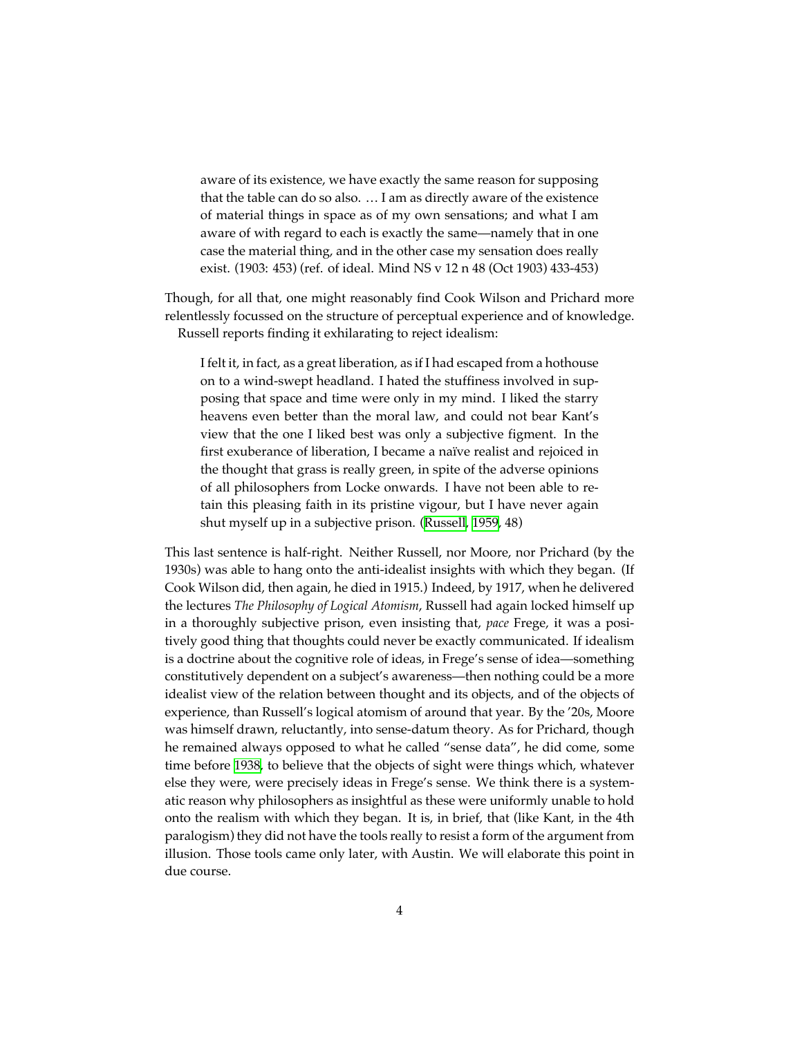> aware of its existence, we have exactly the same reason for supposing that the table can do so also. … I am as directly aware of the existence of material things in space as of my own sensations; and what I am aware of with regard to each is exactly the same—namely that in one case the material thing, and in the other case my sensation does really exist. (1903: 453) (ref. of ideal. Mind NS v 12 n 48 (Oct 1903) 433-453)

Though, for all that, one might reasonably find Cook Wilson and Prichard more relentlessly focussed on the structure of perceptual experience and of knowledge.

Russell reports finding it exhilarating to reject idealism:

> I felt it, in fact, as a great liberation, as if I had escaped from a hothouse on to a wind-swept headland. I hated the stuffiness involved in supposing that space and time were only in my mind. I liked the starry heavens even better than the moral law, and could not bear Kant's view that the one I liked best was only a subjective figment. In the first exuberance of liberation, I became a naïve realist and rejoiced in the thought that grass is really green, in spite of the adverse opinions of all philosophers from Locke onwards. I have not been able to retain this pleasing faith in its pristine vigour, but I have never again shut myself up in a subjective prison. (Russell, 1959, 48)

This last sentence is half-right. Neither Russell, nor Moore, nor Prichard (by the 1930s) was able to hang onto the anti-idealist insights with which they began. (If Cook Wilson did, then again, he died in 1915.) Indeed, by 1917, when he delivered the lectures *The Philosophy of Logical Atomism*, Russell had again locked himself up in a thoroughly subjective prison, even insisting that, *pace* Frege, it was a positively good thing that thoughts could never be exactly communicated. If idealism is a doctrine about the cognitive role of ideas, in Frege's sense of idea—something constitutively dependent on a subject's awareness—then nothing could be a more idealist view of the relation between thought and its objects, and of the objects of experience, than Russell's logical atomism of around that year. By the '20s, Moore was himself drawn, reluctantly, into sense-datum theory. As for Prichard, though he remained always opposed to what he called "sense data", he did come, some time before 1938, to believe that the objects of sight were things which, whatever else they were, were precisely ideas in Frege's sense. We think there is a systematic reason why philosophers as insightful as these were uniformly unable to hold onto the realism with which they began. It is, in brief, that (like Kant, in the 4th paralogism) they did not have the tools really to resist a form of the argument from illusion. Those tools came only later, with Austin. We will elaborate this point in due course.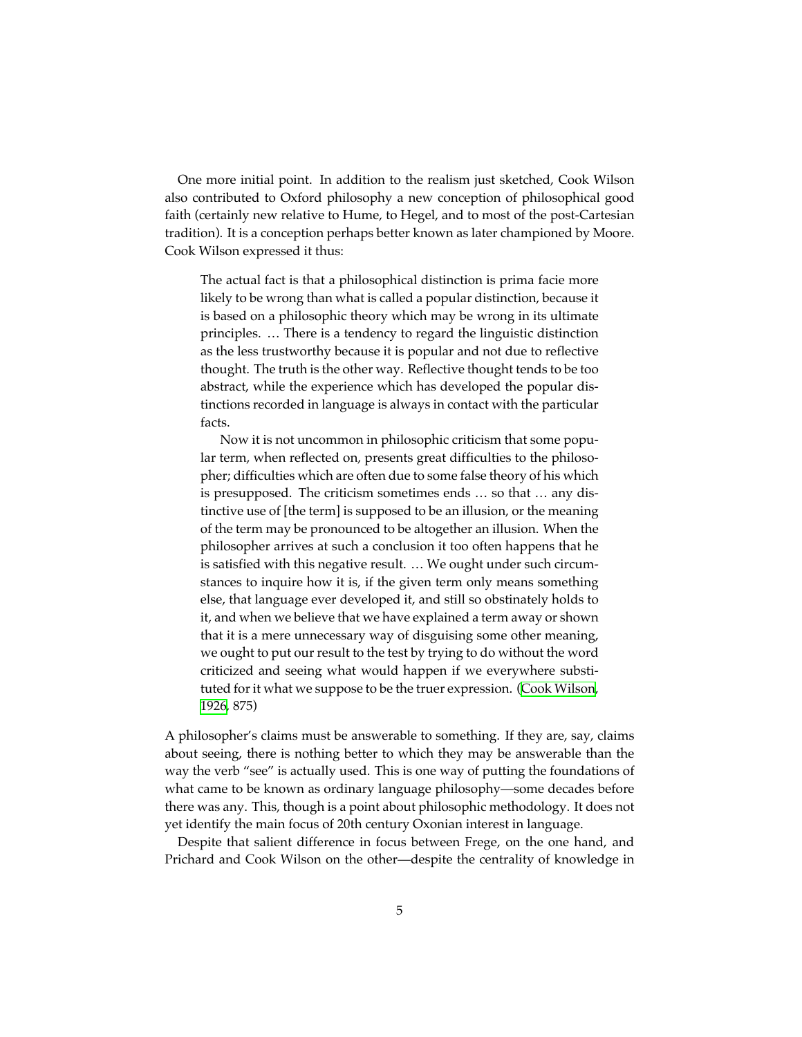One more initial point. In addition to the realism just sketched, Cook Wilson also contributed to Oxford philosophy a new conception of philosophical good faith (certainly new relative to Hume, to Hegel, and to most of the post-Cartesian tradition). It is a conception perhaps better known as later championed by Moore. Cook Wilson expressed it thus:

> The actual fact is that a philosophical distinction is prima facie more likely to be wrong than what is called a popular distinction, because it is based on a philosophic theory which may be wrong in its ultimate principles. … There is a tendency to regard the linguistic distinction as the less trustworthy because it is popular and not due to reflective thought. The truth is the other way. Reflective thought tends to be too abstract, while the experience which has developed the popular distinctions recorded in language is always in contact with the particular facts.
>
> Now it is not uncommon in philosophic criticism that some popular term, when reflected on, presents great difficulties to the philosopher; difficulties which are often due to some false theory of his which is presupposed. The criticism sometimes ends … so that … any distinctive use of [the term] is supposed to be an illusion, or the meaning of the term may be pronounced to be altogether an illusion. When the philosopher arrives at such a conclusion it too often happens that he is satisfied with this negative result. … We ought under such circumstances to inquire how it is, if the given term only means something else, that language ever developed it, and still so obstinately holds to it, and when we believe that we have explained a term away or shown that it is a mere unnecessary way of disguising some other meaning, we ought to put our result to the test by trying to do without the word criticized and seeing what would happen if we everywhere substituted for it what we suppose to be the truer expression. (Cook Wilson, 1926, 875)

A philosopher's claims must be answerable to something. If they are, say, claims about seeing, there is nothing better to which they may be answerable than the way the verb "see" is actually used. This is one way of putting the foundations of what came to be known as ordinary language philosophy—some decades before there was any. This, though is a point about philosophic methodology. It does not yet identify the main focus of 20th century Oxonian interest in language.

Despite that salient difference in focus between Frege, on the one hand, and Prichard and Cook Wilson on the other—despite the centrality of knowledge in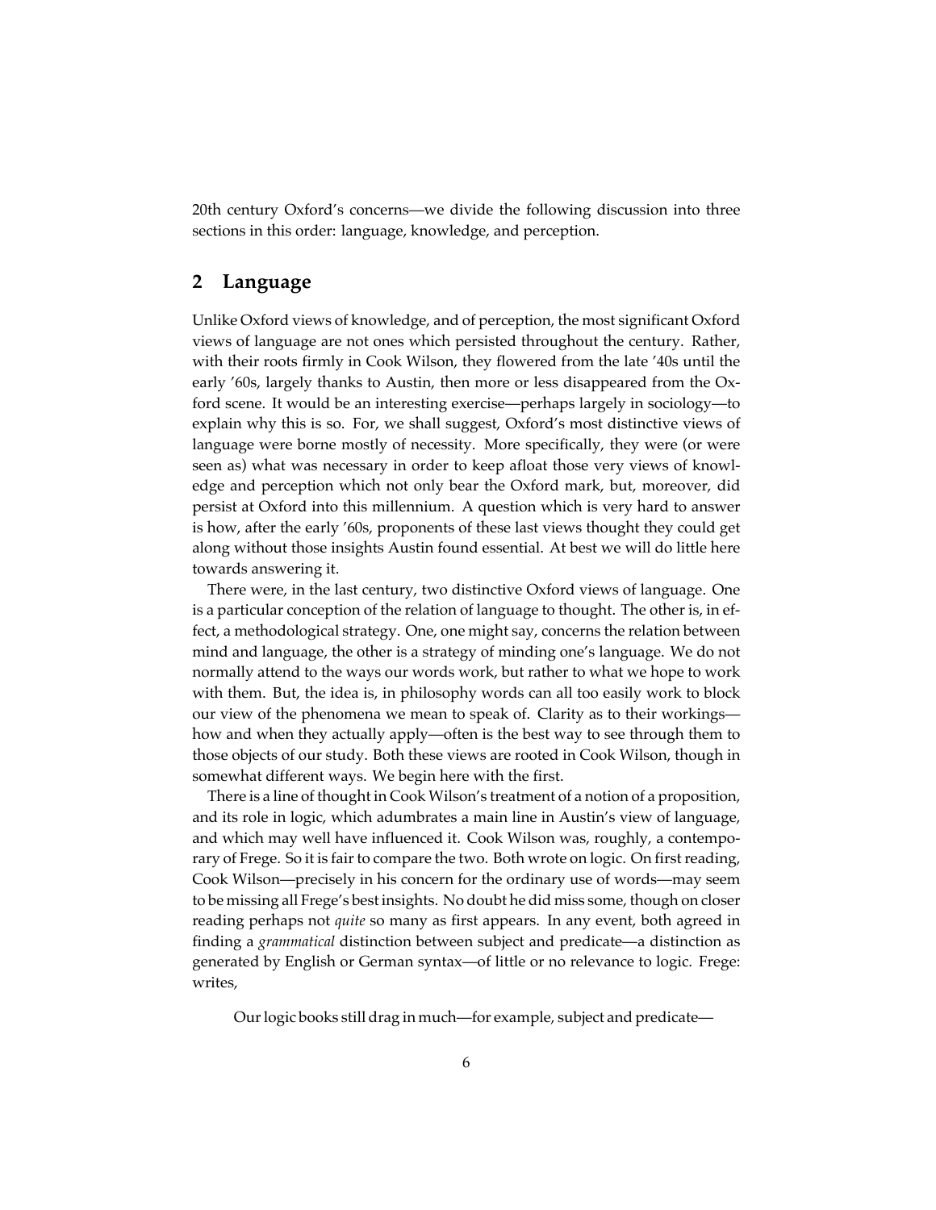20th century Oxford's concerns—we divide the following discussion into three sections in this order: language, knowledge, and perception.

## 2 Language

Unlike Oxford views of knowledge, and of perception, the most significant Oxford views of language are not ones which persisted throughout the century. Rather, with their roots firmly in Cook Wilson, they flowered from the late '40s until the early '60s, largely thanks to Austin, then more or less disappeared from the Oxford scene. It would be an interesting exercise—perhaps largely in sociology—to explain why this is so. For, we shall suggest, Oxford's most distinctive views of language were borne mostly of necessity. More specifically, they were (or were seen as) what was necessary in order to keep afloat those very views of knowledge and perception which not only bear the Oxford mark, but, moreover, did persist at Oxford into this millennium. A question which is very hard to answer is how, after the early '60s, proponents of these last views thought they could get along without those insights Austin found essential. At best we will do little here towards answering it.

There were, in the last century, two distinctive Oxford views of language. One is a particular conception of the relation of language to thought. The other is, in effect, a methodological strategy. One, one might say, concerns the relation between mind and language, the other is a strategy of minding one's language. We do not normally attend to the ways our words work, but rather to what we hope to work with them. But, the idea is, in philosophy words can all too easily work to block our view of the phenomena we mean to speak of. Clarity as to their workings—how and when they actually apply—often is the best way to see through them to those objects of our study. Both these views are rooted in Cook Wilson, though in somewhat different ways. We begin here with the first.

There is a line of thought in Cook Wilson's treatment of a notion of a proposition, and its role in logic, which adumbrates a main line in Austin's view of language, and which may well have influenced it. Cook Wilson was, roughly, a contemporary of Frege. So it is fair to compare the two. Both wrote on logic. On first reading, Cook Wilson—precisely in his concern for the ordinary use of words—may seem to be missing all Frege's best insights. No doubt he did miss some, though on closer reading perhaps not *quite* so many as first appears. In any event, both agreed in finding a *grammatical* distinction between subject and predicate—a distinction as generated by English or German syntax—of little or no relevance to logic. Frege: writes,

> Our logic books still drag in much—for example, subject and predicate—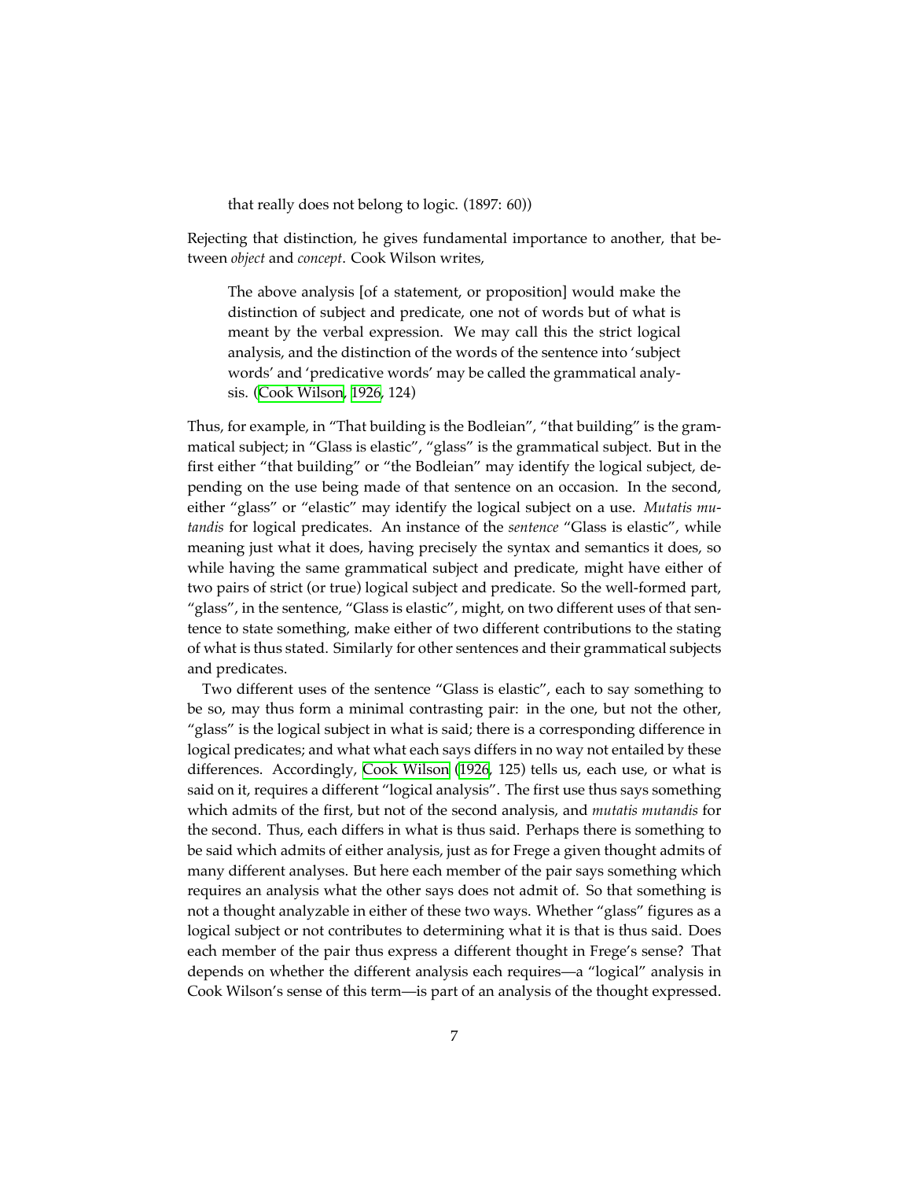> that really does not belong to logic. (1897: 60))

Rejecting that distinction, he gives fundamental importance to another, that between *object* and *concept*. Cook Wilson writes,

> The above analysis [of a statement, or proposition] would make the distinction of subject and predicate, one not of words but of what is meant by the verbal expression. We may call this the strict logical analysis, and the distinction of the words of the sentence into 'subject words' and 'predicative words' may be called the grammatical analysis. (Cook Wilson, 1926, 124)

Thus, for example, in "That building is the Bodleian", "that building" is the grammatical subject; in "Glass is elastic", "glass" is the grammatical subject. But in the first either "that building" or "the Bodleian" may identify the logical subject, depending on the use being made of that sentence on an occasion. In the second, either "glass" or "elastic" may identify the logical subject on a use. *Mutatis mutandis* for logical predicates. An instance of the *sentence* "Glass is elastic", while meaning just what it does, having precisely the syntax and semantics it does, so while having the same grammatical subject and predicate, might have either of two pairs of strict (or true) logical subject and predicate. So the well-formed part, "glass", in the sentence, "Glass is elastic", might, on two different uses of that sentence to state something, make either of two different contributions to the stating of what is thus stated. Similarly for other sentences and their grammatical subjects and predicates.

Two different uses of the sentence "Glass is elastic", each to say something to be so, may thus form a minimal contrasting pair: in the one, but not the other, "glass" is the logical subject in what is said; there is a corresponding difference in logical predicates; and what what each says differs in no way not entailed by these differences. Accordingly, Cook Wilson (1926, 125) tells us, each use, or what is said on it, requires a different "logical analysis". The first use thus says something which admits of the first, but not of the second analysis, and *mutatis mutandis* for the second. Thus, each differs in what is thus said. Perhaps there is something to be said which admits of either analysis, just as for Frege a given thought admits of many different analyses. But here each member of the pair says something which requires an analysis what the other says does not admit of. So that something is not a thought analyzable in either of these two ways. Whether "glass" figures as a logical subject or not contributes to determining what it is that is thus said. Does each member of the pair thus express a different thought in Frege's sense? That depends on whether the different analysis each requires—a "logical" analysis in Cook Wilson's sense of this term—is part of an analysis of the thought expressed.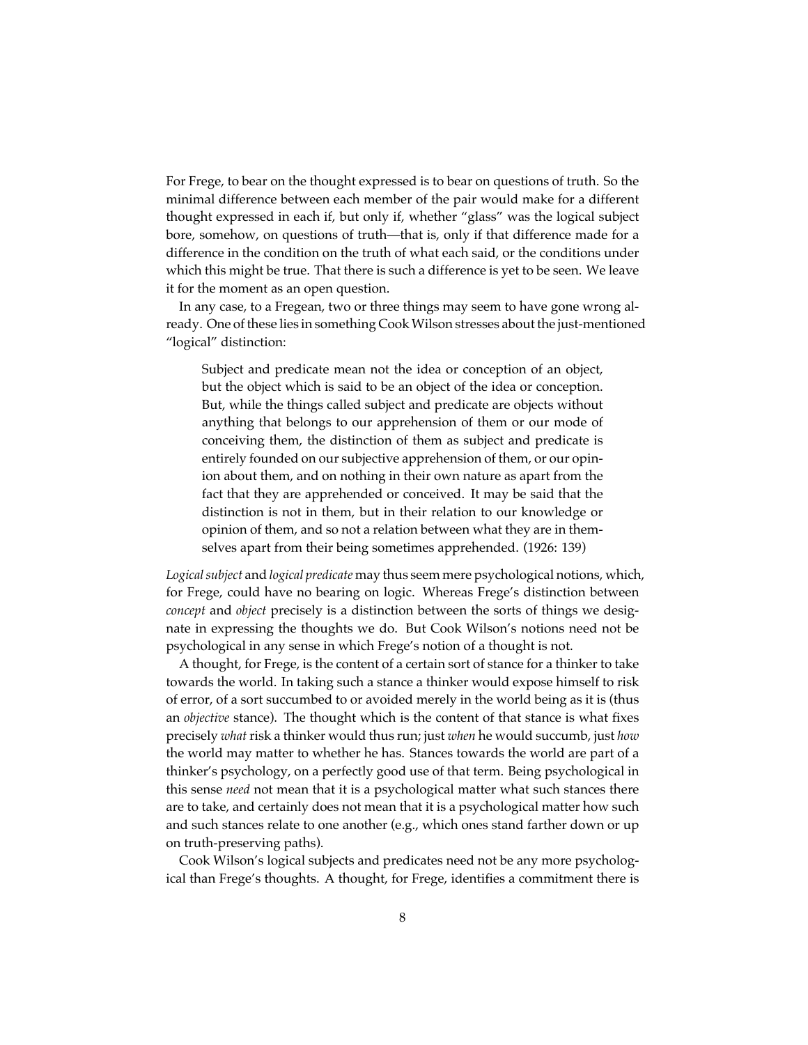For Frege, to bear on the thought expressed is to bear on questions of truth. So the minimal difference between each member of the pair would make for a different thought expressed in each if, but only if, whether "glass" was the logical subject bore, somehow, on questions of truth—that is, only if that difference made for a difference in the condition on the truth of what each said, or the conditions under which this might be true. That there is such a difference is yet to be seen. We leave it for the moment as an open question.

In any case, to a Fregean, two or three things may seem to have gone wrong already. One of these lies in something Cook Wilson stresses about the just-mentioned "logical" distinction:

> Subject and predicate mean not the idea or conception of an object, but the object which is said to be an object of the idea or conception. But, while the things called subject and predicate are objects without anything that belongs to our apprehension of them or our mode of conceiving them, the distinction of them as subject and predicate is entirely founded on our subjective apprehension of them, or our opinion about them, and on nothing in their own nature as apart from the fact that they are apprehended or conceived. It may be said that the distinction is not in them, but in their relation to our knowledge or opinion of them, and so not a relation between what they are in themselves apart from their being sometimes apprehended. (1926: 139)

*Logical subject* and *logical predicate* may thus seem mere psychological notions, which, for Frege, could have no bearing on logic. Whereas Frege's distinction between *concept* and *object* precisely is a distinction between the sorts of things we designate in expressing the thoughts we do. But Cook Wilson's notions need not be psychological in any sense in which Frege's notion of a thought is not.

A thought, for Frege, is the content of a certain sort of stance for a thinker to take towards the world. In taking such a stance a thinker would expose himself to risk of error, of a sort succumbed to or avoided merely in the world being as it is (thus an *objective* stance). The thought which is the content of that stance is what fixes precisely *what* risk a thinker would thus run; just *when* he would succumb, just *how* the world may matter to whether he has. Stances towards the world are part of a thinker's psychology, on a perfectly good use of that term. Being psychological in this sense *need* not mean that it is a psychological matter what such stances there are to take, and certainly does not mean that it is a psychological matter how such and such stances relate to one another (e.g., which ones stand farther down or up on truth-preserving paths).

Cook Wilson's logical subjects and predicates need not be any more psychological than Frege's thoughts. A thought, for Frege, identifies a commitment there is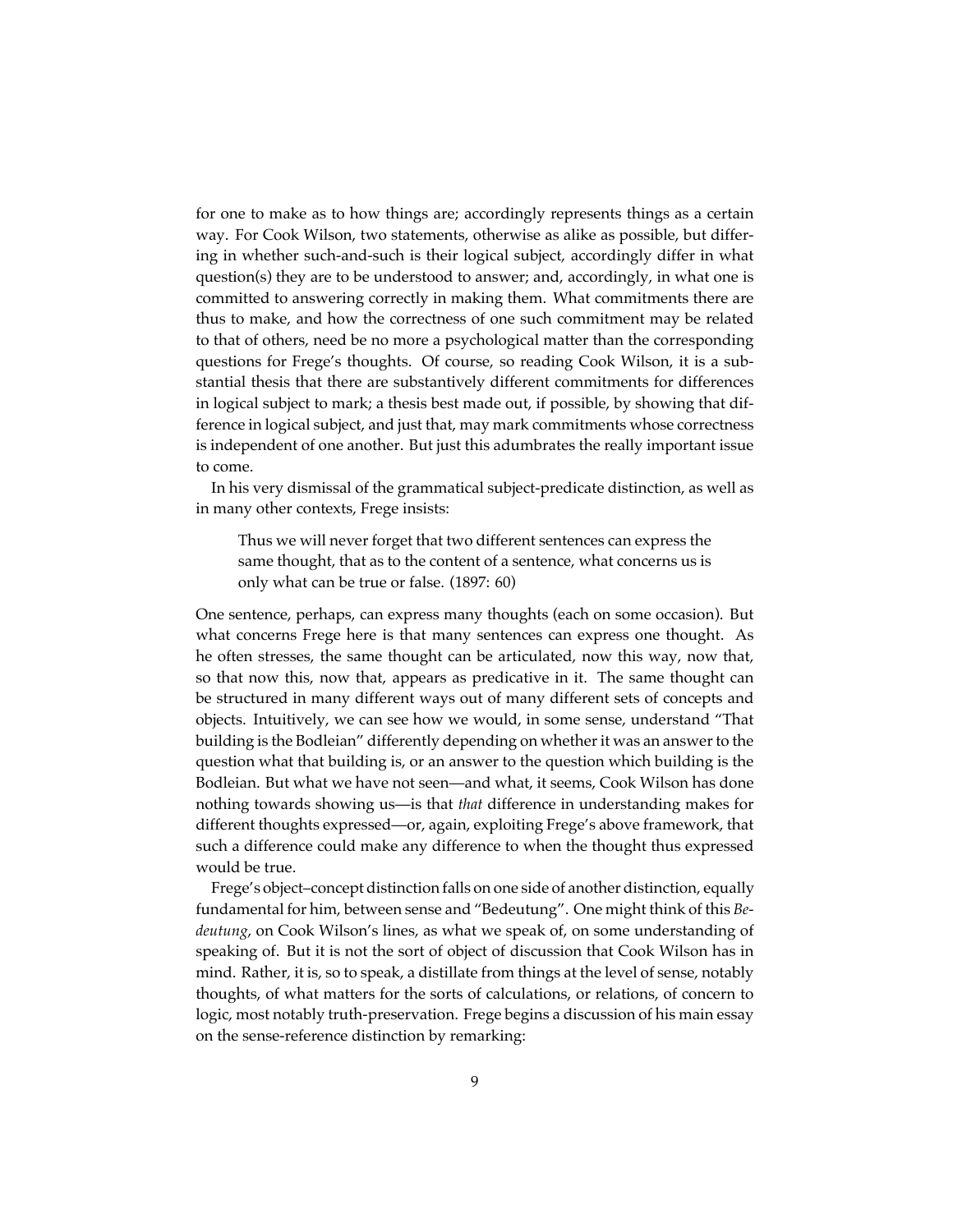for one to make as to how things are; accordingly represents things as a certain way. For Cook Wilson, two statements, otherwise as alike as possible, but differing in whether such-and-such is their logical subject, accordingly differ in what question(s) they are to be understood to answer; and, accordingly, in what one is committed to answering correctly in making them. What commitments there are thus to make, and how the correctness of one such commitment may be related to that of others, need be no more a psychological matter than the corresponding questions for Frege's thoughts. Of course, so reading Cook Wilson, it is a substantial thesis that there are substantively different commitments for differences in logical subject to mark; a thesis best made out, if possible, by showing that difference in logical subject, and just that, may mark commitments whose correctness is independent of one another. But just this adumbrates the really important issue to come.

In his very dismissal of the grammatical subject-predicate distinction, as well as in many other contexts, Frege insists:

> Thus we will never forget that two different sentences can express the same thought, that as to the content of a sentence, what concerns us is only what can be true or false. (1897: 60)

One sentence, perhaps, can express many thoughts (each on some occasion). But what concerns Frege here is that many sentences can express one thought. As he often stresses, the same thought can be articulated, now this way, now that, so that now this, now that, appears as predicative in it. The same thought can be structured in many different ways out of many different sets of concepts and objects. Intuitively, we can see how we would, in some sense, understand "That building is the Bodleian" differently depending on whether it was an answer to the question what that building is, or an answer to the question which building is the Bodleian. But what we have not seen—and what, it seems, Cook Wilson has done nothing towards showing us—is that *that* difference in understanding makes for different thoughts expressed—or, again, exploiting Frege's above framework, that such a difference could make any difference to when the thought thus expressed would be true.

Frege's object–concept distinction falls on one side of another distinction, equally fundamental for him, between sense and "Bedeutung". One might think of this *Bedeutung*, on Cook Wilson's lines, as what we speak of, on some understanding of speaking of. But it is not the sort of object of discussion that Cook Wilson has in mind. Rather, it is, so to speak, a distillate from things at the level of sense, notably thoughts, of what matters for the sorts of calculations, or relations, of concern to logic, most notably truth-preservation. Frege begins a discussion of his main essay on the sense-reference distinction by remarking: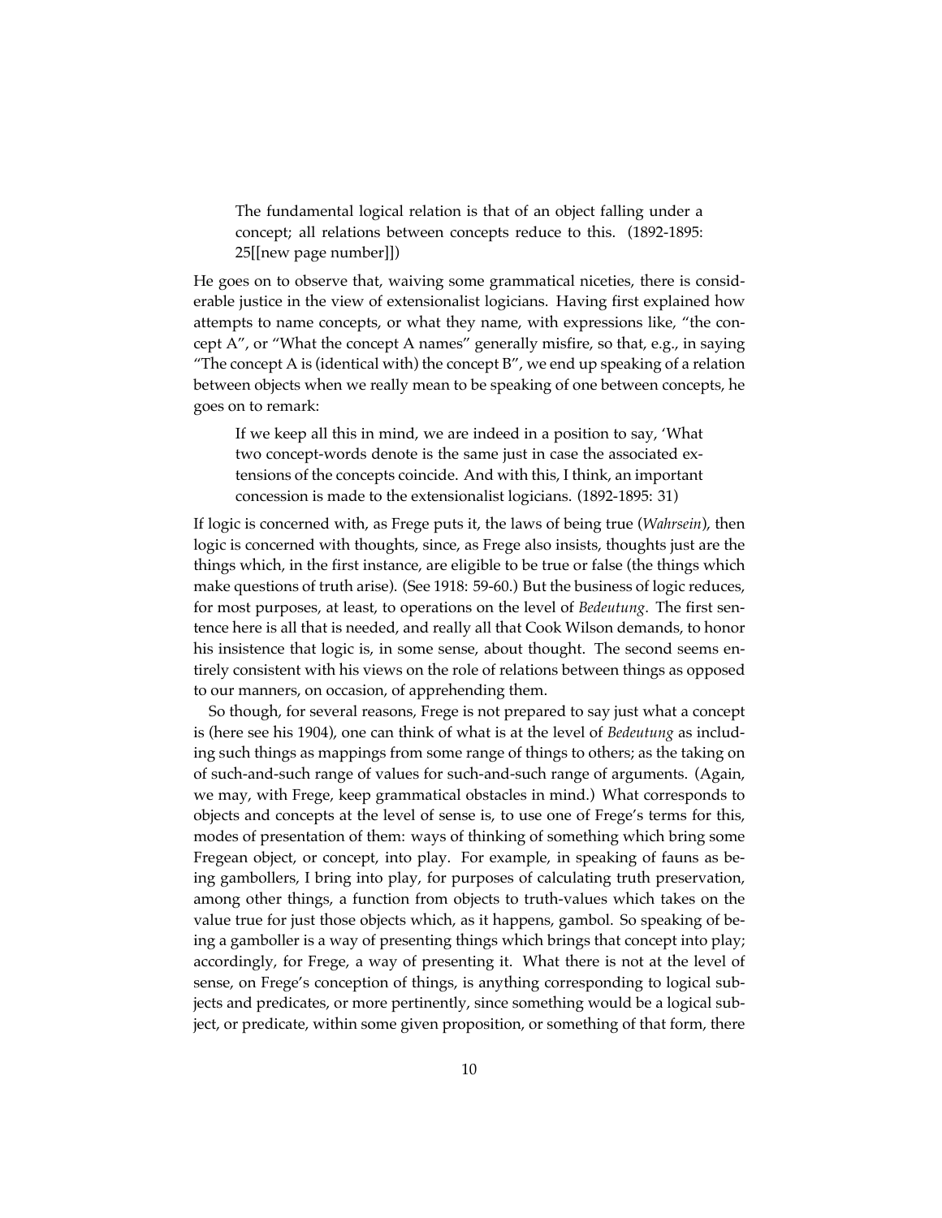> The fundamental logical relation is that of an object falling under a concept; all relations between concepts reduce to this. (1892-1895: 25[[new page number]])

He goes on to observe that, waiving some grammatical niceties, there is considerable justice in the view of extensionalist logicians. Having first explained how attempts to name concepts, or what they name, with expressions like, "the concept A", or "What the concept A names" generally misfire, so that, e.g., in saying "The concept A is (identical with) the concept B", we end up speaking of a relation between objects when we really mean to be speaking of one between concepts, he goes on to remark:

> If we keep all this in mind, we are indeed in a position to say, 'What two concept-words denote is the same just in case the associated extensions of the concepts coincide. And with this, I think, an important concession is made to the extensionalist logicians. (1892-1895: 31)

If logic is concerned with, as Frege puts it, the laws of being true (*Wahrsein*), then logic is concerned with thoughts, since, as Frege also insists, thoughts just are the things which, in the first instance, are eligible to be true or false (the things which make questions of truth arise). (See 1918: 59-60.) But the business of logic reduces, for most purposes, at least, to operations on the level of *Bedeutung*. The first sentence here is all that is needed, and really all that Cook Wilson demands, to honor his insistence that logic is, in some sense, about thought. The second seems entirely consistent with his views on the role of relations between things as opposed to our manners, on occasion, of apprehending them.

So though, for several reasons, Frege is not prepared to say just what a concept is (here see his 1904), one can think of what is at the level of *Bedeutung* as including such things as mappings from some range of things to others; as the taking on of such-and-such range of values for such-and-such range of arguments. (Again, we may, with Frege, keep grammatical obstacles in mind.) What corresponds to objects and concepts at the level of sense is, to use one of Frege's terms for this, modes of presentation of them: ways of thinking of something which bring some Fregean object, or concept, into play. For example, in speaking of fauns as being gambollers, I bring into play, for purposes of calculating truth preservation, among other things, a function from objects to truth-values which takes on the value true for just those objects which, as it happens, gambol. So speaking of being a gamboller is a way of presenting things which brings that concept into play; accordingly, for Frege, a way of presenting it. What there is not at the level of sense, on Frege's conception of things, is anything corresponding to logical subjects and predicates, or more pertinently, since something would be a logical subject, or predicate, within some given proposition, or something of that form, there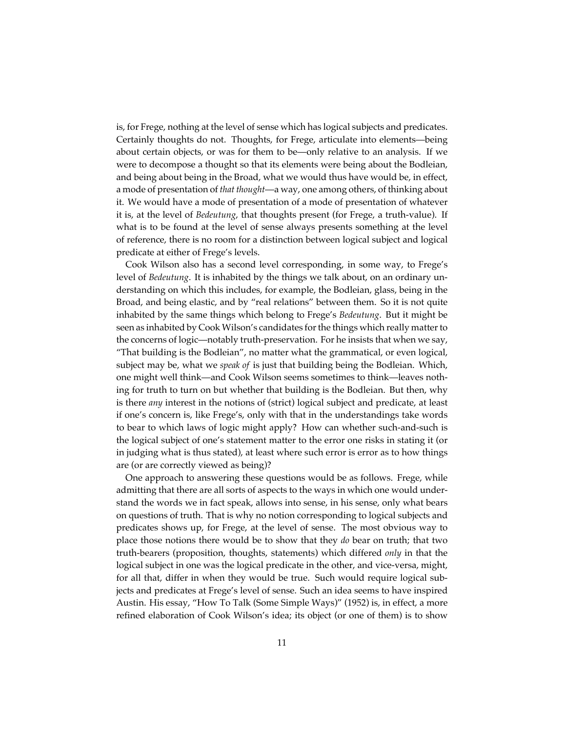is, for Frege, nothing at the level of sense which has logical subjects and predicates. Certainly thoughts do not. Thoughts, for Frege, articulate into elements—being about certain objects, or was for them to be—only relative to an analysis. If we were to decompose a thought so that its elements were being about the Bodleian, and being about being in the Broad, what we would thus have would be, in effect, a mode of presentation of *that thought*—a way, one among others, of thinking about it. We would have a mode of presentation of a mode of presentation of whatever it is, at the level of *Bedeutung*, that thoughts present (for Frege, a truth-value). If what is to be found at the level of sense always presents something at the level of reference, there is no room for a distinction between logical subject and logical predicate at either of Frege's levels.

Cook Wilson also has a second level corresponding, in some way, to Frege's level of *Bedeutung*. It is inhabited by the things we talk about, on an ordinary understanding on which this includes, for example, the Bodleian, glass, being in the Broad, and being elastic, and by "real relations" between them. So it is not quite inhabited by the same things which belong to Frege's *Bedeutung*. But it might be seen as inhabited by Cook Wilson's candidates for the things which really matter to the concerns of logic—notably truth-preservation. For he insists that when we say, "That building is the Bodleian", no matter what the grammatical, or even logical, subject may be, what we *speak of* is just that building being the Bodleian. Which, one might well think—and Cook Wilson seems sometimes to think—leaves nothing for truth to turn on but whether that building is the Bodleian. But then, why is there *any* interest in the notions of (strict) logical subject and predicate, at least if one's concern is, like Frege's, only with that in the understandings take words to bear to which laws of logic might apply? How can whether such-and-such is the logical subject of one's statement matter to the error one risks in stating it (or in judging what is thus stated), at least where such error is error as to how things are (or are correctly viewed as being)?

One approach to answering these questions would be as follows. Frege, while admitting that there are all sorts of aspects to the ways in which one would understand the words we in fact speak, allows into sense, in his sense, only what bears on questions of truth. That is why no notion corresponding to logical subjects and predicates shows up, for Frege, at the level of sense. The most obvious way to place those notions there would be to show that they *do* bear on truth; that two truth-bearers (proposition, thoughts, statements) which differed *only* in that the logical subject in one was the logical predicate in the other, and vice-versa, might, for all that, differ in when they would be true. Such would require logical subjects and predicates at Frege's level of sense. Such an idea seems to have inspired Austin. His essay, "How To Talk (Some Simple Ways)" (1952) is, in effect, a more refined elaboration of Cook Wilson's idea; its object (or one of them) is to show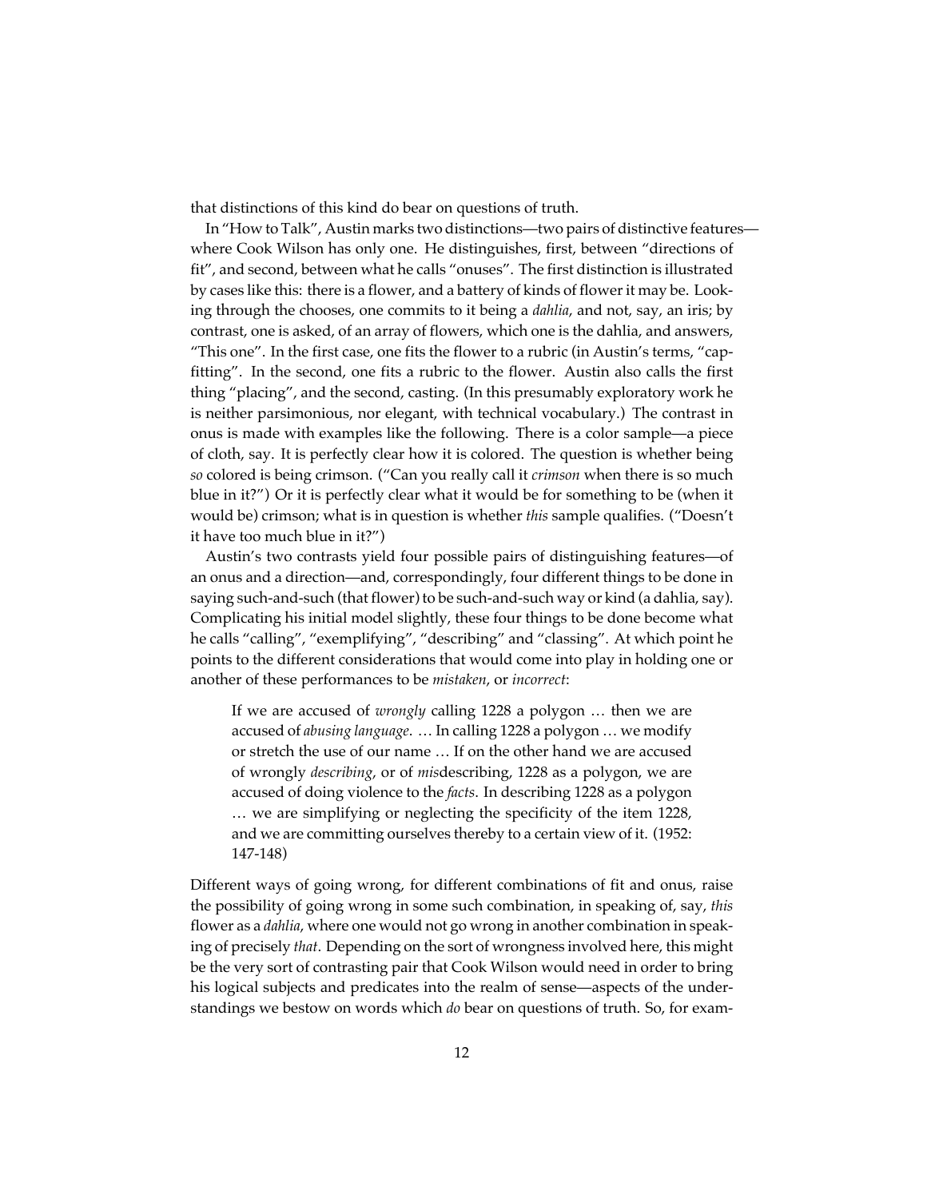that distinctions of this kind do bear on questions of truth.

In "How to Talk", Austin marks two distinctions—two pairs of distinctive features—where Cook Wilson has only one. He distinguishes, first, between "directions of fit", and second, between what he calls "onuses". The first distinction is illustrated by cases like this: there is a flower, and a battery of kinds of flower it may be. Looking through the chooses, one commits to it being a *dahlia*, and not, say, an iris; by contrast, one is asked, of an array of flowers, which one is the dahlia, and answers, "This one". In the first case, one fits the flower to a rubric (in Austin's terms, "cap-fitting". In the second, one fits a rubric to the flower. Austin also calls the first thing "placing", and the second, casting. (In this presumably exploratory work he is neither parsimonious, nor elegant, with technical vocabulary.) The contrast in onus is made with examples like the following. There is a color sample—a piece of cloth, say. It is perfectly clear how it is colored. The question is whether being *so* colored is being crimson. ("Can you really call it *crimson* when there is so much blue in it?") Or it is perfectly clear what it would be for something to be (when it would be) crimson; what is in question is whether *this* sample qualifies. ("Doesn't it have too much blue in it?")

Austin's two contrasts yield four possible pairs of distinguishing features—of an onus and a direction—and, correspondingly, four different things to be done in saying such-and-such (that flower) to be such-and-such way or kind (a dahlia, say). Complicating his initial model slightly, these four things to be done become what he calls "calling", "exemplifying", "describing" and "classing". At which point he points to the different considerations that would come into play in holding one or another of these performances to be *mistaken*, or *incorrect*:

> If we are accused of *wrongly* calling 1228 a polygon … then we are accused of *abusing language*. … In calling 1228 a polygon … we modify or stretch the use of our name … If on the other hand we are accused of wrongly *describing*, or of *mis*describing, 1228 as a polygon, we are accused of doing violence to the *facts*. In describing 1228 as a polygon … we are simplifying or neglecting the specificity of the item 1228, and we are committing ourselves thereby to a certain view of it. (1952: 147-148)

Different ways of going wrong, for different combinations of fit and onus, raise the possibility of going wrong in some such combination, in speaking of, say, *this* flower as a *dahlia*, where one would not go wrong in another combination in speaking of precisely *that*. Depending on the sort of wrongness involved here, this might be the very sort of contrasting pair that Cook Wilson would need in order to bring his logical subjects and predicates into the realm of sense—aspects of the understandings we bestow on words which *do* bear on questions of truth. So, for exam-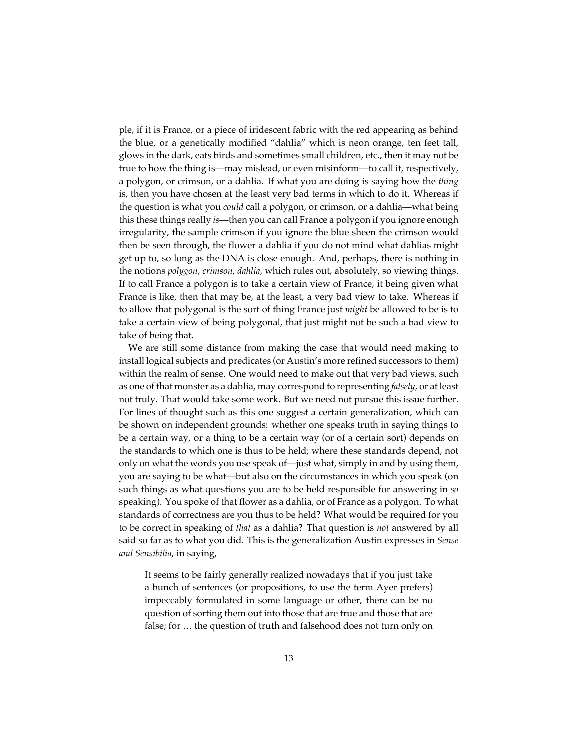ple, if it is France, or a piece of iridescent fabric with the red appearing as behind the blue, or a genetically modified "dahlia" which is neon orange, ten feet tall, glows in the dark, eats birds and sometimes small children, etc., then it may not be true to how the thing is—may mislead, or even misinform—to call it, respectively, a polygon, or crimson, or a dahlia. If what you are doing is saying how the *thing* is, then you have chosen at the least very bad terms in which to do it. Whereas if the question is what you *could* call a polygon, or crimson, or a dahlia—what being this these things really *is*—then you can call France a polygon if you ignore enough irregularity, the sample crimson if you ignore the blue sheen the crimson would then be seen through, the flower a dahlia if you do not mind what dahlias might get up to, so long as the DNA is close enough. And, perhaps, there is nothing in the notions *polygon*, *crimson*, *dahlia*, which rules out, absolutely, so viewing things. If to call France a polygon is to take a certain view of France, it being given what France is like, then that may be, at the least, a very bad view to take. Whereas if to allow that polygonal is the sort of thing France just *might* be allowed to be is to take a certain view of being polygonal, that just might not be such a bad view to take of being that.

We are still some distance from making the case that would need making to install logical subjects and predicates (or Austin's more refined successors to them) within the realm of sense. One would need to make out that very bad views, such as one of that monster as a dahlia, may correspond to representing *falsely*, or at least not truly. That would take some work. But we need not pursue this issue further. For lines of thought such as this one suggest a certain generalization, which can be shown on independent grounds: whether one speaks truth in saying things to be a certain way, or a thing to be a certain way (or of a certain sort) depends on the standards to which one is thus to be held; where these standards depend, not only on what the words you use speak of—just what, simply in and by using them, you are saying to be what—but also on the circumstances in which you speak (on such things as what questions you are to be held responsible for answering in *so* speaking). You spoke of that flower as a dahlia, or of France as a polygon. To what standards of correctness are you thus to be held? What would be required for you to be correct in speaking of *that* as a dahlia? That question is *not* answered by all said so far as to what you did. This is the generalization Austin expresses in *Sense and Sensibilia*, in saying,

> It seems to be fairly generally realized nowadays that if you just take a bunch of sentences (or propositions, to use the term Ayer prefers) impeccably formulated in some language or other, there can be no question of sorting them out into those that are true and those that are false; for … the question of truth and falsehood does not turn only on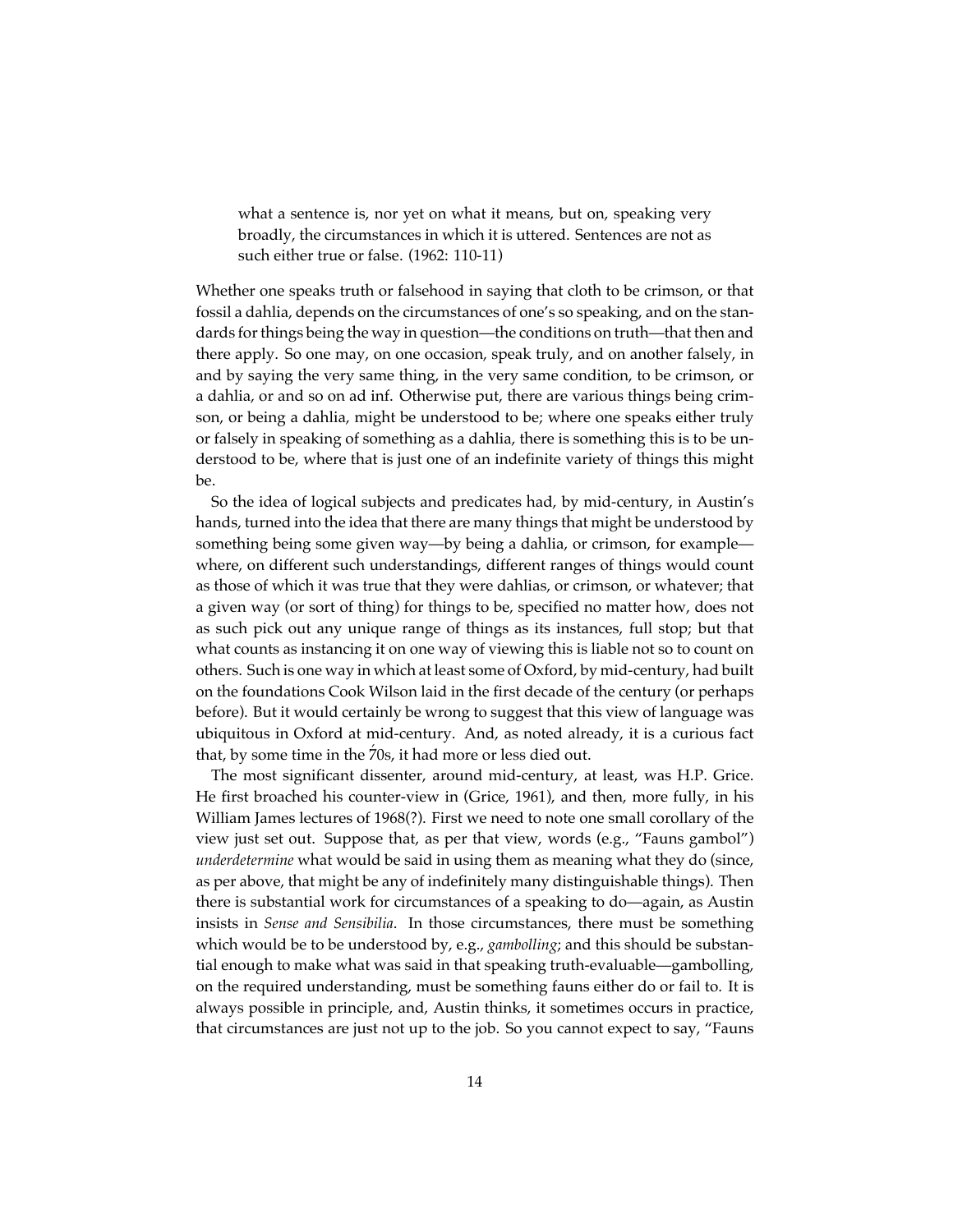> what a sentence is, nor yet on what it means, but on, speaking very broadly, the circumstances in which it is uttered. Sentences are not as such either true or false. (1962: 110-11)

Whether one speaks truth or falsehood in saying that cloth to be crimson, or that fossil a dahlia, depends on the circumstances of one's so speaking, and on the standards for things being the way in question—the conditions on truth—that then and there apply. So one may, on one occasion, speak truly, and on another falsely, in and by saying the very same thing, in the very same condition, to be crimson, or a dahlia, or and so on ad inf. Otherwise put, there are various things being crimson, or being a dahlia, might be understood to be; where one speaks either truly or falsely in speaking of something as a dahlia, there is something this is to be understood to be, where that is just one of an indefinite variety of things this might be.

So the idea of logical subjects and predicates had, by mid-century, in Austin's hands, turned into the idea that there are many things that might be understood by something being some given way—by being a dahlia, or crimson, for example—where, on different such understandings, different ranges of things would count as those of which it was true that they were dahlias, or crimson, or whatever; that a given way (or sort of thing) for things to be, specified no matter how, does not as such pick out any unique range of things as its instances, full stop; but that what counts as instancing it on one way of viewing this is liable not so to count on others. Such is one way in which at least some of Oxford, by mid-century, had built on the foundations Cook Wilson laid in the first decade of the century (or perhaps before). But it would certainly be wrong to suggest that this view of language was ubiquitous in Oxford at mid-century. And, as noted already, it is a curious fact that, by some time in the '70s, it had more or less died out.

The most significant dissenter, around mid-century, at least, was H.P. Grice. He first broached his counter-view in (Grice, 1961), and then, more fully, in his William James lectures of 1968(?). First we need to note one small corollary of the view just set out. Suppose that, as per that view, words (e.g., "Fauns gambol") *underdetermine* what would be said in using them as meaning what they do (since, as per above, that might be any of indefinitely many distinguishable things). Then there is substantial work for circumstances of a speaking to do—again, as Austin insists in *Sense and Sensibilia*. In those circumstances, there must be something which would be to be understood by, e.g., *gambolling*; and this should be substantial enough to make what was said in that speaking truth-evaluable—gambolling, on the required understanding, must be something fauns either do or fail to. It is always possible in principle, and, Austin thinks, it sometimes occurs in practice, that circumstances are just not up to the job. So you cannot expect to say, "Fauns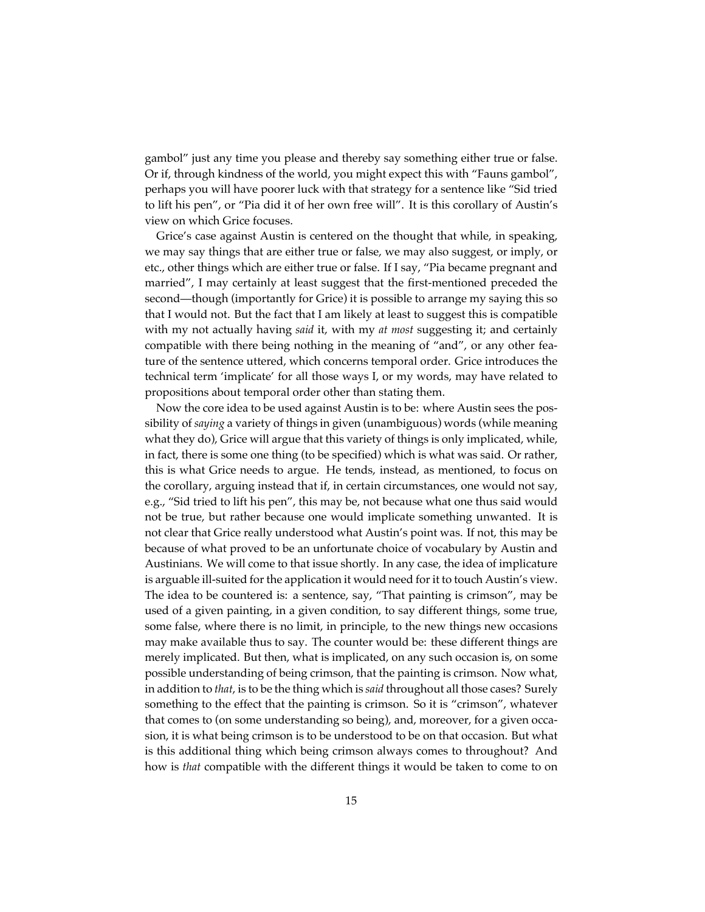gambol" just any time you please and thereby say something either true or false. Or if, through kindness of the world, you might expect this with "Fauns gambol", perhaps you will have poorer luck with that strategy for a sentence like "Sid tried to lift his pen", or "Pia did it of her own free will". It is this corollary of Austin's view on which Grice focuses.

Grice's case against Austin is centered on the thought that while, in speaking, we may say things that are either true or false, we may also suggest, or imply, or etc., other things which are either true or false. If I say, "Pia became pregnant and married", I may certainly at least suggest that the first-mentioned preceded the second—though (importantly for Grice) it is possible to arrange my saying this so that I would not. But the fact that I am likely at least to suggest this is compatible with my not actually having *said* it, with my *at most* suggesting it; and certainly compatible with there being nothing in the meaning of "and", or any other feature of the sentence uttered, which concerns temporal order. Grice introduces the technical term 'implicate' for all those ways I, or my words, may have related to propositions about temporal order other than stating them.

Now the core idea to be used against Austin is to be: where Austin sees the possibility of *saying* a variety of things in given (unambiguous) words (while meaning what they do), Grice will argue that this variety of things is only implicated, while, in fact, there is some one thing (to be specified) which is what was said. Or rather, this is what Grice needs to argue. He tends, instead, as mentioned, to focus on the corollary, arguing instead that if, in certain circumstances, one would not say, e.g., "Sid tried to lift his pen", this may be, not because what one thus said would not be true, but rather because one would implicate something unwanted. It is not clear that Grice really understood what Austin's point was. If not, this may be because of what proved to be an unfortunate choice of vocabulary by Austin and Austinians. We will come to that issue shortly. In any case, the idea of implicature is arguable ill-suited for the application it would need for it to touch Austin's view. The idea to be countered is: a sentence, say, "That painting is crimson", may be used of a given painting, in a given condition, to say different things, some true, some false, where there is no limit, in principle, to the new things new occasions may make available thus to say. The counter would be: these different things are merely implicated. But then, what is implicated, on any such occasion is, on some possible understanding of being crimson, that the painting is crimson. Now what, in addition to *that*, is to be the thing which is *said* throughout all those cases? Surely something to the effect that the painting is crimson. So it is "crimson", whatever that comes to (on some understanding so being), and, moreover, for a given occasion, it is what being crimson is to be understood to be on that occasion. But what is this additional thing which being crimson always comes to throughout? And how is *that* compatible with the different things it would be taken to come to on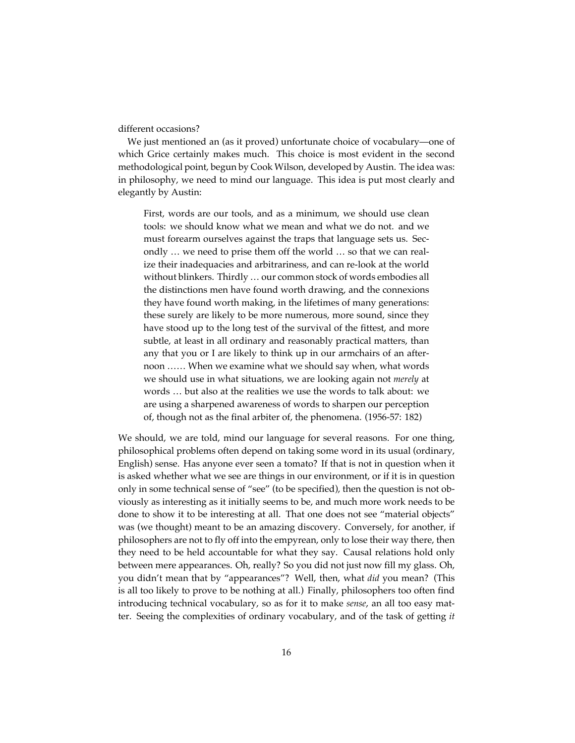different occasions?

We just mentioned an (as it proved) unfortunate choice of vocabulary—one of which Grice certainly makes much. This choice is most evident in the second methodological point, begun by Cook Wilson, developed by Austin. The idea was: in philosophy, we need to mind our language. This idea is put most clearly and elegantly by Austin:

> First, words are our tools, and as a minimum, we should use clean tools: we should know what we mean and what we do not. and we must forearm ourselves against the traps that language sets us. Secondly … we need to prise them off the world … so that we can realize their inadequacies and arbitrariness, and can re-look at the world without blinkers. Thirdly … our common stock of words embodies all the distinctions men have found worth drawing, and the connexions they have found worth making, in the lifetimes of many generations: these surely are likely to be more numerous, more sound, since they have stood up to the long test of the survival of the fittest, and more subtle, at least in all ordinary and reasonably practical matters, than any that you or I are likely to think up in our armchairs of an afternoon …… When we examine what we should say when, what words we should use in what situations, we are looking again not *merely* at words … but also at the realities we use the words to talk about: we are using a sharpened awareness of words to sharpen our perception of, though not as the final arbiter of, the phenomena. (1956-57: 182)

We should, we are told, mind our language for several reasons. For one thing, philosophical problems often depend on taking some word in its usual (ordinary, English) sense. Has anyone ever seen a tomato? If that is not in question when it is asked whether what we see are things in our environment, or if it is in question only in some technical sense of "see" (to be specified), then the question is not obviously as interesting as it initially seems to be, and much more work needs to be done to show it to be interesting at all. That one does not see "material objects" was (we thought) meant to be an amazing discovery. Conversely, for another, if philosophers are not to fly off into the empyrean, only to lose their way there, then they need to be held accountable for what they say. Causal relations hold only between mere appearances. Oh, really? So you did not just now fill my glass. Oh, you didn't mean that by "appearances"? Well, then, what *did* you mean? (This is all too likely to prove to be nothing at all.) Finally, philosophers too often find introducing technical vocabulary, so as for it to make *sense*, an all too easy matter. Seeing the complexities of ordinary vocabulary, and of the task of getting *it*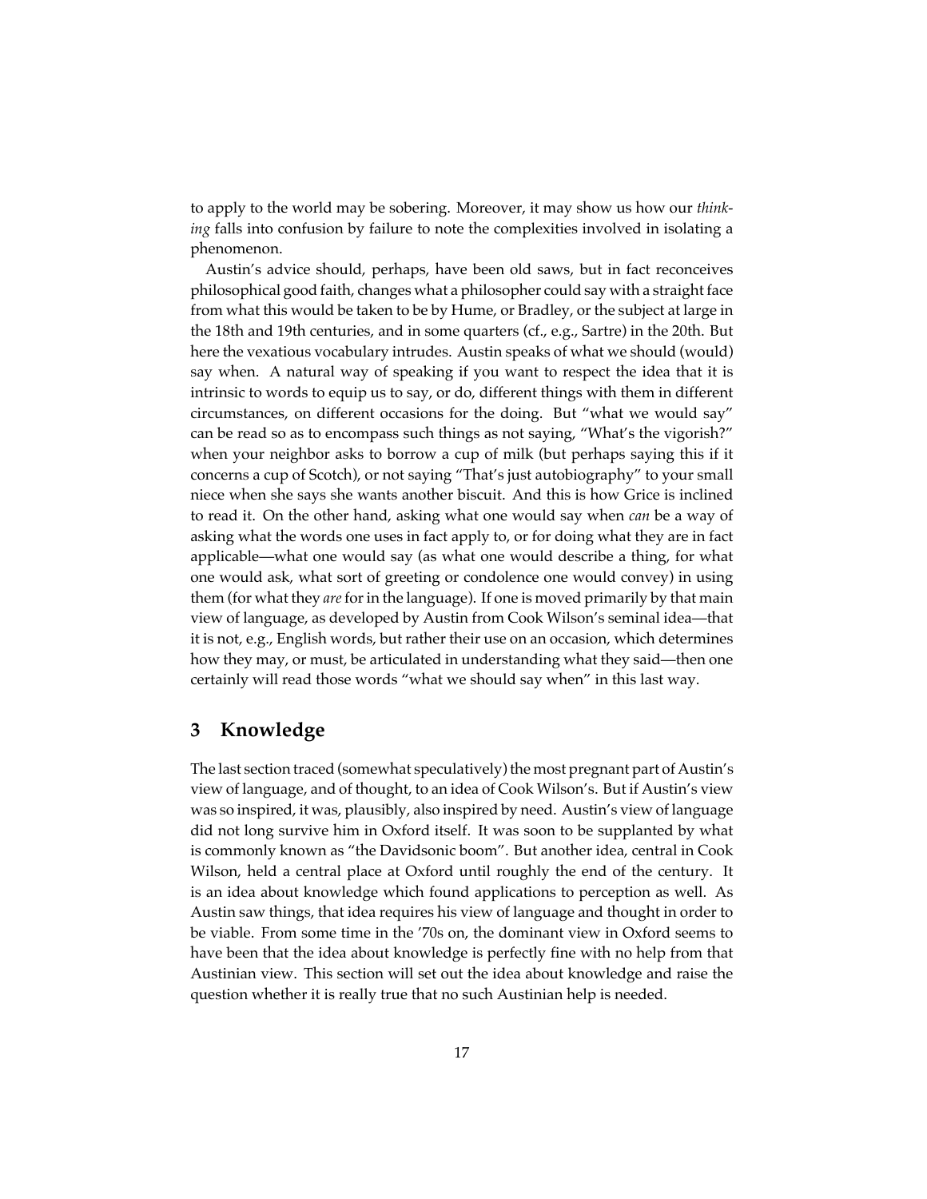to apply to the world may be sobering. Moreover, it may show us how our *thinking* falls into confusion by failure to note the complexities involved in isolating a phenomenon.

Austin's advice should, perhaps, have been old saws, but in fact reconceives philosophical good faith, changes what a philosopher could say with a straight face from what this would be taken to be by Hume, or Bradley, or the subject at large in the 18th and 19th centuries, and in some quarters (cf., e.g., Sartre) in the 20th. But here the vexatious vocabulary intrudes. Austin speaks of what we should (would) say when. A natural way of speaking if you want to respect the idea that it is intrinsic to words to equip us to say, or do, different things with them in different circumstances, on different occasions for the doing. But "what we would say" can be read so as to encompass such things as not saying, "What's the vigorish?" when your neighbor asks to borrow a cup of milk (but perhaps saying this if it concerns a cup of Scotch), or not saying "That's just autobiography" to your small niece when she says she wants another biscuit. And this is how Grice is inclined to read it. On the other hand, asking what one would say when *can* be a way of asking what the words one uses in fact apply to, or for doing what they are in fact applicable—what one would say (as what one would describe a thing, for what one would ask, what sort of greeting or condolence one would convey) in using them (for what they *are* for in the language). If one is moved primarily by that main view of language, as developed by Austin from Cook Wilson's seminal idea—that it is not, e.g., English words, but rather their use on an occasion, which determines how they may, or must, be articulated in understanding what they said—then one certainly will read those words "what we should say when" in this last way.

## 3 Knowledge

The last section traced (somewhat speculatively) the most pregnant part of Austin's view of language, and of thought, to an idea of Cook Wilson's. But if Austin's view was so inspired, it was, plausibly, also inspired by need. Austin's view of language did not long survive him in Oxford itself. It was soon to be supplanted by what is commonly known as "the Davidsonic boom". But another idea, central in Cook Wilson, held a central place at Oxford until roughly the end of the century. It is an idea about knowledge which found applications to perception as well. As Austin saw things, that idea requires his view of language and thought in order to be viable. From some time in the '70s on, the dominant view in Oxford seems to have been that the idea about knowledge is perfectly fine with no help from that Austinian view. This section will set out the idea about knowledge and raise the question whether it is really true that no such Austinian help is needed.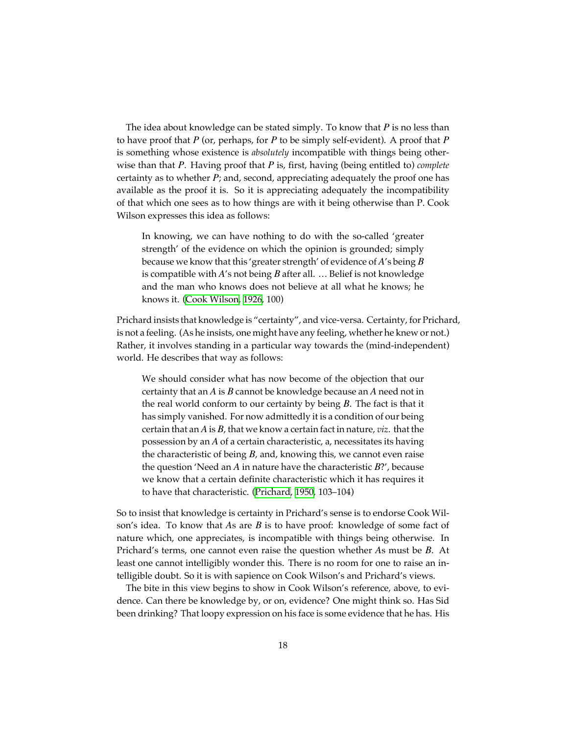The idea about knowledge can be stated simply. To know that *P* is no less than to have proof that *P* (or, perhaps, for *P* to be simply self-evident). A proof that *P* is something whose existence is *absolutely* incompatible with things being otherwise than that *P*. Having proof that *P* is, first, having (being entitled to) *complete* certainty as to whether *P*; and, second, appreciating adequately the proof one has available as the proof it is. So it is appreciating adequately the incompatibility of that which one sees as to how things are with it being otherwise than P. Cook Wilson expresses this idea as follows:

> In knowing, we can have nothing to do with the so-called 'greater strength' of the evidence on which the opinion is grounded; simply because we know that this 'greater strength' of evidence of *A*'s being *B* is compatible with *A*'s not being *B* after all. … Belief is not knowledge and the man who knows does not believe at all what he knows; he knows it. (Cook Wilson, 1926, 100)

Prichard insists that knowledge is "certainty", and vice-versa. Certainty, for Prichard, is not a feeling. (As he insists, one might have any feeling, whether he knew or not.) Rather, it involves standing in a particular way towards the (mind-independent) world. He describes that way as follows:

> We should consider what has now become of the objection that our certainty that an *A* is *B* cannot be knowledge because an *A* need not in the real world conform to our certainty by being *B*. The fact is that it has simply vanished. For now admittedly it is a condition of our being certain that an *A* is *B*, that we know a certain fact in nature, *viz*. that the possession by an *A* of a certain characteristic, a, necessitates its having the characteristic of being *B*, and, knowing this, we cannot even raise the question 'Need an *A* in nature have the characteristic *B*?', because we know that a certain definite characteristic which it has requires it to have that characteristic. (Prichard, 1950, 103–104)

So to insist that knowledge is certainty in Prichard's sense is to endorse Cook Wilson's idea. To know that *A*s are *B* is to have proof: knowledge of some fact of nature which, one appreciates, is incompatible with things being otherwise. In Prichard's terms, one cannot even raise the question whether *A*s must be *B*. At least one cannot intelligibly wonder this. There is no room for one to raise an intelligible doubt. So it is with sapience on Cook Wilson's and Prichard's views.

The bite in this view begins to show in Cook Wilson's reference, above, to evidence. Can there be knowledge by, or on, evidence? One might think so. Has Sid been drinking? That loopy expression on his face is some evidence that he has. His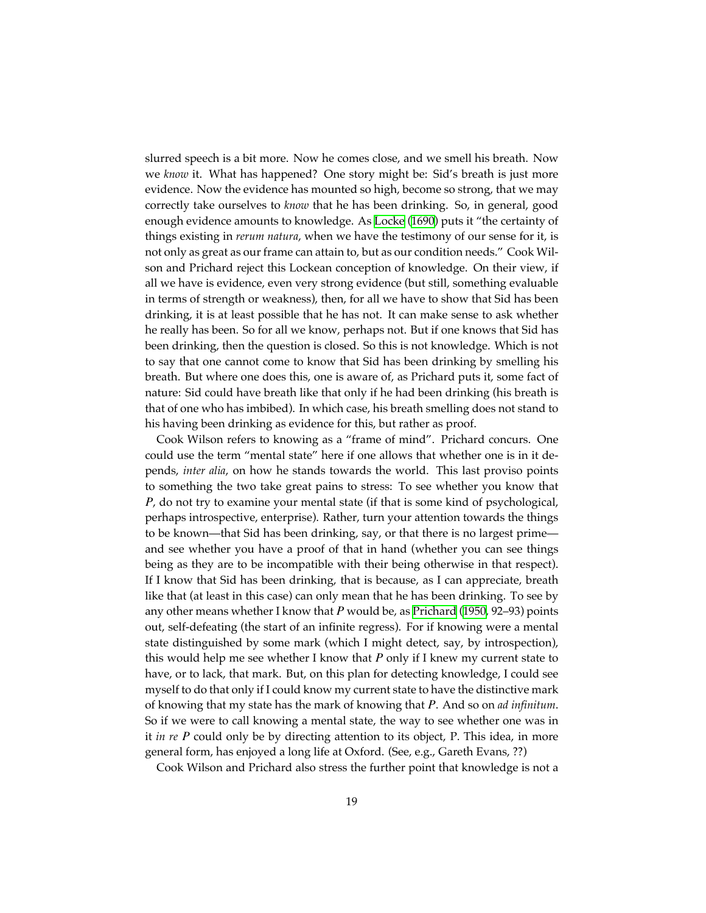slurred speech is a bit more. Now he comes close, and we smell his breath. Now we *know* it. What has happened? One story might be: Sid's breath is just more evidence. Now the evidence has mounted so high, become so strong, that we may correctly take ourselves to *know* that he has been drinking. So, in general, good enough evidence amounts to knowledge. As Locke (1690) puts it "the certainty of things existing in *rerum natura*, when we have the testimony of our sense for it, is not only as great as our frame can attain to, but as our condition needs." Cook Wilson and Prichard reject this Lockean conception of knowledge. On their view, if all we have is evidence, even very strong evidence (but still, something evaluable in terms of strength or weakness), then, for all we have to show that Sid has been drinking, it is at least possible that he has not. It can make sense to ask whether he really has been. So for all we know, perhaps not. But if one knows that Sid has been drinking, then the question is closed. So this is not knowledge. Which is not to say that one cannot come to know that Sid has been drinking by smelling his breath. But where one does this, one is aware of, as Prichard puts it, some fact of nature: Sid could have breath like that only if he had been drinking (his breath is that of one who has imbibed). In which case, his breath smelling does not stand to his having been drinking as evidence for this, but rather as proof.

Cook Wilson refers to knowing as a "frame of mind". Prichard concurs. One could use the term "mental state" here if one allows that whether one is in it depends, *inter alia*, on how he stands towards the world. This last proviso points to something the two take great pains to stress: To see whether you know that *P*, do not try to examine your mental state (if that is some kind of psychological, perhaps introspective, enterprise). Rather, turn your attention towards the things to be known—that Sid has been drinking, say, or that there is no largest prime—and see whether you have a proof of that in hand (whether you can see things being as they are to be incompatible with their being otherwise in that respect). If I know that Sid has been drinking, that is because, as I can appreciate, breath like that (at least in this case) can only mean that he has been drinking. To see by any other means whether I know that *P* would be, as Prichard (1950, 92–93) points out, self-defeating (the start of an infinite regress). For if knowing were a mental state distinguished by some mark (which I might detect, say, by introspection), this would help me see whether I know that *P* only if I knew my current state to have, or to lack, that mark. But, on this plan for detecting knowledge, I could see myself to do that only if I could know my current state to have the distinctive mark of knowing that my state has the mark of knowing that *P*. And so on *ad infinitum*. So if we were to call knowing a mental state, the way to see whether one was in it *in re P* could only be by directing attention to its object, P. This idea, in more general form, has enjoyed a long life at Oxford. (See, e.g., Gareth Evans, ??)

Cook Wilson and Prichard also stress the further point that knowledge is not a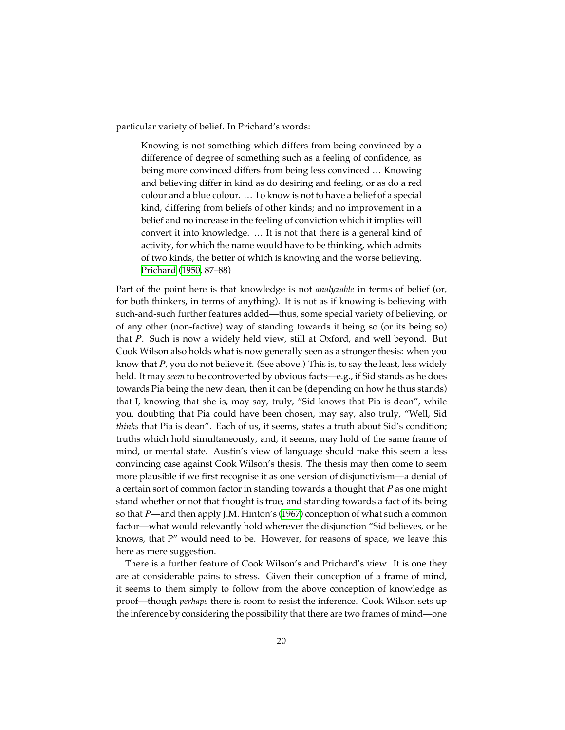particular variety of belief. In Prichard's words:

> Knowing is not something which differs from being convinced by a difference of degree of something such as a feeling of confidence, as being more convinced differs from being less convinced … Knowing and believing differ in kind as do desiring and feeling, or as do a red colour and a blue colour. … To know is not to have a belief of a special kind, differing from beliefs of other kinds; and no improvement in a belief and no increase in the feeling of conviction which it implies will convert it into knowledge. … It is not that there is a general kind of activity, for which the name would have to be thinking, which admits of two kinds, the better of which is knowing and the worse believing. Prichard (1950, 87–88)

Part of the point here is that knowledge is not *analyzable* in terms of belief (or, for both thinkers, in terms of anything). It is not as if knowing is believing with such-and-such further features added—thus, some special variety of believing, or of any other (non-factive) way of standing towards it being so (or its being so) that *P*. Such is now a widely held view, still at Oxford, and well beyond. But Cook Wilson also holds what is now generally seen as a stronger thesis: when you know that *P*, you do not believe it. (See above.) This is, to say the least, less widely held. It may *seem* to be controverted by obvious facts—e.g., if Sid stands as he does towards Pia being the new dean, then it can be (depending on how he thus stands) that I, knowing that she is, may say, truly, "Sid knows that Pia is dean", while you, doubting that Pia could have been chosen, may say, also truly, "Well, Sid *thinks* that Pia is dean". Each of us, it seems, states a truth about Sid's condition; truths which hold simultaneously, and, it seems, may hold of the same frame of mind, or mental state. Austin's view of language should make this seem a less convincing case against Cook Wilson's thesis. The thesis may then come to seem more plausible if we first recognise it as one version of disjunctivism—a denial of a certain sort of common factor in standing towards a thought that *P* as one might stand whether or not that thought is true, and standing towards a fact of its being so that *P*—and then apply J.M. Hinton's (1967) conception of what such a common factor—what would relevantly hold wherever the disjunction "Sid believes, or he knows, that P" would need to be. However, for reasons of space, we leave this here as mere suggestion.

There is a further feature of Cook Wilson's and Prichard's view. It is one they are at considerable pains to stress. Given their conception of a frame of mind, it seems to them simply to follow from the above conception of knowledge as proof—though *perhaps* there is room to resist the inference. Cook Wilson sets up the inference by considering the possibility that there are two frames of mind—one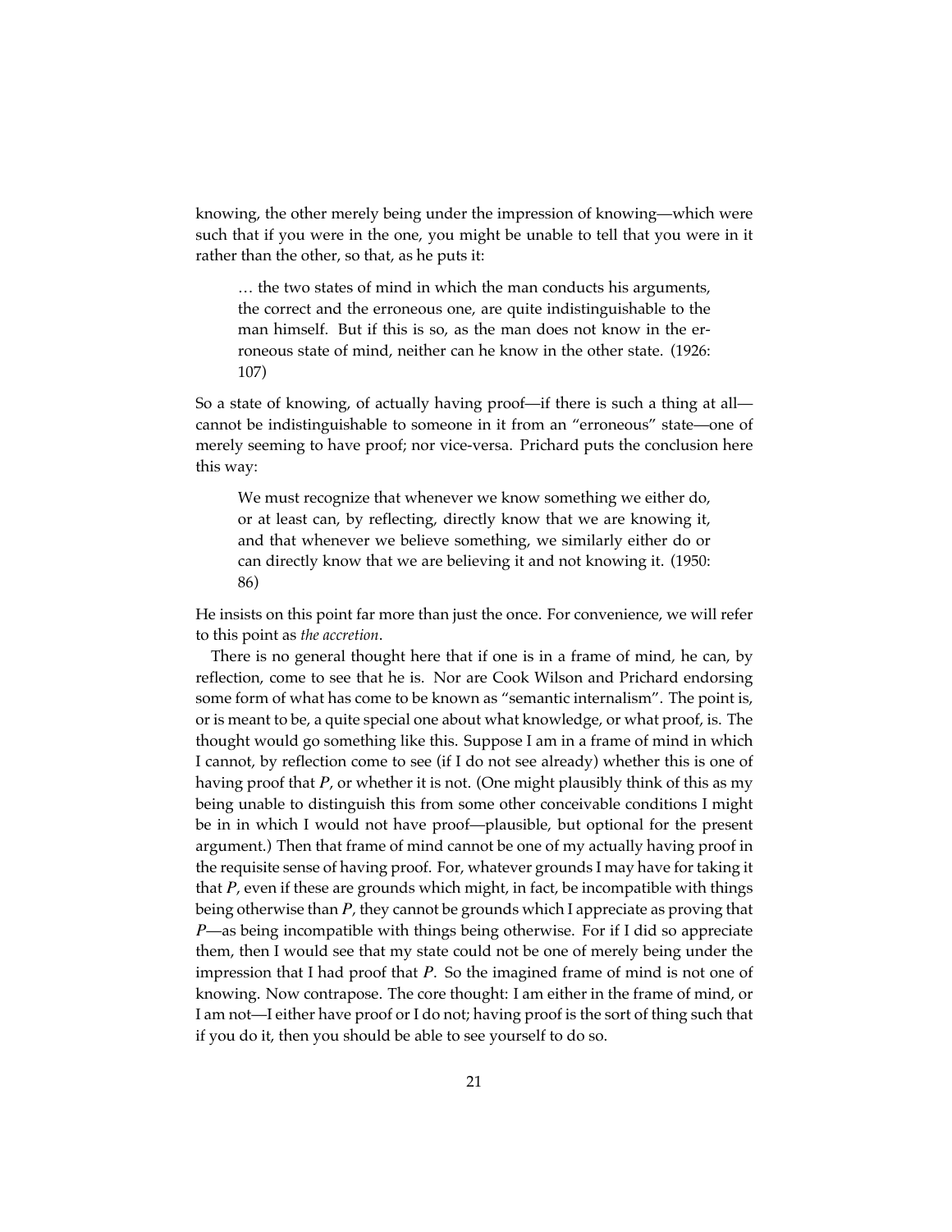knowing, the other merely being under the impression of knowing—which were such that if you were in the one, you might be unable to tell that you were in it rather than the other, so that, as he puts it:

> … the two states of mind in which the man conducts his arguments, the correct and the erroneous one, are quite indistinguishable to the man himself. But if this is so, as the man does not know in the erroneous state of mind, neither can he know in the other state. (1926: 107)

So a state of knowing, of actually having proof—if there is such a thing at all—cannot be indistinguishable to someone in it from an "erroneous" state—one of merely seeming to have proof; nor vice-versa. Prichard puts the conclusion here this way:

> We must recognize that whenever we know something we either do, or at least can, by reflecting, directly know that we are knowing it, and that whenever we believe something, we similarly either do or can directly know that we are believing it and not knowing it. (1950: 86)

He insists on this point far more than just the once. For convenience, we will refer to this point as *the accretion*.

There is no general thought here that if one is in a frame of mind, he can, by reflection, come to see that he is. Nor are Cook Wilson and Prichard endorsing some form of what has come to be known as "semantic internalism". The point is, or is meant to be, a quite special one about what knowledge, or what proof, is. The thought would go something like this. Suppose I am in a frame of mind in which I cannot, by reflection come to see (if I do not see already) whether this is one of having proof that *P*, or whether it is not. (One might plausibly think of this as my being unable to distinguish this from some other conceivable conditions I might be in in which I would not have proof—plausible, but optional for the present argument.) Then that frame of mind cannot be one of my actually having proof in the requisite sense of having proof. For, whatever grounds I may have for taking it that *P*, even if these are grounds which might, in fact, be incompatible with things being otherwise than *P*, they cannot be grounds which I appreciate as proving that *P*—as being incompatible with things being otherwise. For if I did so appreciate them, then I would see that my state could not be one of merely being under the impression that I had proof that *P*. So the imagined frame of mind is not one of knowing. Now contrapose. The core thought: I am either in the frame of mind, or I am not—I either have proof or I do not; having proof is the sort of thing such that if you do it, then you should be able to see yourself to do so.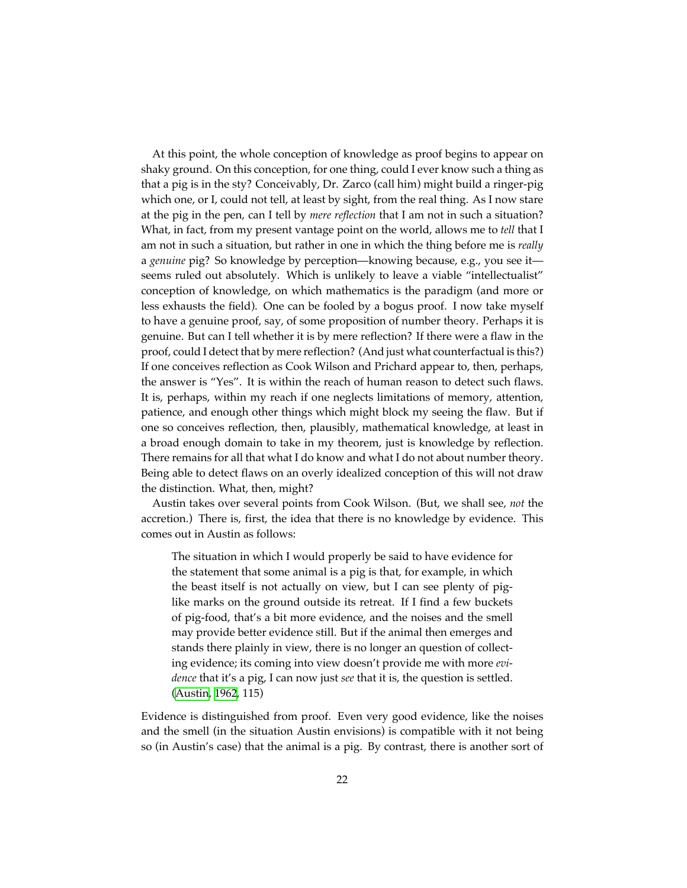At this point, the whole conception of knowledge as proof begins to appear on shaky ground. On this conception, for one thing, could I ever know such a thing as that a pig is in the sty? Conceivably, Dr. Zarco (call him) might build a ringer-pig which one, or I, could not tell, at least by sight, from the real thing. As I now stare at the pig in the pen, can I tell by *mere reflection* that I am not in such a situation? What, in fact, from my present vantage point on the world, allows me to *tell* that I am not in such a situation, but rather in one in which the thing before me is *really* a *genuine* pig? So knowledge by perception—knowing because, e.g., you see it—seems ruled out absolutely. Which is unlikely to leave a viable "intellectualist" conception of knowledge, on which mathematics is the paradigm (and more or less exhausts the field). One can be fooled by a bogus proof. I now take myself to have a genuine proof, say, of some proposition of number theory. Perhaps it is genuine. But can I tell whether it is by mere reflection? If there were a flaw in the proof, could I detect that by mere reflection? (And just what counterfactual is this?) If one conceives reflection as Cook Wilson and Prichard appear to, then, perhaps, the answer is "Yes". It is within the reach of human reason to detect such flaws. It is, perhaps, within my reach if one neglects limitations of memory, attention, patience, and enough other things which might block my seeing the flaw. But if one so conceives reflection, then, plausibly, mathematical knowledge, at least in a broad enough domain to take in my theorem, just is knowledge by reflection. There remains for all that what I do know and what I do not about number theory. Being able to detect flaws on an overly idealized conception of this will not draw the distinction. What, then, might?

Austin takes over several points from Cook Wilson. (But, we shall see, *not* the accretion.) There is, first, the idea that there is no knowledge by evidence. This comes out in Austin as follows:

> The situation in which I would properly be said to have evidence for the statement that some animal is a pig is that, for example, in which the beast itself is not actually on view, but I can see plenty of pig-like marks on the ground outside its retreat. If I find a few buckets of pig-food, that's a bit more evidence, and the noises and the smell may provide better evidence still. But if the animal then emerges and stands there plainly in view, there is no longer a question of collecting evidence; its coming into view doesn't provide me with more *evidence* that it's a pig, I can now just *see* that it is, the question is settled. (Austin, 1962, 115)

Evidence is distinguished from proof. Even very good evidence, like the noises and the smell (in the situation Austin envisions) is compatible with it not being so (in Austin's case) that the animal is a pig. By contrast, there is another sort of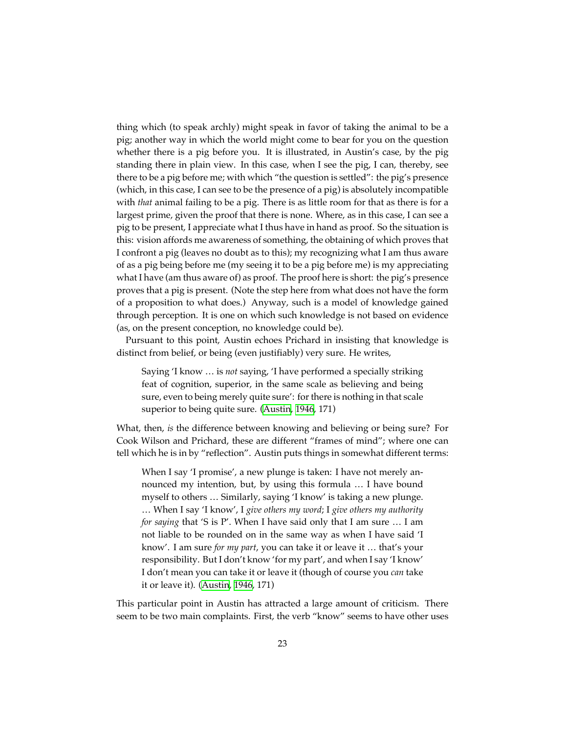thing which (to speak archly) might speak in favor of taking the animal to be a pig; another way in which the world might come to bear for you on the question whether there is a pig before you. It is illustrated, in Austin's case, by the pig standing there in plain view. In this case, when I see the pig, I can, thereby, see there to be a pig before me; with which "the question is settled": the pig's presence (which, in this case, I can see to be the presence of a pig) is absolutely incompatible with *that* animal failing to be a pig. There is as little room for that as there is for a largest prime, given the proof that there is none. Where, as in this case, I can see a pig to be present, I appreciate what I thus have in hand as proof. So the situation is this: vision affords me awareness of something, the obtaining of which proves that I confront a pig (leaves no doubt as to this); my recognizing what I am thus aware of as a pig being before me (my seeing it to be a pig before me) is my appreciating what I have (am thus aware of) as proof. The proof here is short: the pig's presence proves that a pig is present. (Note the step here from what does not have the form of a proposition to what does.) Anyway, such is a model of knowledge gained through perception. It is one on which such knowledge is not based on evidence (as, on the present conception, no knowledge could be).

Pursuant to this point, Austin echoes Prichard in insisting that knowledge is distinct from belief, or being (even justifiably) very sure. He writes,

> Saying 'I know … is *not* saying, 'I have performed a specially striking feat of cognition, superior, in the same scale as believing and being sure, even to being merely quite sure': for there is nothing in that scale superior to being quite sure. (Austin, 1946, 171)

What, then, *is* the difference between knowing and believing or being sure? For Cook Wilson and Prichard, these are different "frames of mind"; where one can tell which he is in by "reflection". Austin puts things in somewhat different terms:

> When I say 'I promise', a new plunge is taken: I have not merely announced my intention, but, by using this formula … I have bound myself to others … Similarly, saying 'I know' is taking a new plunge. … When I say 'I know', I *give others my word*; I *give others my authority for saying* that 'S is P'. When I have said only that I am sure … I am not liable to be rounded on in the same way as when I have said 'I know'. I am sure *for my part*, you can take it or leave it … that's your responsibility. But I don't know 'for my part', and when I say 'I know' I don't mean you can take it or leave it (though of course you *can* take it or leave it). (Austin, 1946, 171)

This particular point in Austin has attracted a large amount of criticism. There seem to be two main complaints. First, the verb "know" seems to have other uses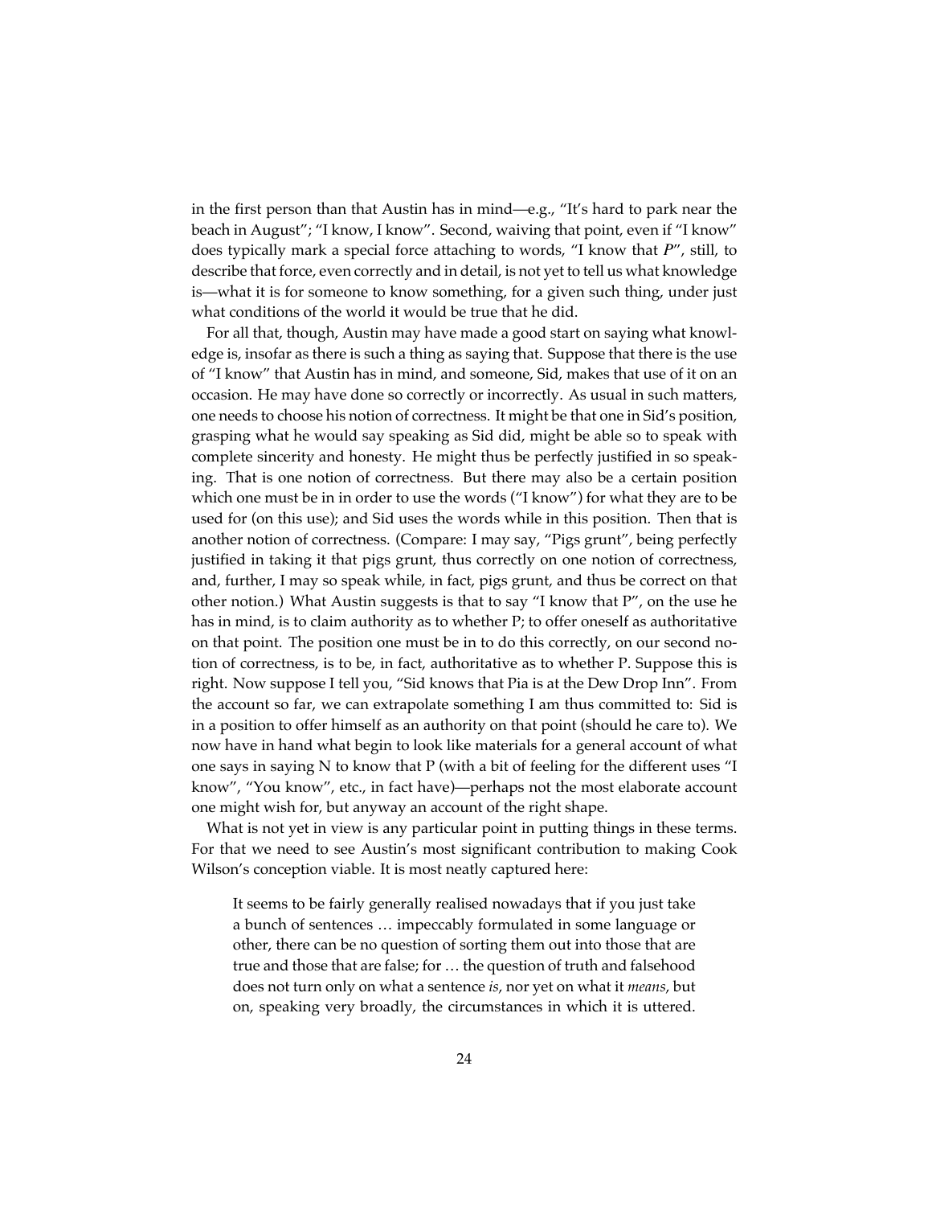in the first person than that Austin has in mind—e.g., "It's hard to park near the beach in August"; "I know, I know". Second, waiving that point, even if "I know" does typically mark a special force attaching to words, "I know that *P*", still, to describe that force, even correctly and in detail, is not yet to tell us what knowledge is—what it is for someone to know something, for a given such thing, under just what conditions of the world it would be true that he did.

For all that, though, Austin may have made a good start on saying what knowledge is, insofar as there is such a thing as saying that. Suppose that there is the use of "I know" that Austin has in mind, and someone, Sid, makes that use of it on an occasion. He may have done so correctly or incorrectly. As usual in such matters, one needs to choose his notion of correctness. It might be that one in Sid's position, grasping what he would say speaking as Sid did, might be able so to speak with complete sincerity and honesty. He might thus be perfectly justified in so speaking. That is one notion of correctness. But there may also be a certain position which one must be in in order to use the words ("I know") for what they are to be used for (on this use); and Sid uses the words while in this position. Then that is another notion of correctness. (Compare: I may say, "Pigs grunt", being perfectly justified in taking it that pigs grunt, thus correctly on one notion of correctness, and, further, I may so speak while, in fact, pigs grunt, and thus be correct on that other notion.) What Austin suggests is that to say "I know that P", on the use he has in mind, is to claim authority as to whether P; to offer oneself as authoritative on that point. The position one must be in to do this correctly, on our second notion of correctness, is to be, in fact, authoritative as to whether P. Suppose this is right. Now suppose I tell you, "Sid knows that Pia is at the Dew Drop Inn". From the account so far, we can extrapolate something I am thus committed to: Sid is in a position to offer himself as an authority on that point (should he care to). We now have in hand what begin to look like materials for a general account of what one says in saying N to know that P (with a bit of feeling for the different uses "I know", "You know", etc., in fact have)—perhaps not the most elaborate account one might wish for, but anyway an account of the right shape.

What is not yet in view is any particular point in putting things in these terms. For that we need to see Austin's most significant contribution to making Cook Wilson's conception viable. It is most neatly captured here:

> It seems to be fairly generally realised nowadays that if you just take a bunch of sentences … impeccably formulated in some language or other, there can be no question of sorting them out into those that are true and those that are false; for … the question of truth and falsehood does not turn only on what a sentence *is*, nor yet on what it *means*, but on, speaking very broadly, the circumstances in which it is uttered.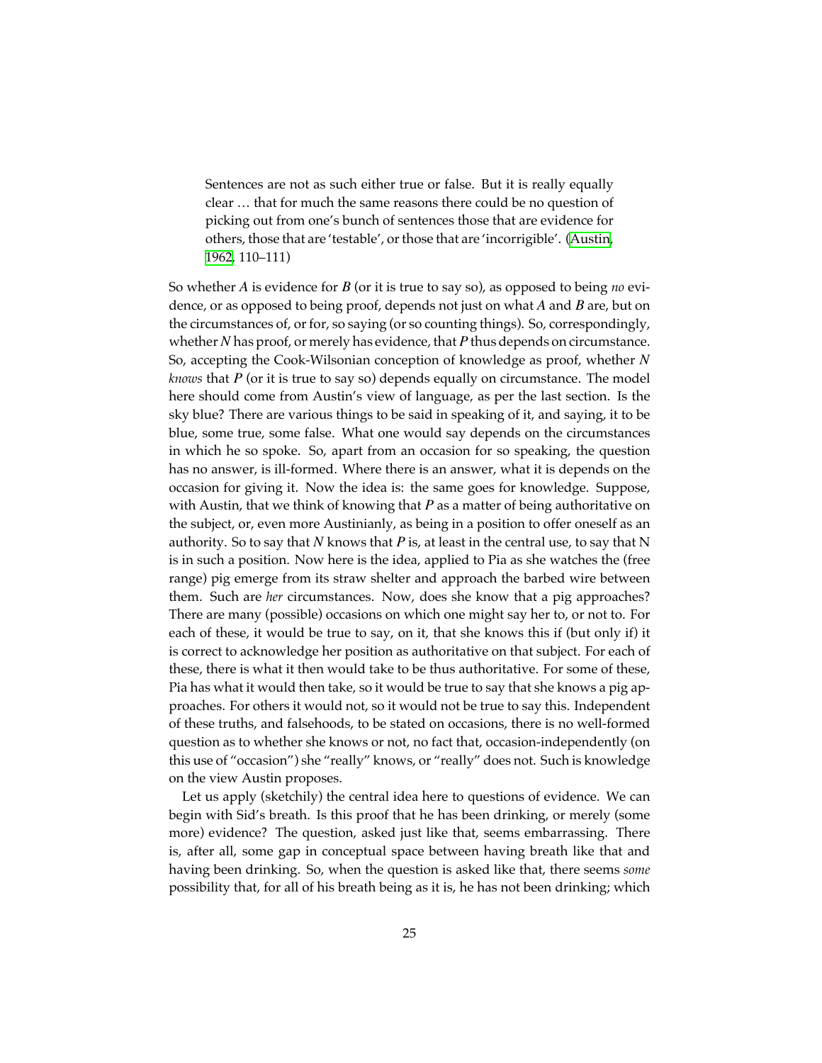> Sentences are not as such either true or false. But it is really equally clear … that for much the same reasons there could be no question of picking out from one's bunch of sentences those that are evidence for others, those that are 'testable', or those that are 'incorrigible'. (Austin, 1962, 110–111)

So whether *A* is evidence for *B* (or it is true to say so), as opposed to being *no* evidence, or as opposed to being proof, depends not just on what *A* and *B* are, but on the circumstances of, or for, so saying (or so counting things). So, correspondingly, whether *N* has proof, or merely has evidence, that *P* thus depends on circumstance. So, accepting the Cook-Wilsonian conception of knowledge as proof, whether *N* *knows* that *P* (or it is true to say so) depends equally on circumstance. The model here should come from Austin's view of language, as per the last section. Is the sky blue? There are various things to be said in speaking of it, and saying, it to be blue, some true, some false. What one would say depends on the circumstances in which he so spoke. So, apart from an occasion for so speaking, the question has no answer, is ill-formed. Where there is an answer, what it is depends on the occasion for giving it. Now the idea is: the same goes for knowledge. Suppose, with Austin, that we think of knowing that *P* as a matter of being authoritative on the subject, or, even more Austinianly, as being in a position to offer oneself as an authority. So to say that *N* knows that *P* is, at least in the central use, to say that N is in such a position. Now here is the idea, applied to Pia as she watches the (free range) pig emerge from its straw shelter and approach the barbed wire between them. Such are *her* circumstances. Now, does she know that a pig approaches? There are many (possible) occasions on which one might say her to, or not to. For each of these, it would be true to say, on it, that she knows this if (but only if) it is correct to acknowledge her position as authoritative on that subject. For each of these, there is what it then would take to be thus authoritative. For some of these, Pia has what it would then take, so it would be true to say that she knows a pig approaches. For others it would not, so it would not be true to say this. Independent of these truths, and falsehoods, to be stated on occasions, there is no well-formed question as to whether she knows or not, no fact that, occasion-independently (on this use of "occasion") she "really" knows, or "really" does not. Such is knowledge on the view Austin proposes.

Let us apply (sketchily) the central idea here to questions of evidence. We can begin with Sid's breath. Is this proof that he has been drinking, or merely (some more) evidence? The question, asked just like that, seems embarrassing. There is, after all, some gap in conceptual space between having breath like that and having been drinking. So, when the question is asked like that, there seems *some* possibility that, for all of his breath being as it is, he has not been drinking; which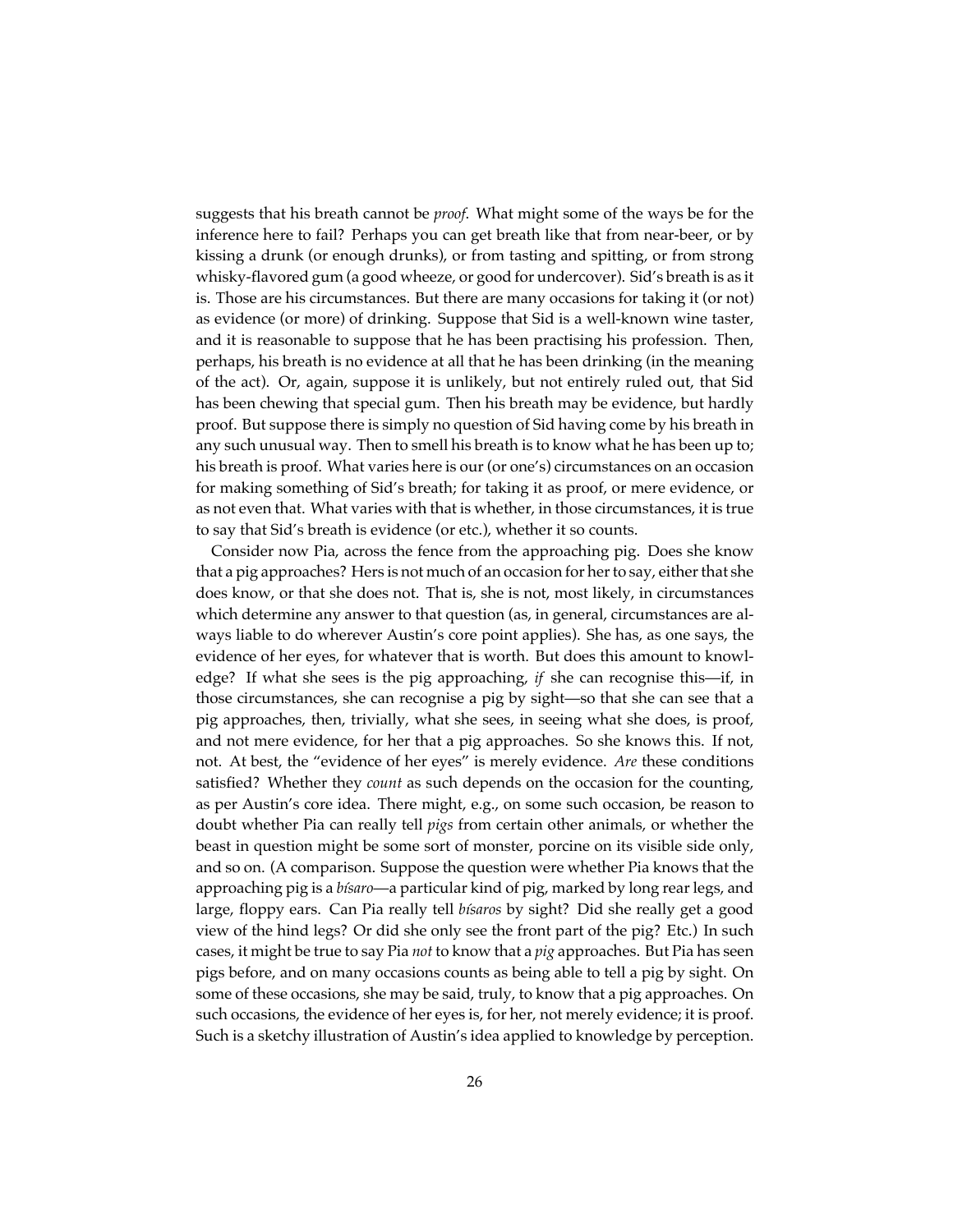suggests that his breath cannot be *proof*. What might some of the ways be for the inference here to fail? Perhaps you can get breath like that from near-beer, or by kissing a drunk (or enough drunks), or from tasting and spitting, or from strong whisky-flavored gum (a good wheeze, or good for undercover). Sid's breath is as it is. Those are his circumstances. But there are many occasions for taking it (or not) as evidence (or more) of drinking. Suppose that Sid is a well-known wine taster, and it is reasonable to suppose that he has been practising his profession. Then, perhaps, his breath is no evidence at all that he has been drinking (in the meaning of the act). Or, again, suppose it is unlikely, but not entirely ruled out, that Sid has been chewing that special gum. Then his breath may be evidence, but hardly proof. But suppose there is simply no question of Sid having come by his breath in any such unusual way. Then to smell his breath is to know what he has been up to; his breath is proof. What varies here is our (or one's) circumstances on an occasion for making something of Sid's breath; for taking it as proof, or mere evidence, or as not even that. What varies with that is whether, in those circumstances, it is true to say that Sid's breath is evidence (or etc.), whether it so counts.

Consider now Pia, across the fence from the approaching pig. Does she know that a pig approaches? Hers is not much of an occasion for her to say, either that she does know, or that she does not. That is, she is not, most likely, in circumstances which determine any answer to that question (as, in general, circumstances are always liable to do wherever Austin's core point applies). She has, as one says, the evidence of her eyes, for whatever that is worth. But does this amount to knowledge? If what she sees is the pig approaching, *if* she can recognise this—if, in those circumstances, she can recognise a pig by sight—so that she can see that a pig approaches, then, trivially, what she sees, in seeing what she does, is proof, and not mere evidence, for her that a pig approaches. So she knows this. If not, not. At best, the "evidence of her eyes" is merely evidence. *Are* these conditions satisfied? Whether they *count* as such depends on the occasion for the counting, as per Austin's core idea. There might, e.g., on some such occasion, be reason to doubt whether Pia can really tell *pigs* from certain other animals, or whether the beast in question might be some sort of monster, porcine on its visible side only, and so on. (A comparison. Suppose the question were whether Pia knows that the approaching pig is a *bísaro*—a particular kind of pig, marked by long rear legs, and large, floppy ears. Can Pia really tell *bísaros* by sight? Did she really get a good view of the hind legs? Or did she only see the front part of the pig? Etc.) In such cases, it might be true to say Pia *not* to know that a *pig* approaches. But Pia has seen pigs before, and on many occasions counts as being able to tell a pig by sight. On some of these occasions, she may be said, truly, to know that a pig approaches. On such occasions, the evidence of her eyes is, for her, not merely evidence; it is proof. Such is a sketchy illustration of Austin's idea applied to knowledge by perception.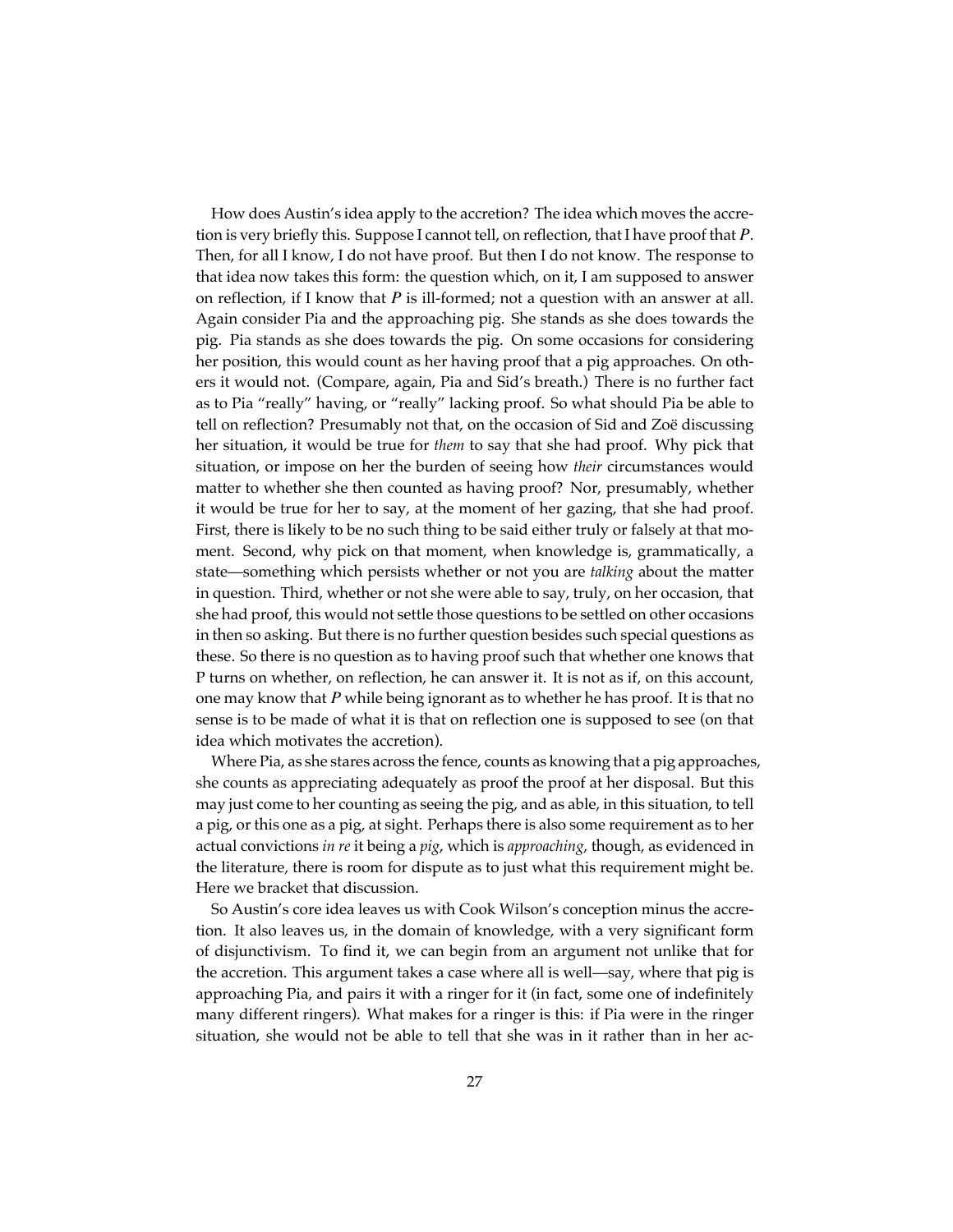How does Austin's idea apply to the accretion? The idea which moves the accretion is very briefly this. Suppose I cannot tell, on reflection, that I have proof that *P*. Then, for all I know, I do not have proof. But then I do not know. The response to that idea now takes this form: the question which, on it, I am supposed to answer on reflection, if I know that *P* is ill-formed; not a question with an answer at all. Again consider Pia and the approaching pig. She stands as she does towards the pig. Pia stands as she does towards the pig. On some occasions for considering her position, this would count as her having proof that a pig approaches. On others it would not. (Compare, again, Pia and Sid's breath.) There is no further fact as to Pia "really" having, or "really" lacking proof. So what should Pia be able to tell on reflection? Presumably not that, on the occasion of Sid and Zoë discussing her situation, it would be true for *them* to say that she had proof. Why pick that situation, or impose on her the burden of seeing how *their* circumstances would matter to whether she then counted as having proof? Nor, presumably, whether it would be true for her to say, at the moment of her gazing, that she had proof. First, there is likely to be no such thing to be said either truly or falsely at that moment. Second, why pick on that moment, when knowledge is, grammatically, a state—something which persists whether or not you are *talking* about the matter in question. Third, whether or not she were able to say, truly, on her occasion, that she had proof, this would not settle those questions to be settled on other occasions in then so asking. But there is no further question besides such special questions as these. So there is no question as to having proof such that whether one knows that P turns on whether, on reflection, he can answer it. It is not as if, on this account, one may know that *P* while being ignorant as to whether he has proof. It is that no sense is to be made of what it is that on reflection one is supposed to see (on that idea which motivates the accretion).

Where Pia, as she stares across the fence, counts as knowing that a pig approaches, she counts as appreciating adequately as proof the proof at her disposal. But this may just come to her counting as seeing the pig, and as able, in this situation, to tell a pig, or this one as a pig, at sight. Perhaps there is also some requirement as to her actual convictions *in re* it being a *pig*, which is *approaching*, though, as evidenced in the literature, there is room for dispute as to just what this requirement might be. Here we bracket that discussion.

So Austin's core idea leaves us with Cook Wilson's conception minus the accretion. It also leaves us, in the domain of knowledge, with a very significant form of disjunctivism. To find it, we can begin from an argument not unlike that for the accretion. This argument takes a case where all is well—say, where that pig is approaching Pia, and pairs it with a ringer for it (in fact, some one of indefinitely many different ringers). What makes for a ringer is this: if Pia were in the ringer situation, she would not be able to tell that she was in it rather than in her ac-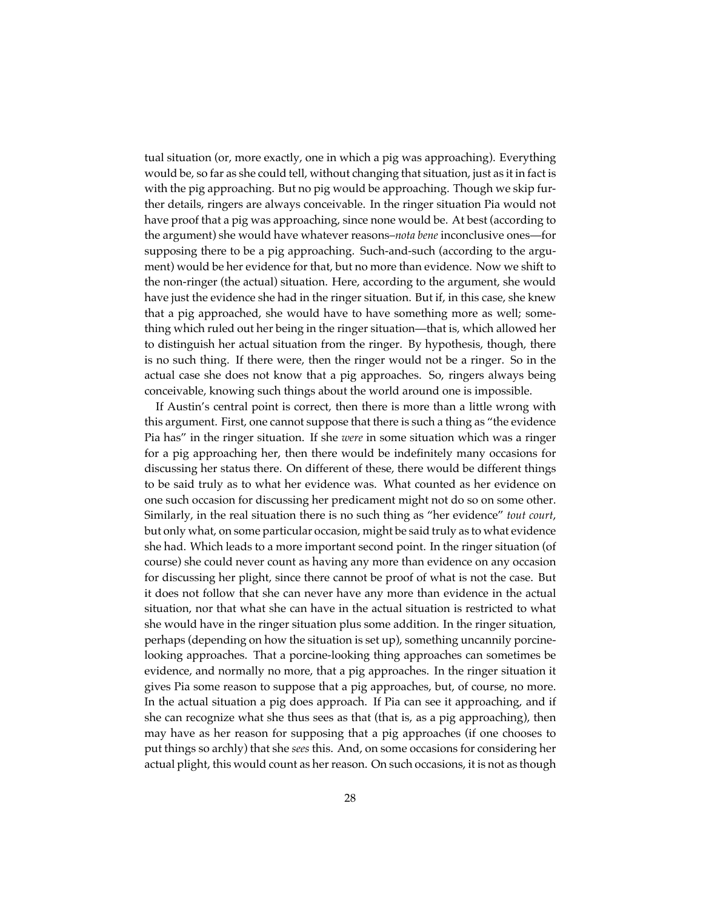tual situation (or, more exactly, one in which a pig was approaching). Everything would be, so far as she could tell, without changing that situation, just as it in fact is with the pig approaching. But no pig would be approaching. Though we skip further details, ringers are always conceivable. In the ringer situation Pia would not have proof that a pig was approaching, since none would be. At best (according to the argument) she would have whatever reasons–*nota bene* inconclusive ones—for supposing there to be a pig approaching. Such-and-such (according to the argument) would be her evidence for that, but no more than evidence. Now we shift to the non-ringer (the actual) situation. Here, according to the argument, she would have just the evidence she had in the ringer situation. But if, in this case, she knew that a pig approached, she would have to have something more as well; something which ruled out her being in the ringer situation—that is, which allowed her to distinguish her actual situation from the ringer. By hypothesis, though, there is no such thing. If there were, then the ringer would not be a ringer. So in the actual case she does not know that a pig approaches. So, ringers always being conceivable, knowing such things about the world around one is impossible.

If Austin's central point is correct, then there is more than a little wrong with this argument. First, one cannot suppose that there is such a thing as "the evidence Pia has" in the ringer situation. If she *were* in some situation which was a ringer for a pig approaching her, then there would be indefinitely many occasions for discussing her status there. On different of these, there would be different things to be said truly as to what her evidence was. What counted as her evidence on one such occasion for discussing her predicament might not do so on some other. Similarly, in the real situation there is no such thing as "her evidence" *tout court*, but only what, on some particular occasion, might be said truly as to what evidence she had. Which leads to a more important second point. In the ringer situation (of course) she could never count as having any more than evidence on any occasion for discussing her plight, since there cannot be proof of what is not the case. But it does not follow that she can never have any more than evidence in the actual situation, nor that what she can have in the actual situation is restricted to what she would have in the ringer situation plus some addition. In the ringer situation, perhaps (depending on how the situation is set up), something uncannily porcine-looking approaches. That a porcine-looking thing approaches can sometimes be evidence, and normally no more, that a pig approaches. In the ringer situation it gives Pia some reason to suppose that a pig approaches, but, of course, no more. In the actual situation a pig does approach. If Pia can see it approaching, and if she can recognize what she thus sees as that (that is, as a pig approaching), then may have as her reason for supposing that a pig approaches (if one chooses to put things so archly) that she *sees* this. And, on some occasions for considering her actual plight, this would count as her reason. On such occasions, it is not as though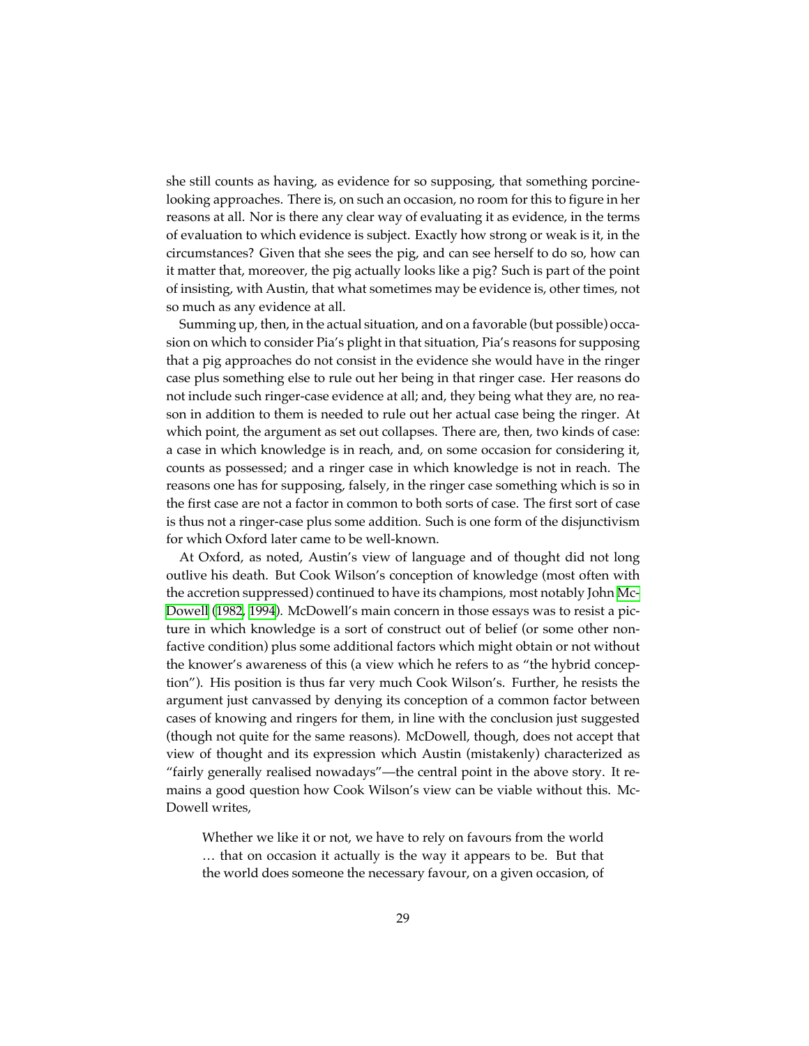she still counts as having, as evidence for so supposing, that something porcine-looking approaches. There is, on such an occasion, no room for this to figure in her reasons at all. Nor is there any clear way of evaluating it as evidence, in the terms of evaluation to which evidence is subject. Exactly how strong or weak is it, in the circumstances? Given that she sees the pig, and can see herself to do so, how can it matter that, moreover, the pig actually looks like a pig? Such is part of the point of insisting, with Austin, that what sometimes may be evidence is, other times, not so much as any evidence at all.

Summing up, then, in the actual situation, and on a favorable (but possible) occasion on which to consider Pia's plight in that situation, Pia's reasons for supposing that a pig approaches do not consist in the evidence she would have in the ringer case plus something else to rule out her being in that ringer case. Her reasons do not include such ringer-case evidence at all; and, they being what they are, no reason in addition to them is needed to rule out her actual case being the ringer. At which point, the argument as set out collapses. There are, then, two kinds of case: a case in which knowledge is in reach, and, on some occasion for considering it, counts as possessed; and a ringer case in which knowledge is not in reach. The reasons one has for supposing, falsely, in the ringer case something which is so in the first case are not a factor in common to both sorts of case. The first sort of case is thus not a ringer-case plus some addition. Such is one form of the disjunctivism for which Oxford later came to be well-known.

At Oxford, as noted, Austin's view of language and of thought did not long outlive his death. But Cook Wilson's conception of knowledge (most often with the accretion suppressed) continued to have its champions, most notably John McDowell (1982, 1994). McDowell's main concern in those essays was to resist a picture in which knowledge is a sort of construct out of belief (or some other non-factive condition) plus some additional factors which might obtain or not without the knower's awareness of this (a view which he refers to as "the hybrid conception"). His position is thus far very much Cook Wilson's. Further, he resists the argument just canvassed by denying its conception of a common factor between cases of knowing and ringers for them, in line with the conclusion just suggested (though not quite for the same reasons). McDowell, though, does not accept that view of thought and its expression which Austin (mistakenly) characterized as "fairly generally realised nowadays"—the central point in the above story. It remains a good question how Cook Wilson's view can be viable without this. McDowell writes,

> Whether we like it or not, we have to rely on favours from the world … that on occasion it actually is the way it appears to be. But that the world does someone the necessary favour, on a given occasion, of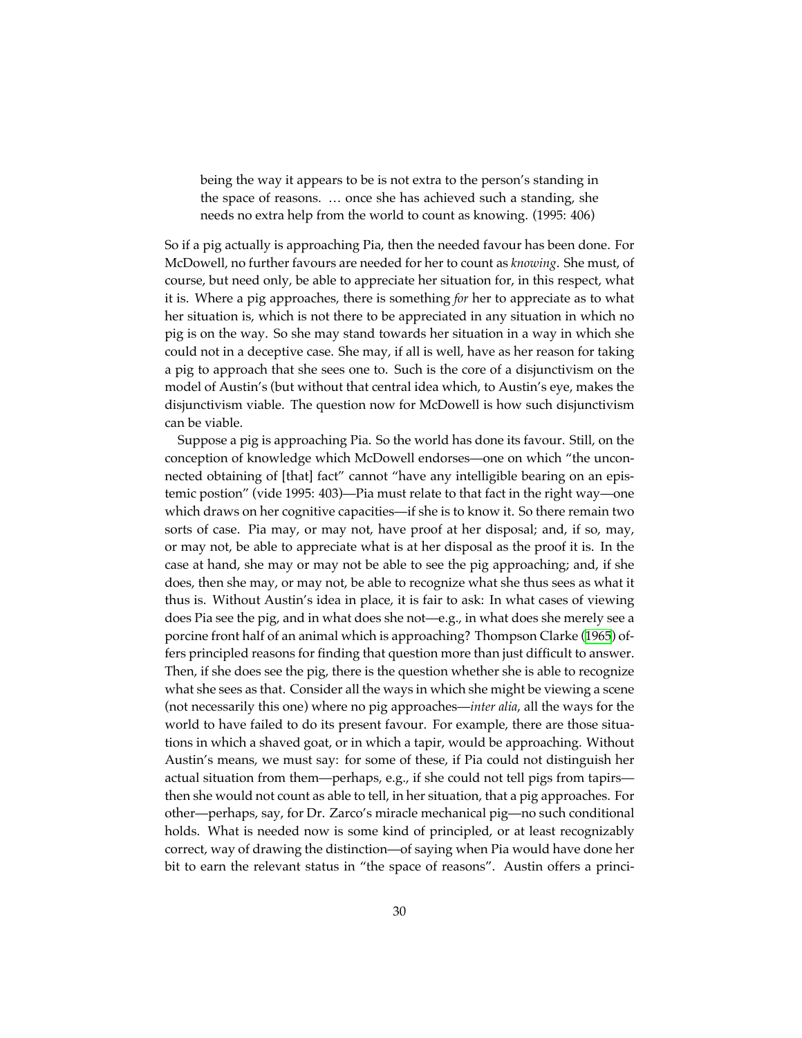> being the way it appears to be is not extra to the person's standing in the space of reasons. … once she has achieved such a standing, she needs no extra help from the world to count as knowing. (1995: 406)

So if a pig actually is approaching Pia, then the needed favour has been done. For McDowell, no further favours are needed for her to count as *knowing*. She must, of course, but need only, be able to appreciate her situation for, in this respect, what it is. Where a pig approaches, there is something *for* her to appreciate as to what her situation is, which is not there to be appreciated in any situation in which no pig is on the way. So she may stand towards her situation in a way in which she could not in a deceptive case. She may, if all is well, have as her reason for taking a pig to approach that she sees one to. Such is the core of a disjunctivism on the model of Austin's (but without that central idea which, to Austin's eye, makes the disjunctivism viable. The question now for McDowell is how such disjunctivism can be viable.

Suppose a pig is approaching Pia. So the world has done its favour. Still, on the conception of knowledge which McDowell endorses—one on which "the unconnected obtaining of [that] fact" cannot "have any intelligible bearing on an epistemic postion" (vide 1995: 403)—Pia must relate to that fact in the right way—one which draws on her cognitive capacities—if she is to know it. So there remain two sorts of case. Pia may, or may not, have proof at her disposal; and, if so, may, or may not, be able to appreciate what is at her disposal as the proof it is. In the case at hand, she may or may not be able to see the pig approaching; and, if she does, then she may, or may not, be able to recognize what she thus sees as what it thus is. Without Austin's idea in place, it is fair to ask: In what cases of viewing does Pia see the pig, and in what does she not—e.g., in what does she merely see a porcine front half of an animal which is approaching? Thompson Clarke (1965) offers principled reasons for finding that question more than just difficult to answer. Then, if she does see the pig, there is the question whether she is able to recognize what she sees as that. Consider all the ways in which she might be viewing a scene (not necessarily this one) where no pig approaches—*inter alia*, all the ways for the world to have failed to do its present favour. For example, there are those situations in which a shaved goat, or in which a tapir, would be approaching. Without Austin's means, we must say: for some of these, if Pia could not distinguish her actual situation from them—perhaps, e.g., if she could not tell pigs from tapirs—then she would not count as able to tell, in her situation, that a pig approaches. For other—perhaps, say, for Dr. Zarco's miracle mechanical pig—no such conditional holds. What is needed now is some kind of principled, or at least recognizably correct, way of drawing the distinction—of saying when Pia would have done her bit to earn the relevant status in "the space of reasons". Austin offers a princi-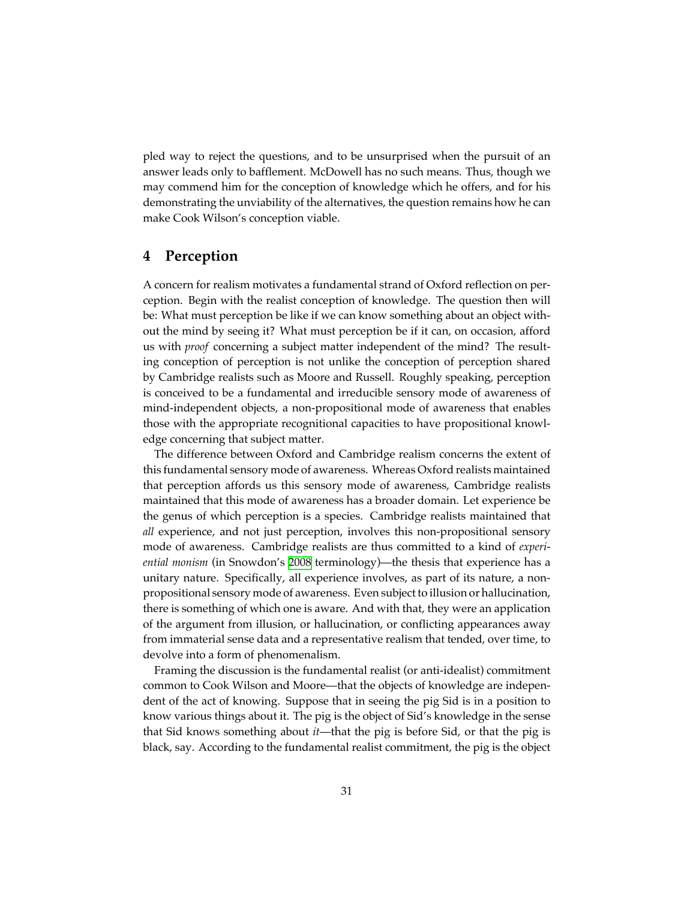pled way to reject the questions, and to be unsurprised when the pursuit of an answer leads only to bafflement. McDowell has no such means. Thus, though we may commend him for the conception of knowledge which he offers, and for his demonstrating the unviability of the alternatives, the question remains how he can make Cook Wilson's conception viable.

## 4 Perception

A concern for realism motivates a fundamental strand of Oxford reflection on perception. Begin with the realist conception of knowledge. The question then will be: What must perception be like if we can know something about an object without the mind by seeing it? What must perception be if it can, on occasion, afford us with *proof* concerning a subject matter independent of the mind? The resulting conception of perception is not unlike the conception of perception shared by Cambridge realists such as Moore and Russell. Roughly speaking, perception is conceived to be a fundamental and irreducible sensory mode of awareness of mind-independent objects, a non-propositional mode of awareness that enables those with the appropriate recognitional capacities to have propositional knowledge concerning that subject matter.

The difference between Oxford and Cambridge realism concerns the extent of this fundamental sensory mode of awareness. Whereas Oxford realists maintained that perception affords us this sensory mode of awareness, Cambridge realists maintained that this mode of awareness has a broader domain. Let experience be the genus of which perception is a species. Cambridge realists maintained that *all* experience, and not just perception, involves this non-propositional sensory mode of awareness. Cambridge realists are thus committed to a kind of *experiential monism* (in Snowdon's 2008 terminology)—the thesis that experience has a unitary nature. Specifically, all experience involves, as part of its nature, a non-propositional sensory mode of awareness. Even subject to illusion or hallucination, there is something of which one is aware. And with that, they were an application of the argument from illusion, or hallucination, or conflicting appearances away from immaterial sense data and a representative realism that tended, over time, to devolve into a form of phenomenalism.

Framing the discussion is the fundamental realist (or anti-idealist) commitment common to Cook Wilson and Moore—that the objects of knowledge are independent of the act of knowing. Suppose that in seeing the pig Sid is in a position to know various things about it. The pig is the object of Sid's knowledge in the sense that Sid knows something about *it*—that the pig is before Sid, or that the pig is black, say. According to the fundamental realist commitment, the pig is the object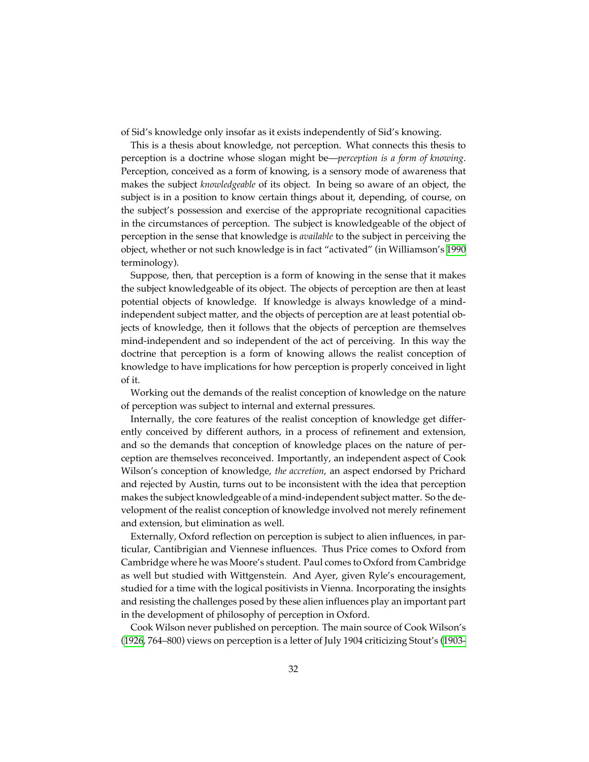of Sid's knowledge only insofar as it exists independently of Sid's knowing.

This is a thesis about knowledge, not perception. What connects this thesis to perception is a doctrine whose slogan might be—*perception is a form of knowing*. Perception, conceived as a form of knowing, is a sensory mode of awareness that makes the subject *knowledgeable* of its object. In being so aware of an object, the subject is in a position to know certain things about it, depending, of course, on the subject's possession and exercise of the appropriate recognitional capacities in the circumstances of perception. The subject is knowledgeable of the object of perception in the sense that knowledge is *available* to the subject in perceiving the object, whether or not such knowledge is in fact "activated" (in Williamson's 1990 terminology).

Suppose, then, that perception is a form of knowing in the sense that it makes the subject knowledgeable of its object. The objects of perception are then at least potential objects of knowledge. If knowledge is always knowledge of a mind-independent subject matter, and the objects of perception are at least potential objects of knowledge, then it follows that the objects of perception are themselves mind-independent and so independent of the act of perceiving. In this way the doctrine that perception is a form of knowing allows the realist conception of knowledge to have implications for how perception is properly conceived in light of it.

Working out the demands of the realist conception of knowledge on the nature of perception was subject to internal and external pressures.

Internally, the core features of the realist conception of knowledge get differently conceived by different authors, in a process of refinement and extension, and so the demands that conception of knowledge places on the nature of perception are themselves reconceived. Importantly, an independent aspect of Cook Wilson's conception of knowledge, *the accretion*, an aspect endorsed by Prichard and rejected by Austin, turns out to be inconsistent with the idea that perception makes the subject knowledgeable of a mind-independent subject matter. So the development of the realist conception of knowledge involved not merely refinement and extension, but elimination as well.

Externally, Oxford reflection on perception is subject to alien influences, in particular, Cantibrigian and Viennese influences. Thus Price comes to Oxford from Cambridge where he was Moore's student. Paul comes to Oxford from Cambridge as well but studied with Wittgenstein. And Ayer, given Ryle's encouragement, studied for a time with the logical positivists in Vienna. Incorporating the insights and resisting the challenges posed by these alien influences play an important part in the development of philosophy of perception in Oxford.

Cook Wilson never published on perception. The main source of Cook Wilson's (1926, 764–800) views on perception is a letter of July 1904 criticizing Stout's (1903-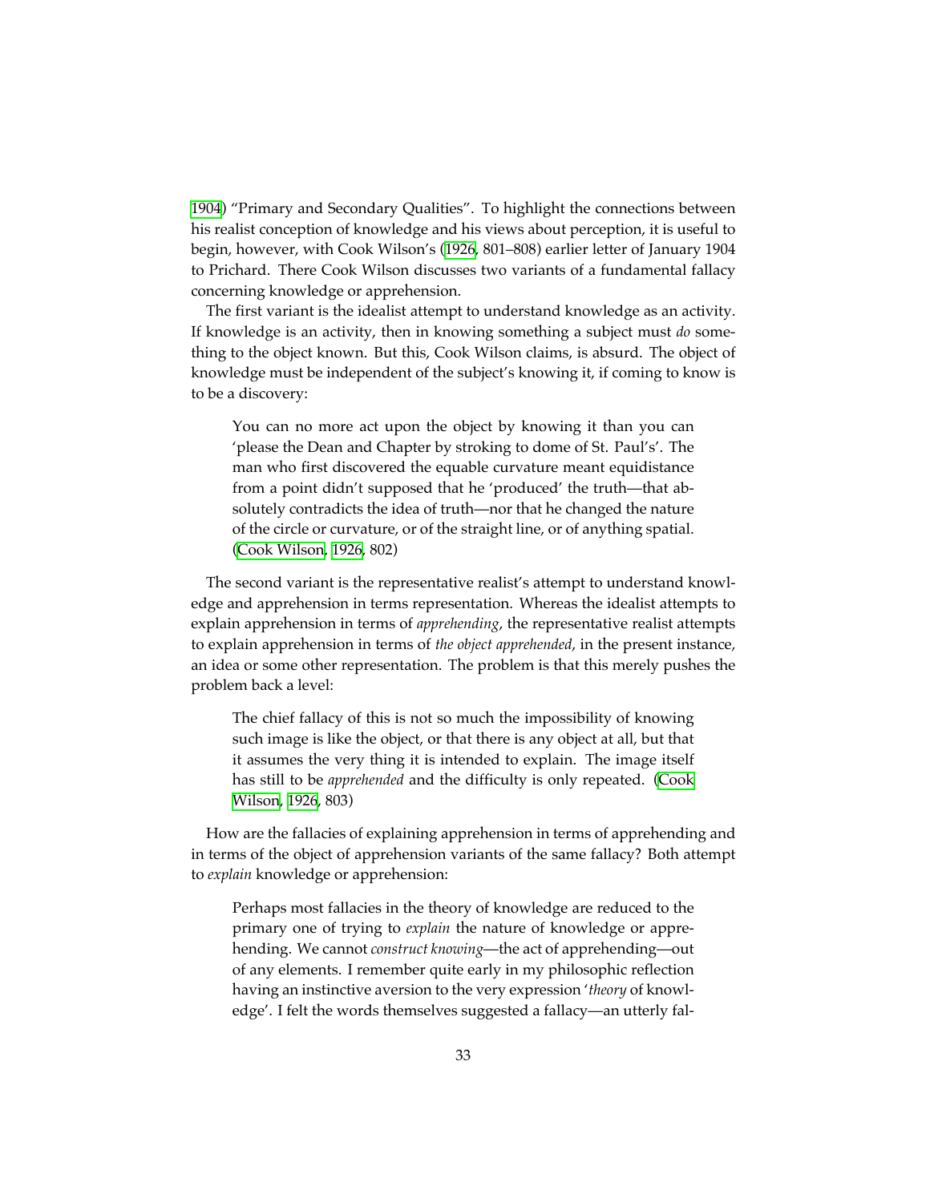1904) "Primary and Secondary Qualities". To highlight the connections between his realist conception of knowledge and his views about perception, it is useful to begin, however, with Cook Wilson's (1926, 801–808) earlier letter of January 1904 to Prichard. There Cook Wilson discusses two variants of a fundamental fallacy concerning knowledge or apprehension.

The first variant is the idealist attempt to understand knowledge as an activity. If knowledge is an activity, then in knowing something a subject must *do* something to the object known. But this, Cook Wilson claims, is absurd. The object of knowledge must be independent of the subject's knowing it, if coming to know is to be a discovery:

> You can no more act upon the object by knowing it than you can 'please the Dean and Chapter by stroking to dome of St. Paul's'. The man who first discovered the equable curvature meant equidistance from a point didn't supposed that he 'produced' the truth—that absolutely contradicts the idea of truth—nor that he changed the nature of the circle or curvature, or of the straight line, or of anything spatial. (Cook Wilson, 1926, 802)

The second variant is the representative realist's attempt to understand knowledge and apprehension in terms representation. Whereas the idealist attempts to explain apprehension in terms of *apprehending*, the representative realist attempts to explain apprehension in terms of *the object apprehended*, in the present instance, an idea or some other representation. The problem is that this merely pushes the problem back a level:

> The chief fallacy of this is not so much the impossibility of knowing such image is like the object, or that there is any object at all, but that it assumes the very thing it is intended to explain. The image itself has still to be *apprehended* and the difficulty is only repeated. (Cook Wilson, 1926, 803)

How are the fallacies of explaining apprehension in terms of apprehending and in terms of the object of apprehension variants of the same fallacy? Both attempt to *explain* knowledge or apprehension:

> Perhaps most fallacies in the theory of knowledge are reduced to the primary one of trying to *explain* the nature of knowledge or apprehending. We cannot *construct knowing*—the act of apprehending—out of any elements. I remember quite early in my philosophic reflection having an instinctive aversion to the very expression '*theory* of knowledge'. I felt the words themselves suggested a fallacy—an utterly fal-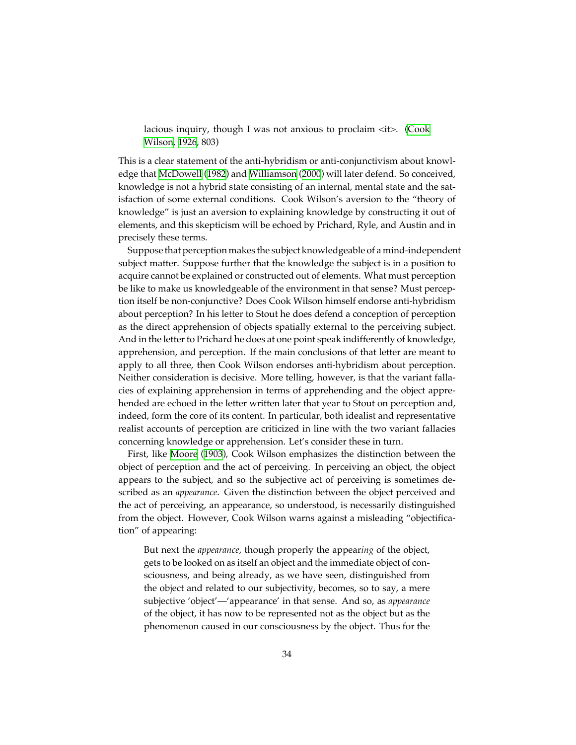> lacious inquiry, though I was not anxious to proclaim <it>. (Cook Wilson, 1926, 803)

This is a clear statement of the anti-hybridism or anti-conjunctivism about knowledge that McDowell (1982) and Williamson (2000) will later defend. So conceived, knowledge is not a hybrid state consisting of an internal, mental state and the satisfaction of some external conditions. Cook Wilson's aversion to the "theory of knowledge" is just an aversion to explaining knowledge by constructing it out of elements, and this skepticism will be echoed by Prichard, Ryle, and Austin and in precisely these terms.

Suppose that perception makes the subject knowledgeable of a mind-independent subject matter. Suppose further that the knowledge the subject is in a position to acquire cannot be explained or constructed out of elements. What must perception be like to make us knowledgeable of the environment in that sense? Must perception itself be non-conjunctive? Does Cook Wilson himself endorse anti-hybridism about perception? In his letter to Stout he does defend a conception of perception as the direct apprehension of objects spatially external to the perceiving subject. And in the letter to Prichard he does at one point speak indifferently of knowledge, apprehension, and perception. If the main conclusions of that letter are meant to apply to all three, then Cook Wilson endorses anti-hybridism about perception. Neither consideration is decisive. More telling, however, is that the variant fallacies of explaining apprehension in terms of apprehending and the object apprehended are echoed in the letter written later that year to Stout on perception and, indeed, form the core of its content. In particular, both idealist and representative realist accounts of perception are criticized in line with the two variant fallacies concerning knowledge or apprehension. Let's consider these in turn.

First, like Moore (1903), Cook Wilson emphasizes the distinction between the object of perception and the act of perceiving. In perceiving an object, the object appears to the subject, and so the subjective act of perceiving is sometimes described as an *appearance*. Given the distinction between the object perceived and the act of perceiving, an appearance, so understood, is necessarily distinguished from the object. However, Cook Wilson warns against a misleading "objectification" of appearing:

> But next the *appearance*, though properly the appear*ing* of the object, gets to be looked on as itself an object and the immediate object of consciousness, and being already, as we have seen, distinguished from the object and related to our subjectivity, becomes, so to say, a mere subjective 'object'—'appearance' in that sense. And so, as *appearance* of the object, it has now to be represented not as the object but as the phenomenon caused in our consciousness by the object. Thus for the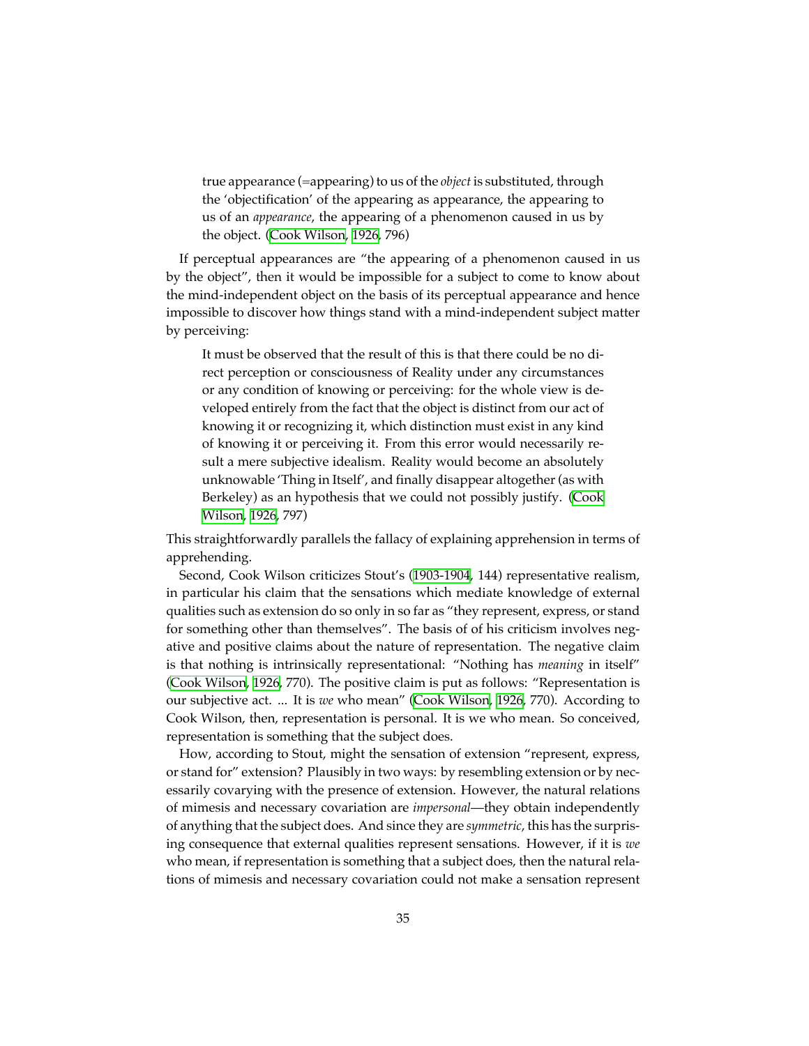> true appearance (=appearing) to us of the *object* is substituted, through the 'objectification' of the appearing as appearance, the appearing to us of an *appearance*, the appearing of a phenomenon caused in us by the object. (Cook Wilson, 1926, 796)

If perceptual appearances are "the appearing of a phenomenon caused in us by the object", then it would be impossible for a subject to come to know about the mind-independent object on the basis of its perceptual appearance and hence impossible to discover how things stand with a mind-independent subject matter by perceiving:

> It must be observed that the result of this is that there could be no direct perception or consciousness of Reality under any circumstances or any condition of knowing or perceiving: for the whole view is developed entirely from the fact that the object is distinct from our act of knowing it or recognizing it, which distinction must exist in any kind of knowing it or perceiving it. From this error would necessarily result a mere subjective idealism. Reality would become an absolutely unknowable 'Thing in Itself', and finally disappear altogether (as with Berkeley) as an hypothesis that we could not possibly justify. (Cook Wilson, 1926, 797)

This straightforwardly parallels the fallacy of explaining apprehension in terms of apprehending.

Second, Cook Wilson criticizes Stout's (1903-1904, 144) representative realism, in particular his claim that the sensations which mediate knowledge of external qualities such as extension do so only in so far as "they represent, express, or stand for something other than themselves". The basis of of his criticism involves negative and positive claims about the nature of representation. The negative claim is that nothing is intrinsically representational: "Nothing has *meaning* in itself" (Cook Wilson, 1926, 770). The positive claim is put as follows: "Representation is our subjective act. ... It is *we* who mean" (Cook Wilson, 1926, 770). According to Cook Wilson, then, representation is personal. It is we who mean. So conceived, representation is something that the subject does.

How, according to Stout, might the sensation of extension "represent, express, or stand for" extension? Plausibly in two ways: by resembling extension or by necessarily covarying with the presence of extension. However, the natural relations of mimesis and necessary covariation are *impersonal*—they obtain independently of anything that the subject does. And since they are *symmetric*, this has the surprising consequence that external qualities represent sensations. However, if it is *we* who mean, if representation is something that a subject does, then the natural relations of mimesis and necessary covariation could not make a sensation represent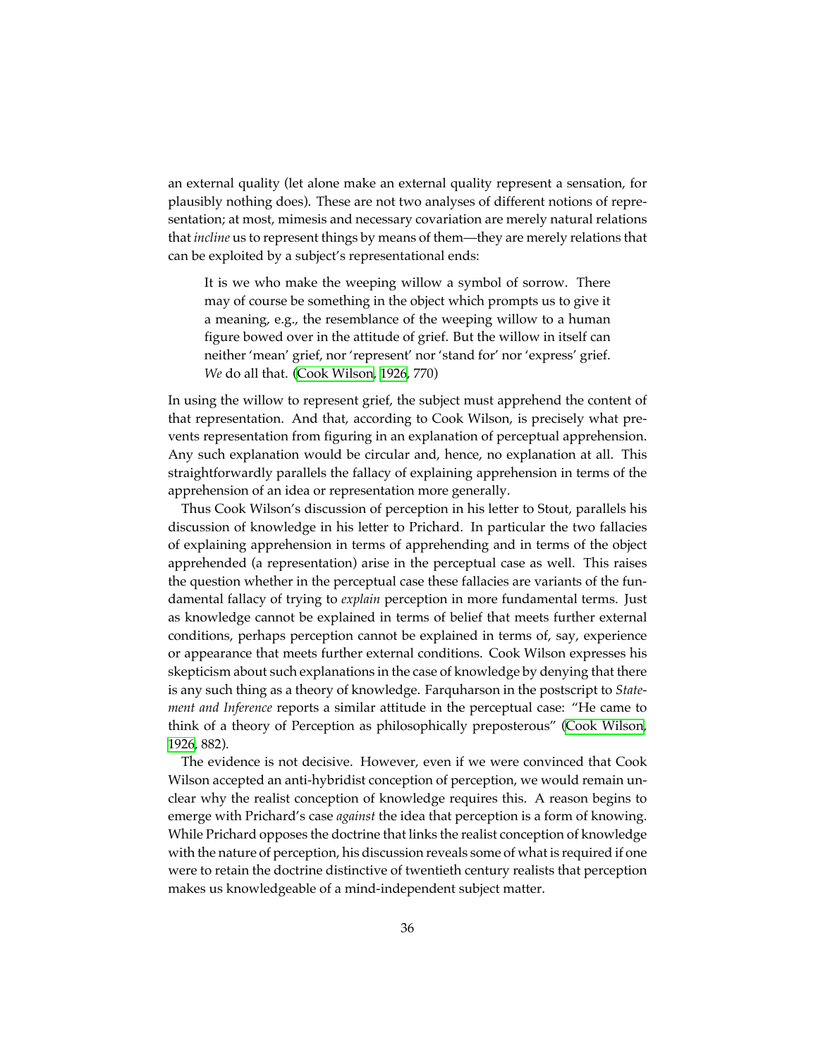an external quality (let alone make an external quality represent a sensation, for plausibly nothing does). These are not two analyses of different notions of representation; at most, mimesis and necessary covariation are merely natural relations that *incline* us to represent things by means of them—they are merely relations that can be exploited by a subject's representational ends:

> It is we who make the weeping willow a symbol of sorrow. There may of course be something in the object which prompts us to give it a meaning, e.g., the resemblance of the weeping willow to a human figure bowed over in the attitude of grief. But the willow in itself can neither 'mean' grief, nor 'represent' nor 'stand for' nor 'express' grief. *We* do all that. (Cook Wilson, 1926, 770)

In using the willow to represent grief, the subject must apprehend the content of that representation. And that, according to Cook Wilson, is precisely what prevents representation from figuring in an explanation of perceptual apprehension. Any such explanation would be circular and, hence, no explanation at all. This straightforwardly parallels the fallacy of explaining apprehension in terms of the apprehension of an idea or representation more generally.

Thus Cook Wilson's discussion of perception in his letter to Stout, parallels his discussion of knowledge in his letter to Prichard. In particular the two fallacies of explaining apprehension in terms of apprehending and in terms of the object apprehended (a representation) arise in the perceptual case as well. This raises the question whether in the perceptual case these fallacies are variants of the fundamental fallacy of trying to *explain* perception in more fundamental terms. Just as knowledge cannot be explained in terms of belief that meets further external conditions, perhaps perception cannot be explained in terms of, say, experience or appearance that meets further external conditions. Cook Wilson expresses his skepticism about such explanations in the case of knowledge by denying that there is any such thing as a theory of knowledge. Farquharson in the postscript to *Statement and Inference* reports a similar attitude in the perceptual case: "He came to think of a theory of Perception as philosophically preposterous" (Cook Wilson, 1926, 882).

The evidence is not decisive. However, even if we were convinced that Cook Wilson accepted an anti-hybridist conception of perception, we would remain unclear why the realist conception of knowledge requires this. A reason begins to emerge with Prichard's case *against* the idea that perception is a form of knowing. While Prichard opposes the doctrine that links the realist conception of knowledge with the nature of perception, his discussion reveals some of what is required if one were to retain the doctrine distinctive of twentieth century realists that perception makes us knowledgeable of a mind-independent subject matter.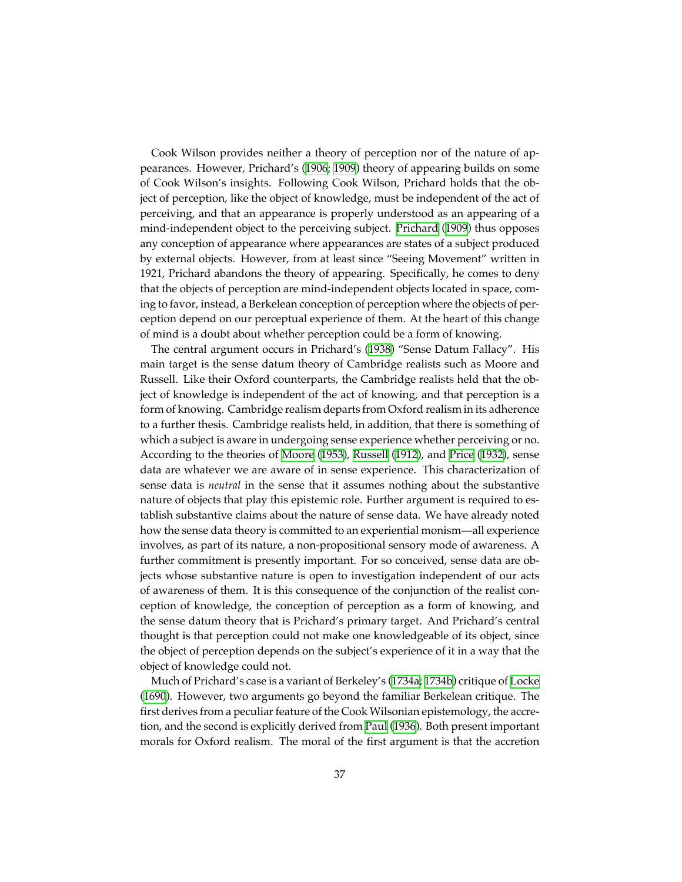Cook Wilson provides neither a theory of perception nor of the nature of appearances. However, Prichard's (1906; 1909) theory of appearing builds on some of Cook Wilson's insights. Following Cook Wilson, Prichard holds that the object of perception, like the object of knowledge, must be independent of the act of perceiving, and that an appearance is properly understood as an appearing of a mind-independent object to the perceiving subject. Prichard (1909) thus opposes any conception of appearance where appearances are states of a subject produced by external objects. However, from at least since "Seeing Movement" written in 1921, Prichard abandons the theory of appearing. Specifically, he comes to deny that the objects of perception are mind-independent objects located in space, coming to favor, instead, a Berkelean conception of perception where the objects of perception depend on our perceptual experience of them. At the heart of this change of mind is a doubt about whether perception could be a form of knowing.

The central argument occurs in Prichard's (1938) "Sense Datum Fallacy". His main target is the sense datum theory of Cambridge realists such as Moore and Russell. Like their Oxford counterparts, the Cambridge realists held that the object of knowledge is independent of the act of knowing, and that perception is a form of knowing. Cambridge realism departs from Oxford realism in its adherence to a further thesis. Cambridge realists held, in addition, that there is something of which a subject is aware in undergoing sense experience whether perceiving or no. According to the theories of Moore (1953), Russell (1912), and Price (1932), sense data are whatever we are aware of in sense experience. This characterization of sense data is *neutral* in the sense that it assumes nothing about the substantive nature of objects that play this epistemic role. Further argument is required to establish substantive claims about the nature of sense data. We have already noted how the sense data theory is committed to an experiential monism—all experience involves, as part of its nature, a non-propositional sensory mode of awareness. A further commitment is presently important. For so conceived, sense data are objects whose substantive nature is open to investigation independent of our acts of awareness of them. It is this consequence of the conjunction of the realist conception of knowledge, the conception of perception as a form of knowing, and the sense datum theory that is Prichard's primary target. And Prichard's central thought is that perception could not make one knowledgeable of its object, since the object of perception depends on the subject's experience of it in a way that the object of knowledge could not.

Much of Prichard's case is a variant of Berkeley's (1734a; 1734b) critique of Locke (1690). However, two arguments go beyond the familiar Berkelean critique. The first derives from a peculiar feature of the Cook Wilsonian epistemology, the accretion, and the second is explicitly derived from Paul (1936). Both present important morals for Oxford realism. The moral of the first argument is that the accretion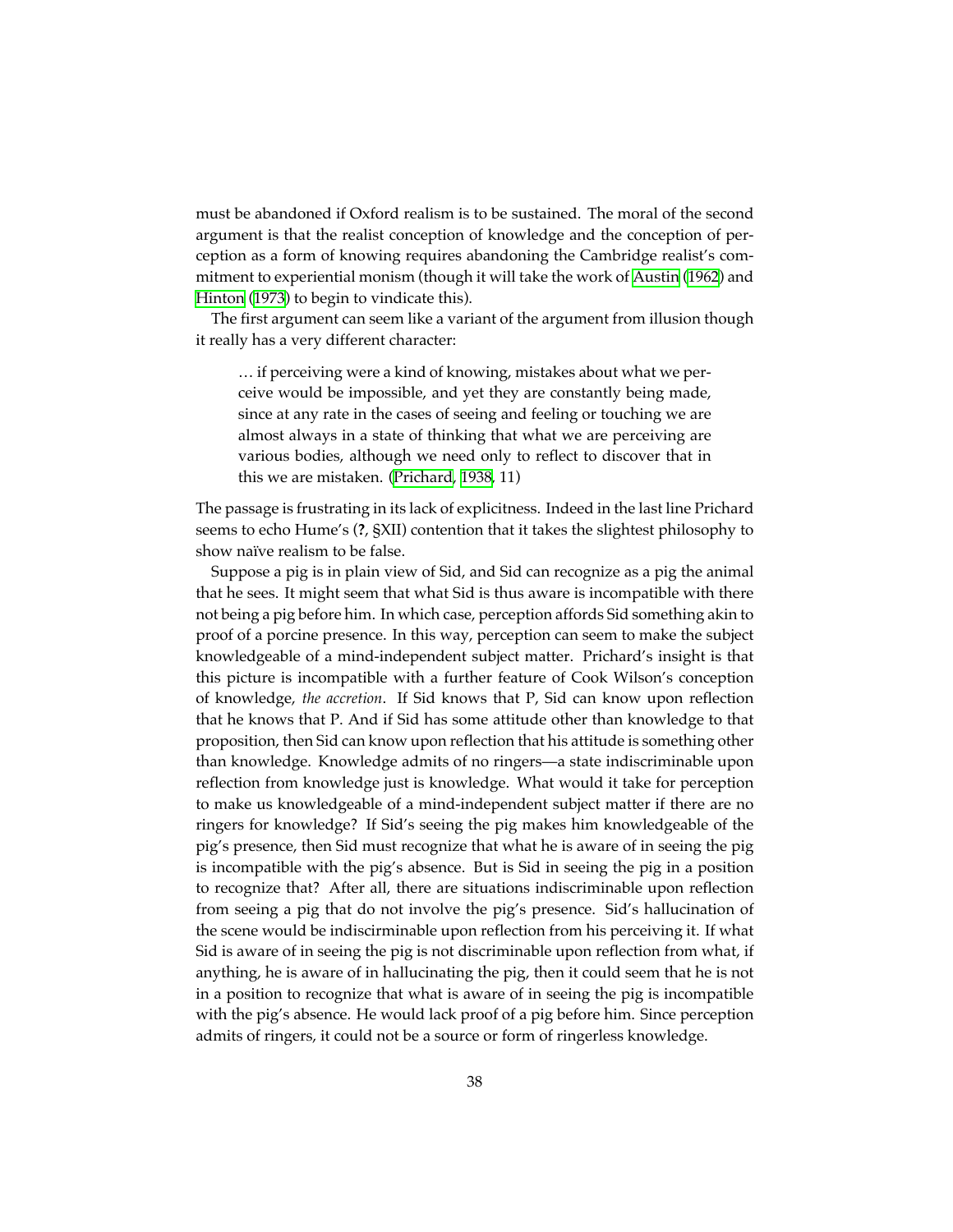must be abandoned if Oxford realism is to be sustained. The moral of the second argument is that the realist conception of knowledge and the conception of perception as a form of knowing requires abandoning the Cambridge realist's commitment to experiential monism (though it will take the work of Austin (1962) and Hinton (1973) to begin to vindicate this).

The first argument can seem like a variant of the argument from illusion though it really has a very different character:

> … if perceiving were a kind of knowing, mistakes about what we perceive would be impossible, and yet they are constantly being made, since at any rate in the cases of seeing and feeling or touching we are almost always in a state of thinking that what we are perceiving are various bodies, although we need only to reflect to discover that in this we are mistaken. (Prichard, 1938, 11)

The passage is frustrating in its lack of explicitness. Indeed in the last line Prichard seems to echo Hume's (**?**, §XII) contention that it takes the slightest philosophy to show naïve realism to be false.

Suppose a pig is in plain view of Sid, and Sid can recognize as a pig the animal that he sees. It might seem that what Sid is thus aware is incompatible with there not being a pig before him. In which case, perception affords Sid something akin to proof of a porcine presence. In this way, perception can seem to make the subject knowledgeable of a mind-independent subject matter. Prichard's insight is that this picture is incompatible with a further feature of Cook Wilson's conception of knowledge, *the accretion*. If Sid knows that P, Sid can know upon reflection that he knows that P. And if Sid has some attitude other than knowledge to that proposition, then Sid can know upon reflection that his attitude is something other than knowledge. Knowledge admits of no ringers—a state indiscriminable upon reflection from knowledge just is knowledge. What would it take for perception to make us knowledgeable of a mind-independent subject matter if there are no ringers for knowledge? If Sid's seeing the pig makes him knowledgeable of the pig's presence, then Sid must recognize that what he is aware of in seeing the pig is incompatible with the pig's absence. But is Sid in seeing the pig in a position to recognize that? After all, there are situations indiscriminable upon reflection from seeing a pig that do not involve the pig's presence. Sid's hallucination of the scene would be indiscirminable upon reflection from his perceiving it. If what Sid is aware of in seeing the pig is not discriminable upon reflection from what, if anything, he is aware of in hallucinating the pig, then it could seem that he is not in a position to recognize that what is aware of in seeing the pig is incompatible with the pig's absence. He would lack proof of a pig before him. Since perception admits of ringers, it could not be a source or form of ringerless knowledge.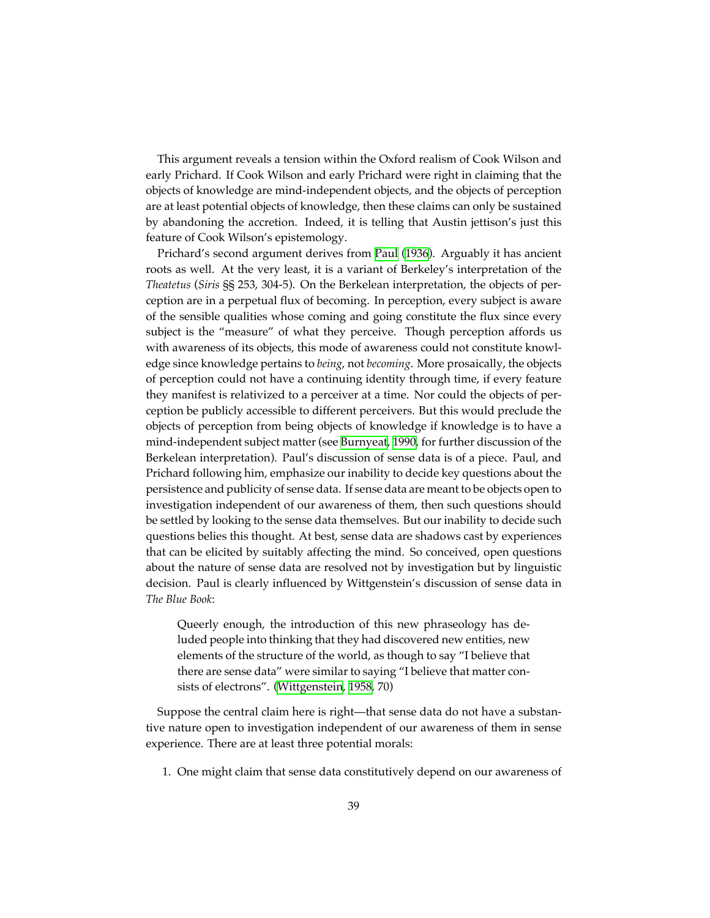This argument reveals a tension within the Oxford realism of Cook Wilson and early Prichard. If Cook Wilson and early Prichard were right in claiming that the objects of knowledge are mind-independent objects, and the objects of perception are at least potential objects of knowledge, then these claims can only be sustained by abandoning the accretion. Indeed, it is telling that Austin jettison's just this feature of Cook Wilson's epistemology.

Prichard's second argument derives from Paul (1936). Arguably it has ancient roots as well. At the very least, it is a variant of Berkeley's interpretation of the *Theatetus* (*Siris* §§ 253, 304-5). On the Berkelean interpretation, the objects of perception are in a perpetual flux of becoming. In perception, every subject is aware of the sensible qualities whose coming and going constitute the flux since every subject is the "measure" of what they perceive. Though perception affords us with awareness of its objects, this mode of awareness could not constitute knowledge since knowledge pertains to *being*, not *becoming*. More prosaically, the objects of perception could not have a continuing identity through time, if every feature they manifest is relativized to a perceiver at a time. Nor could the objects of perception be publicly accessible to different perceivers. But this would preclude the objects of perception from being objects of knowledge if knowledge is to have a mind-independent subject matter (see Burnyeat, 1990, for further discussion of the Berkelean interpretation). Paul's discussion of sense data is of a piece. Paul, and Prichard following him, emphasize our inability to decide key questions about the persistence and publicity of sense data. If sense data are meant to be objects open to investigation independent of our awareness of them, then such questions should be settled by looking to the sense data themselves. But our inability to decide such questions belies this thought. At best, sense data are shadows cast by experiences that can be elicited by suitably affecting the mind. So conceived, open questions about the nature of sense data are resolved not by investigation but by linguistic decision. Paul is clearly influenced by Wittgenstein's discussion of sense data in *The Blue Book*:

> Queerly enough, the introduction of this new phraseology has deluded people into thinking that they had discovered new entities, new elements of the structure of the world, as though to say "I believe that there are sense data" were similar to saying "I believe that matter consists of electrons". (Wittgenstein, 1958, 70)

Suppose the central claim here is right—that sense data do not have a substantive nature open to investigation independent of our awareness of them in sense experience. There are at least three potential morals:

1. One might claim that sense data constitutively depend on our awareness of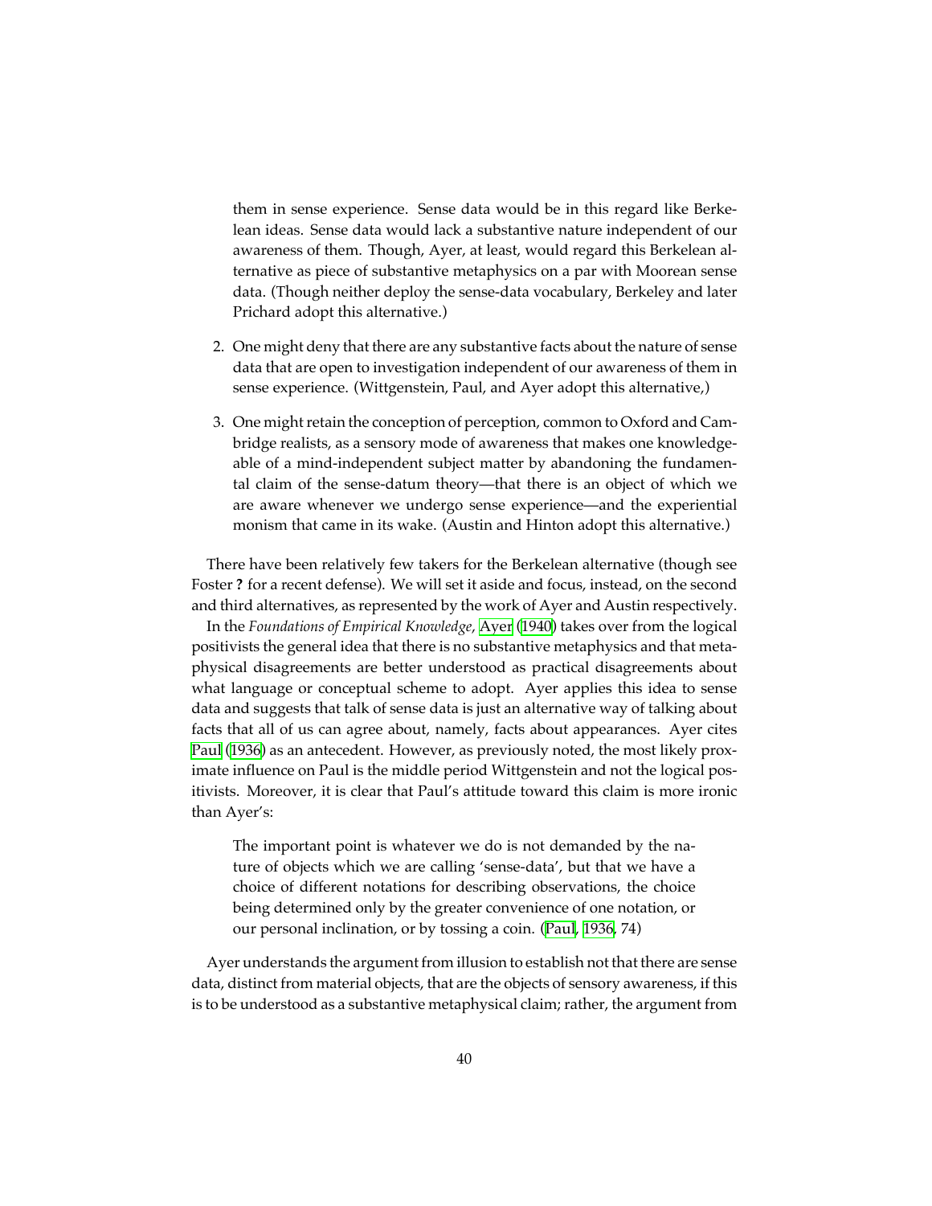them in sense experience. Sense data would be in this regard like Berkelean ideas. Sense data would lack a substantive nature independent of our awareness of them. Though, Ayer, at least, would regard this Berkelean alternative as piece of substantive metaphysics on a par with Moorean sense data. (Though neither deploy the sense-data vocabulary, Berkeley and later Prichard adopt this alternative.)

2. One might deny that there are any substantive facts about the nature of sense data that are open to investigation independent of our awareness of them in sense experience. (Wittgenstein, Paul, and Ayer adopt this alternative,)

3. One might retain the conception of perception, common to Oxford and Cambridge realists, as a sensory mode of awareness that makes one knowledgeable of a mind-independent subject matter by abandoning the fundamental claim of the sense-datum theory—that there is an object of which we are aware whenever we undergo sense experience—and the experiential monism that came in its wake. (Austin and Hinton adopt this alternative.)

There have been relatively few takers for the Berkelean alternative (though see Foster **?** for a recent defense). We will set it aside and focus, instead, on the second and third alternatives, as represented by the work of Ayer and Austin respectively.

In the *Foundations of Empirical Knowledge*, Ayer (1940) takes over from the logical positivists the general idea that there is no substantive metaphysics and that metaphysical disagreements are better understood as practical disagreements about what language or conceptual scheme to adopt. Ayer applies this idea to sense data and suggests that talk of sense data is just an alternative way of talking about facts that all of us can agree about, namely, facts about appearances. Ayer cites Paul (1936) as an antecedent. However, as previously noted, the most likely proximate influence on Paul is the middle period Wittgenstein and not the logical positivists. Moreover, it is clear that Paul's attitude toward this claim is more ironic than Ayer's:

> The important point is whatever we do is not demanded by the nature of objects which we are calling 'sense-data', but that we have a choice of different notations for describing observations, the choice being determined only by the greater convenience of one notation, or our personal inclination, or by tossing a coin. (Paul, 1936, 74)

Ayer understands the argument from illusion to establish not that there are sense data, distinct from material objects, that are the objects of sensory awareness, if this is to be understood as a substantive metaphysical claim; rather, the argument from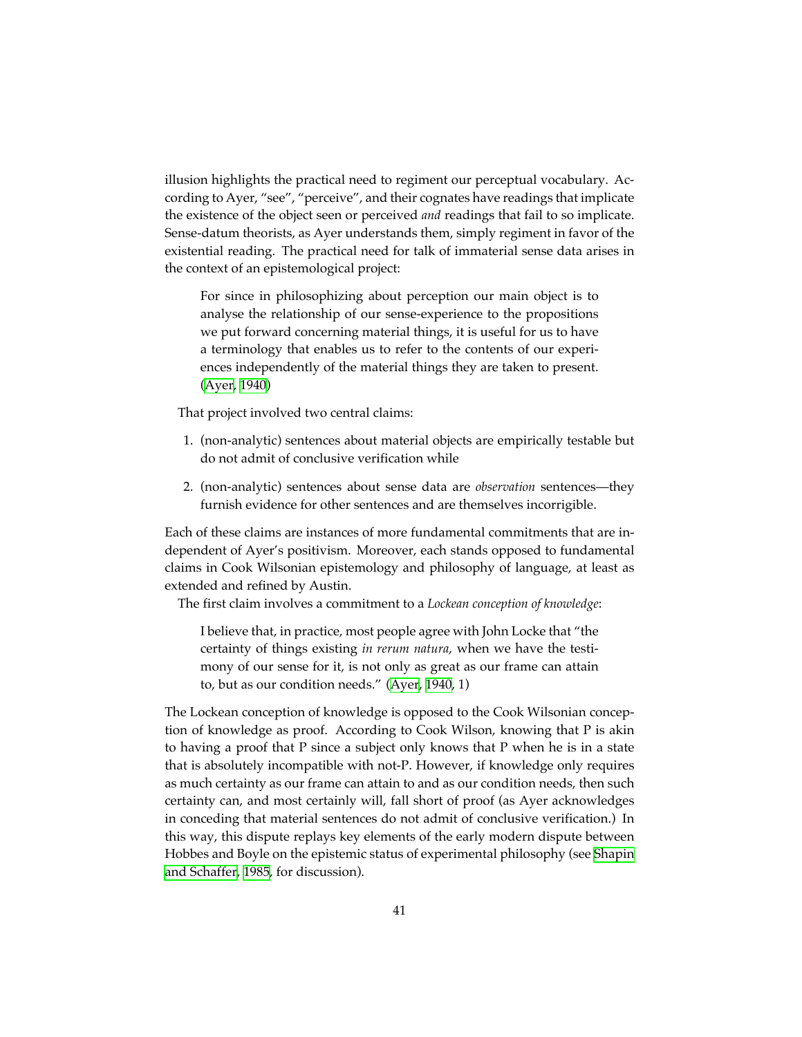illusion highlights the practical need to regiment our perceptual vocabulary. According to Ayer, "see", "perceive", and their cognates have readings that implicate the existence of the object seen or perceived *and* readings that fail to so implicate. Sense-datum theorists, as Ayer understands them, simply regiment in favor of the existential reading. The practical need for talk of immaterial sense data arises in the context of an epistemological project:

> For since in philosophizing about perception our main object is to analyse the relationship of our sense-experience to the propositions we put forward concerning material things, it is useful for us to have a terminology that enables us to refer to the contents of our experiences independently of the material things they are taken to present. (Ayer, 1940)

That project involved two central claims:

1. (non-analytic) sentences about material objects are empirically testable but do not admit of conclusive verification while
2. (non-analytic) sentences about sense data are *observation* sentences—they furnish evidence for other sentences and are themselves incorrigible.

Each of these claims are instances of more fundamental commitments that are independent of Ayer's positivism. Moreover, each stands opposed to fundamental claims in Cook Wilsonian epistemology and philosophy of language, at least as extended and refined by Austin.

The first claim involves a commitment to a *Lockean conception of knowledge*:

> I believe that, in practice, most people agree with John Locke that "the certainty of things existing *in rerum natura*, when we have the testimony of our sense for it, is not only as great as our frame can attain to, but as our condition needs." (Ayer, 1940, 1)

The Lockean conception of knowledge is opposed to the Cook Wilsonian conception of knowledge as proof. According to Cook Wilson, knowing that P is akin to having a proof that P since a subject only knows that P when he is in a state that is absolutely incompatible with not-P. However, if knowledge only requires as much certainty as our frame can attain to and as our condition needs, then such certainty can, and most certainly will, fall short of proof (as Ayer acknowledges in conceding that material sentences do not admit of conclusive verification.) In this way, this dispute replays key elements of the early modern dispute between Hobbes and Boyle on the epistemic status of experimental philosophy (see Shapin and Schaffer, 1985, for discussion).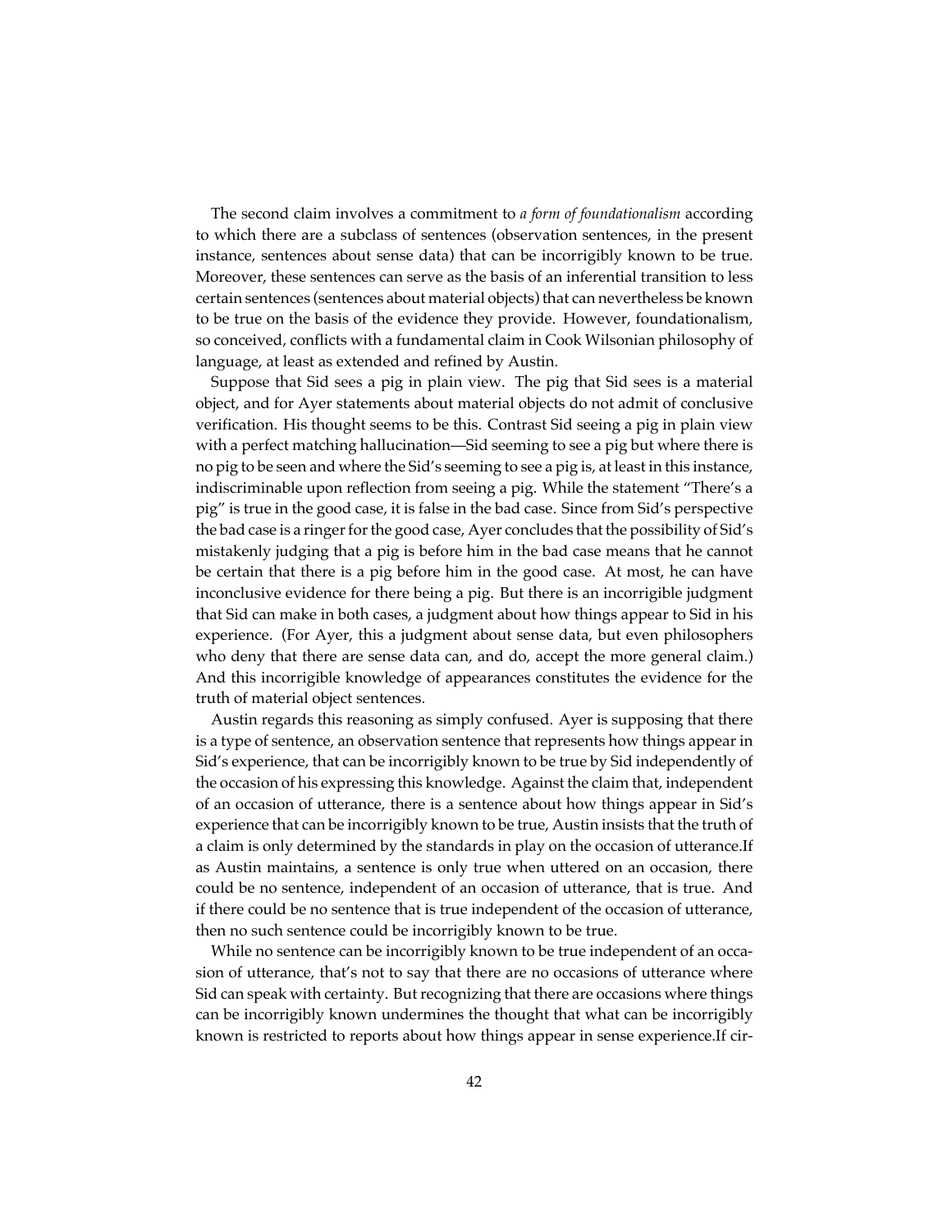The second claim involves a commitment to *a form of foundationalism* according to which there are a subclass of sentences (observation sentences, in the present instance, sentences about sense data) that can be incorrigibly known to be true. Moreover, these sentences can serve as the basis of an inferential transition to less certain sentences (sentences about material objects) that can nevertheless be known to be true on the basis of the evidence they provide. However, foundationalism, so conceived, conflicts with a fundamental claim in Cook Wilsonian philosophy of language, at least as extended and refined by Austin.

Suppose that Sid sees a pig in plain view. The pig that Sid sees is a material object, and for Ayer statements about material objects do not admit of conclusive verification. His thought seems to be this. Contrast Sid seeing a pig in plain view with a perfect matching hallucination—Sid seeming to see a pig but where there is no pig to be seen and where the Sid's seeming to see a pig is, at least in this instance, indiscriminable upon reflection from seeing a pig. While the statement "There's a pig" is true in the good case, it is false in the bad case. Since from Sid's perspective the bad case is a ringer for the good case, Ayer concludes that the possibility of Sid's mistakenly judging that a pig is before him in the bad case means that he cannot be certain that there is a pig before him in the good case. At most, he can have inconclusive evidence for there being a pig. But there is an incorrigible judgment that Sid can make in both cases, a judgment about how things appear to Sid in his experience. (For Ayer, this a judgment about sense data, but even philosophers who deny that there are sense data can, and do, accept the more general claim.) And this incorrigible knowledge of appearances constitutes the evidence for the truth of material object sentences.

Austin regards this reasoning as simply confused. Ayer is supposing that there is a type of sentence, an observation sentence that represents how things appear in Sid's experience, that can be incorrigibly known to be true by Sid independently of the occasion of his expressing this knowledge. Against the claim that, independent of an occasion of utterance, there is a sentence about how things appear in Sid's experience that can be incorrigibly known to be true, Austin insists that the truth of a claim is only determined by the standards in play on the occasion of utterance.If as Austin maintains, a sentence is only true when uttered on an occasion, there could be no sentence, independent of an occasion of utterance, that is true. And if there could be no sentence that is true independent of the occasion of utterance, then no such sentence could be incorrigibly known to be true.

While no sentence can be incorrigibly known to be true independent of an occasion of utterance, that's not to say that there are no occasions of utterance where Sid can speak with certainty. But recognizing that there are occasions where things can be incorrigibly known undermines the thought that what can be incorrigibly known is restricted to reports about how things appear in sense experience.If cir-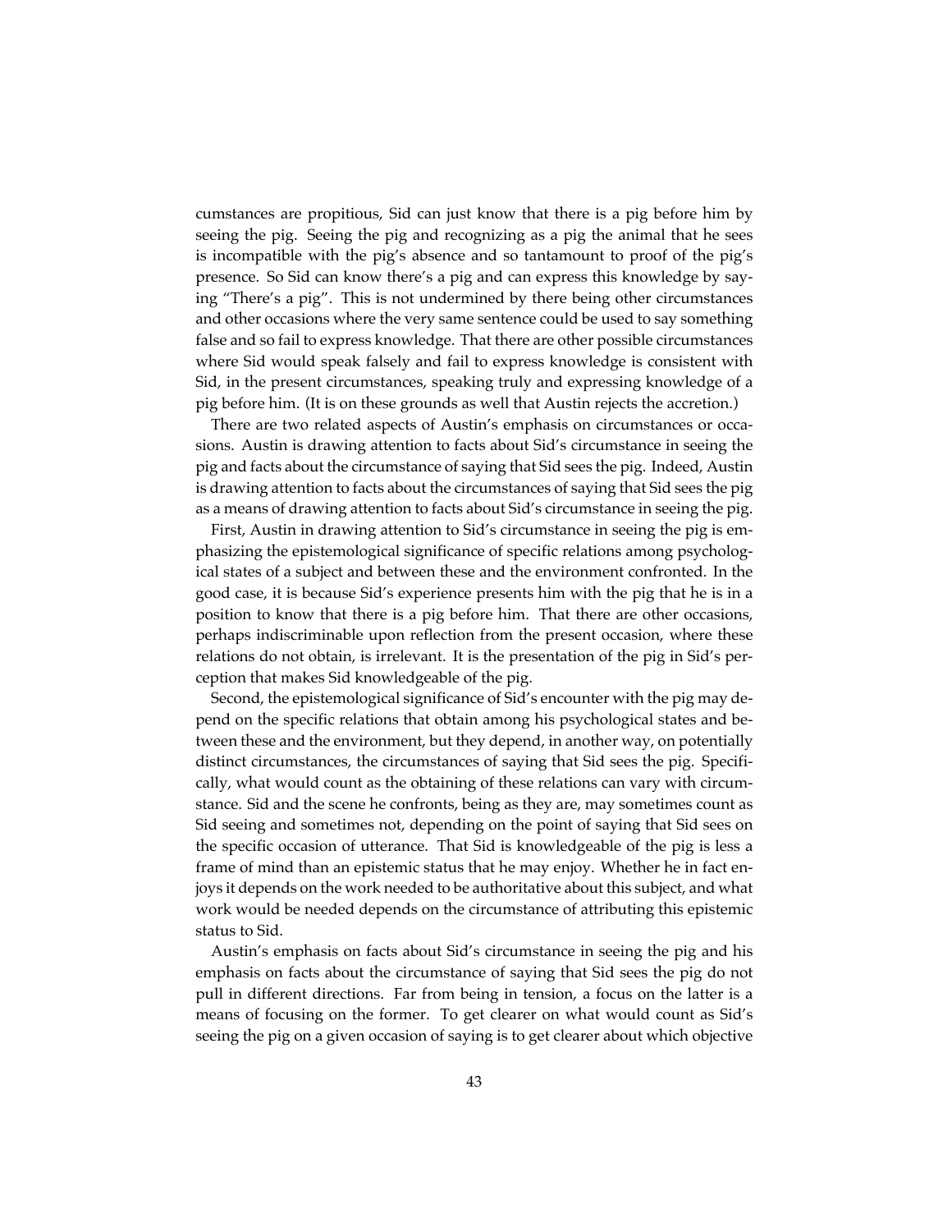cumstances are propitious, Sid can just know that there is a pig before him by seeing the pig. Seeing the pig and recognizing as a pig the animal that he sees is incompatible with the pig's absence and so tantamount to proof of the pig's presence. So Sid can know there's a pig and can express this knowledge by saying "There's a pig". This is not undermined by there being other circumstances and other occasions where the very same sentence could be used to say something false and so fail to express knowledge. That there are other possible circumstances where Sid would speak falsely and fail to express knowledge is consistent with Sid, in the present circumstances, speaking truly and expressing knowledge of a pig before him. (It is on these grounds as well that Austin rejects the accretion.)

There are two related aspects of Austin's emphasis on circumstances or occasions. Austin is drawing attention to facts about Sid's circumstance in seeing the pig and facts about the circumstance of saying that Sid sees the pig. Indeed, Austin is drawing attention to facts about the circumstances of saying that Sid sees the pig as a means of drawing attention to facts about Sid's circumstance in seeing the pig.

First, Austin in drawing attention to Sid's circumstance in seeing the pig is emphasizing the epistemological significance of specific relations among psychological states of a subject and between these and the environment confronted. In the good case, it is because Sid's experience presents him with the pig that he is in a position to know that there is a pig before him. That there are other occasions, perhaps indiscriminable upon reflection from the present occasion, where these relations do not obtain, is irrelevant. It is the presentation of the pig in Sid's perception that makes Sid knowledgeable of the pig.

Second, the epistemological significance of Sid's encounter with the pig may depend on the specific relations that obtain among his psychological states and between these and the environment, but they depend, in another way, on potentially distinct circumstances, the circumstances of saying that Sid sees the pig. Specifically, what would count as the obtaining of these relations can vary with circumstance. Sid and the scene he confronts, being as they are, may sometimes count as Sid seeing and sometimes not, depending on the point of saying that Sid sees on the specific occasion of utterance. That Sid is knowledgeable of the pig is less a frame of mind than an epistemic status that he may enjoy. Whether he in fact enjoys it depends on the work needed to be authoritative about this subject, and what work would be needed depends on the circumstance of attributing this epistemic status to Sid.

Austin's emphasis on facts about Sid's circumstance in seeing the pig and his emphasis on facts about the circumstance of saying that Sid sees the pig do not pull in different directions. Far from being in tension, a focus on the latter is a means of focusing on the former. To get clearer on what would count as Sid's seeing the pig on a given occasion of saying is to get clearer about which objective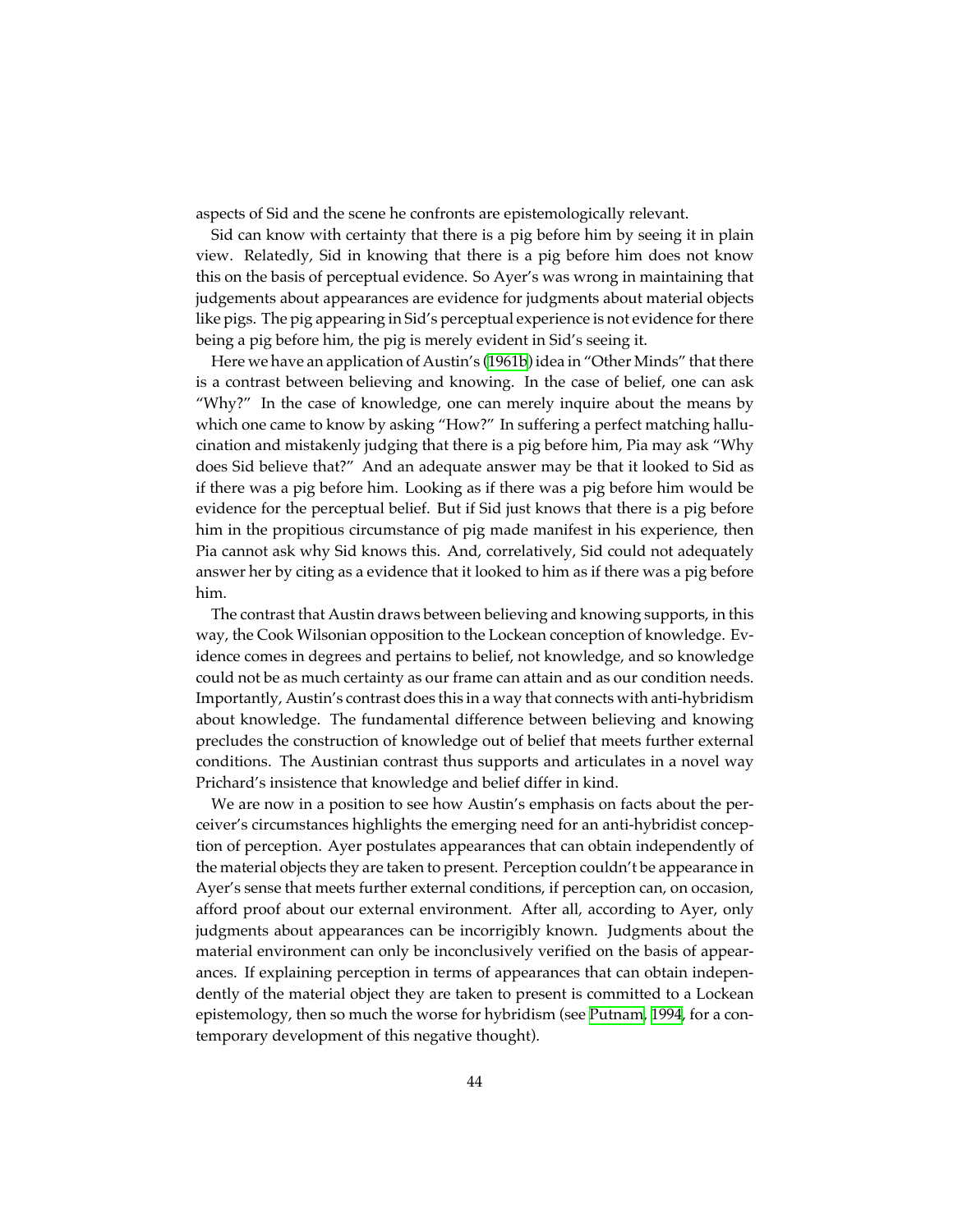aspects of Sid and the scene he confronts are epistemologically relevant.

Sid can know with certainty that there is a pig before him by seeing it in plain view. Relatedly, Sid in knowing that there is a pig before him does not know this on the basis of perceptual evidence. So Ayer's was wrong in maintaining that judgements about appearances are evidence for judgments about material objects like pigs. The pig appearing in Sid's perceptual experience is not evidence for there being a pig before him, the pig is merely evident in Sid's seeing it.

Here we have an application of Austin's (1961b) idea in "Other Minds" that there is a contrast between believing and knowing. In the case of belief, one can ask "Why?" In the case of knowledge, one can merely inquire about the means by which one came to know by asking "How?" In suffering a perfect matching hallucination and mistakenly judging that there is a pig before him, Pia may ask "Why does Sid believe that?" And an adequate answer may be that it looked to Sid as if there was a pig before him. Looking as if there was a pig before him would be evidence for the perceptual belief. But if Sid just knows that there is a pig before him in the propitious circumstance of pig made manifest in his experience, then Pia cannot ask why Sid knows this. And, correlatively, Sid could not adequately answer her by citing as a evidence that it looked to him as if there was a pig before him.

The contrast that Austin draws between believing and knowing supports, in this way, the Cook Wilsonian opposition to the Lockean conception of knowledge. Evidence comes in degrees and pertains to belief, not knowledge, and so knowledge could not be as much certainty as our frame can attain and as our condition needs. Importantly, Austin's contrast does this in a way that connects with anti-hybridism about knowledge. The fundamental difference between believing and knowing precludes the construction of knowledge out of belief that meets further external conditions. The Austinian contrast thus supports and articulates in a novel way Prichard's insistence that knowledge and belief differ in kind.

We are now in a position to see how Austin's emphasis on facts about the perceiver's circumstances highlights the emerging need for an anti-hybridist conception of perception. Ayer postulates appearances that can obtain independently of the material objects they are taken to present. Perception couldn't be appearance in Ayer's sense that meets further external conditions, if perception can, on occasion, afford proof about our external environment. After all, according to Ayer, only judgments about appearances can be incorrigibly known. Judgments about the material environment can only be inconclusively verified on the basis of appearances. If explaining perception in terms of appearances that can obtain independently of the material object they are taken to present is committed to a Lockean epistemology, then so much the worse for hybridism (see Putnam, 1994, for a contemporary development of this negative thought).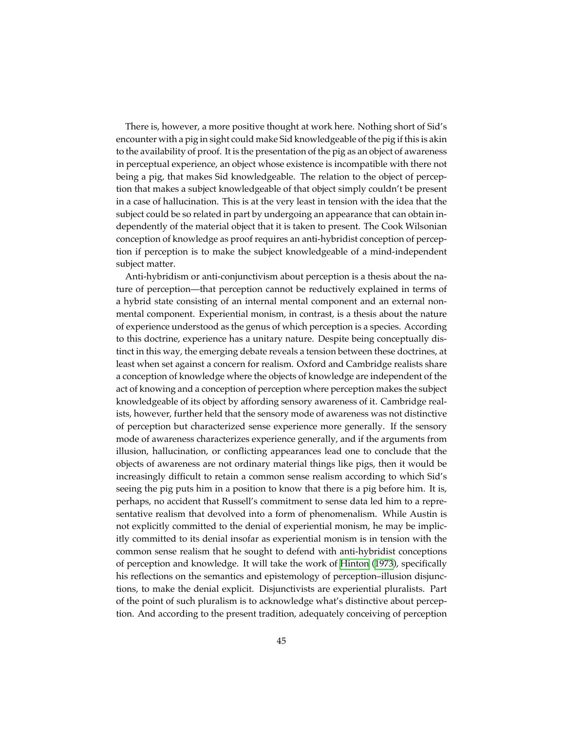There is, however, a more positive thought at work here. Nothing short of Sid's encounter with a pig in sight could make Sid knowledgeable of the pig if this is akin to the availability of proof. It is the presentation of the pig as an object of awareness in perceptual experience, an object whose existence is incompatible with there not being a pig, that makes Sid knowledgeable. The relation to the object of perception that makes a subject knowledgeable of that object simply couldn't be present in a case of hallucination. This is at the very least in tension with the idea that the subject could be so related in part by undergoing an appearance that can obtain independently of the material object that it is taken to present. The Cook Wilsonian conception of knowledge as proof requires an anti-hybridist conception of perception if perception is to make the subject knowledgeable of a mind-independent subject matter.

Anti-hybridism or anti-conjunctivism about perception is a thesis about the nature of perception—that perception cannot be reductively explained in terms of a hybrid state consisting of an internal mental component and an external non-mental component. Experiential monism, in contrast, is a thesis about the nature of experience understood as the genus of which perception is a species. According to this doctrine, experience has a unitary nature. Despite being conceptually distinct in this way, the emerging debate reveals a tension between these doctrines, at least when set against a concern for realism. Oxford and Cambridge realists share a conception of knowledge where the objects of knowledge are independent of the act of knowing and a conception of perception where perception makes the subject knowledgeable of its object by affording sensory awareness of it. Cambridge realists, however, further held that the sensory mode of awareness was not distinctive of perception but characterized sense experience more generally. If the sensory mode of awareness characterizes experience generally, and if the arguments from illusion, hallucination, or conflicting appearances lead one to conclude that the objects of awareness are not ordinary material things like pigs, then it would be increasingly difficult to retain a common sense realism according to which Sid's seeing the pig puts him in a position to know that there is a pig before him. It is, perhaps, no accident that Russell's commitment to sense data led him to a representative realism that devolved into a form of phenomenalism. While Austin is not explicitly committed to the denial of experiential monism, he may be implicitly committed to its denial insofar as experiential monism is in tension with the common sense realism that he sought to defend with anti-hybridist conceptions of perception and knowledge. It will take the work of Hinton (1973), specifically his reflections on the semantics and epistemology of perception–illusion disjunctions, to make the denial explicit. Disjunctivists are experiential pluralists. Part of the point of such pluralism is to acknowledge what's distinctive about perception. And according to the present tradition, adequately conceiving of perception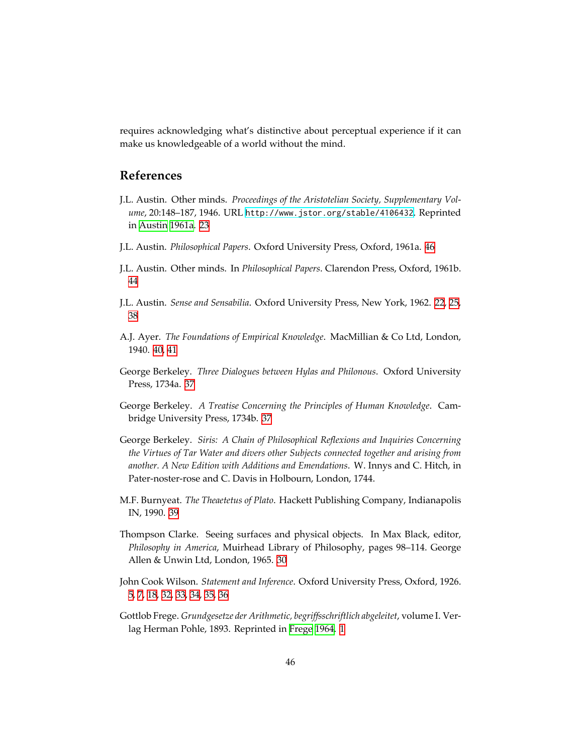requires acknowledging what's distinctive about perceptual experience if it can make us knowledgeable of a world without the mind.

## References

J.L. Austin. Other minds. *Proceedings of the Aristotelian Society, Supplementary Volume*, 20:148–187, 1946. URL http://www.jstor.org/stable/4106432. Reprinted in Austin 1961a. 23

J.L. Austin. *Philosophical Papers*. Oxford University Press, Oxford, 1961a. 46

J.L. Austin. Other minds. In *Philosophical Papers*. Clarendon Press, Oxford, 1961b. 44

J.L. Austin. *Sense and Sensabilia*. Oxford University Press, New York, 1962. 22, 25, 38

A.J. Ayer. *The Foundations of Empirical Knowledge*. MacMillian & Co Ltd, London, 1940. 40, 41

George Berkeley. *Three Dialogues between Hylas and Philonous*. Oxford University Press, 1734a. 37

George Berkeley. *A Treatise Concerning the Principles of Human Knowledge*. Cambridge University Press, 1734b. 37

George Berkeley. *Siris: A Chain of Philosophical Reflexions and Inquiries Concerning the Virtues of Tar Water and divers other Subjects connected together and arising from another. A New Edition with Additions and Emendations*. W. Innys and C. Hitch, in Pater-noster-rose and C. Davis in Holbourn, London, 1744.

M.F. Burnyeat. *The Theaetetus of Plato*. Hackett Publishing Company, Indianapolis IN, 1990. 39

Thompson Clarke. Seeing surfaces and physical objects. In Max Black, editor, *Philosophy in America*, Muirhead Library of Philosophy, pages 98–114. George Allen & Unwin Ltd, London, 1965. 30

John Cook Wilson. *Statement and Inference*. Oxford University Press, Oxford, 1926. 5, 7, 18, 32, 33, 34, 35, 36

Gottlob Frege. *Grundgesetze der Arithmetic, begriffsschriftlich abgeleitet*, volume I. Verlag Herman Pohle, 1893. Reprinted in Frege 1964. 1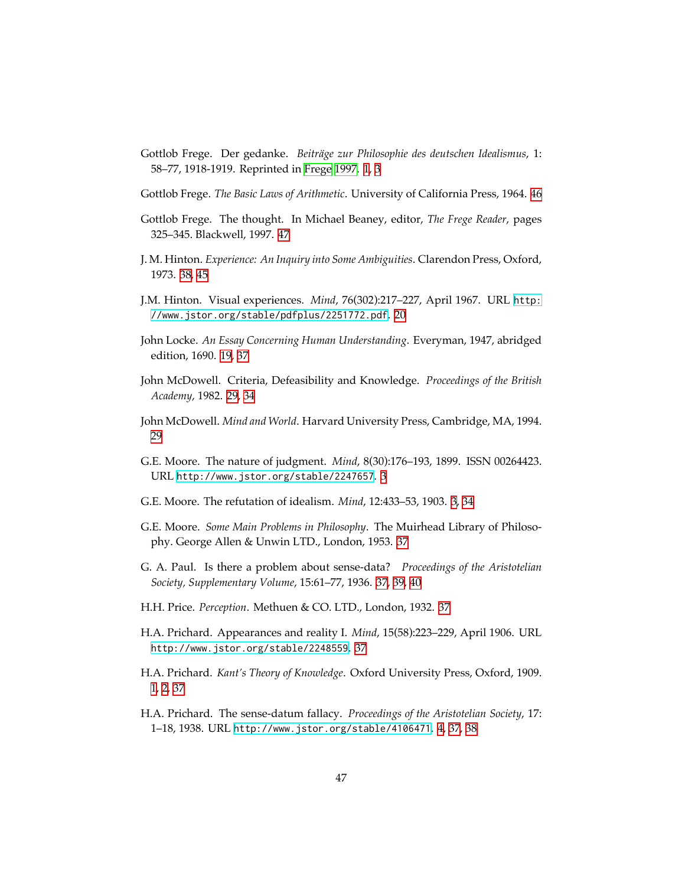Gottlob Frege. Der gedanke. *Beiträge zur Philosophie des deutschen Idealismus*, 1: 58–77, 1918-1919. Reprinted in Frege 1997. 1, 3

Gottlob Frege. *The Basic Laws of Arithmetic*. University of California Press, 1964. 46

Gottlob Frege. The thought. In Michael Beaney, editor, *The Frege Reader*, pages 325–345. Blackwell, 1997. 47

J. M. Hinton. *Experience: An Inquiry into Some Ambiguities*. Clarendon Press, Oxford, 1973. 38, 45

J.M. Hinton. Visual experiences. *Mind*, 76(302):217–227, April 1967. URL http://www.jstor.org/stable/pdfplus/2251772.pdf. 20

John Locke. *An Essay Concerning Human Understanding*. Everyman, 1947, abridged edition, 1690. 19, 37

John McDowell. Criteria, Defeasibility and Knowledge. *Proceedings of the British Academy*, 1982. 29, 34

John McDowell. *Mind and World*. Harvard University Press, Cambridge, MA, 1994. 29

G.E. Moore. The nature of judgment. *Mind*, 8(30):176–193, 1899. ISSN 00264423. URL http://www.jstor.org/stable/2247657. 3

G.E. Moore. The refutation of idealism. *Mind*, 12:433–53, 1903. 3, 34

G.E. Moore. *Some Main Problems in Philosophy*. The Muirhead Library of Philosophy. George Allen & Unwin LTD., London, 1953. 37

G. A. Paul. Is there a problem about sense-data? *Proceedings of the Aristotelian Society, Supplementary Volume*, 15:61–77, 1936. 37, 39, 40

H.H. Price. *Perception*. Methuen & CO. LTD., London, 1932. 37

H.A. Prichard. Appearances and reality I. *Mind*, 15(58):223–229, April 1906. URL http://www.jstor.org/stable/2248559. 37

H.A. Prichard. *Kant's Theory of Knowledge*. Oxford University Press, Oxford, 1909. 1, 2, 37

H.A. Prichard. The sense-datum fallacy. *Proceedings of the Aristotelian Society*, 17: 1–18, 1938. URL http://www.jstor.org/stable/4106471. 4, 37, 38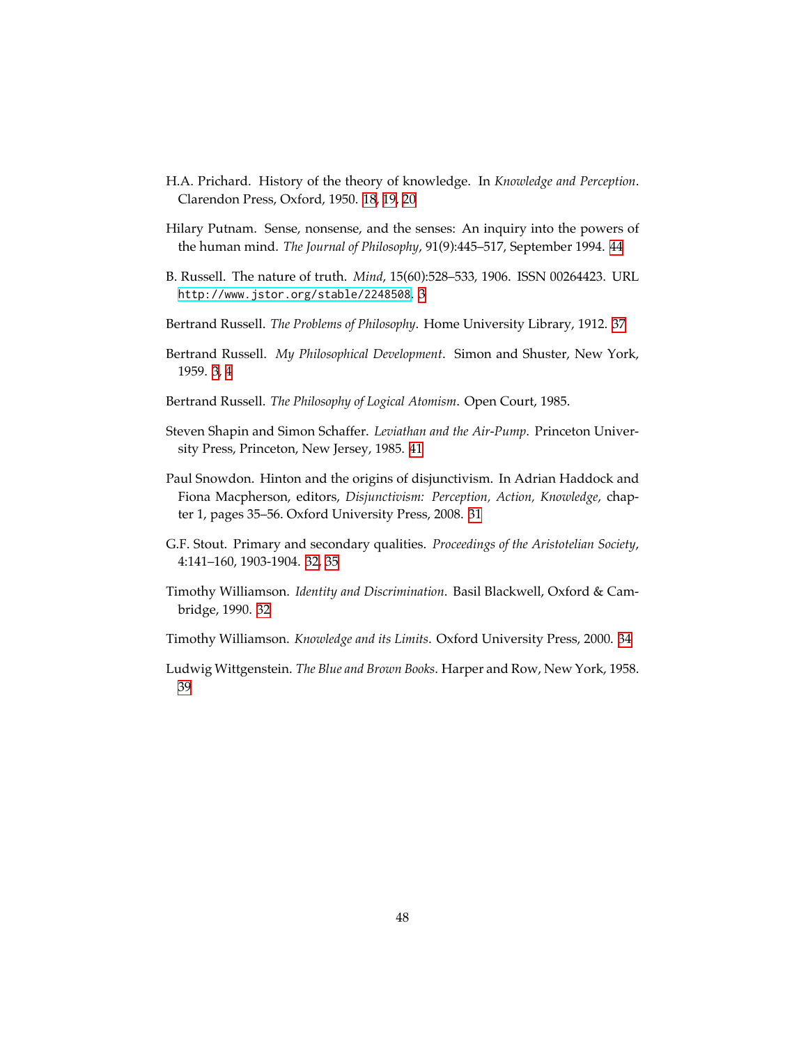H.A. Prichard. History of the theory of knowledge. In *Knowledge and Perception*. Clarendon Press, Oxford, 1950. 18, 19, 20

Hilary Putnam. Sense, nonsense, and the senses: An inquiry into the powers of the human mind. *The Journal of Philosophy*, 91(9):445–517, September 1994. 44

B. Russell. The nature of truth. *Mind*, 15(60):528–533, 1906. ISSN 00264423. URL `http://www.jstor.org/stable/2248508`. 3

Bertrand Russell. *The Problems of Philosophy*. Home University Library, 1912. 37

Bertrand Russell. *My Philosophical Development*. Simon and Shuster, New York, 1959. 3, 4

Bertrand Russell. *The Philosophy of Logical Atomism*. Open Court, 1985.

Steven Shapin and Simon Schaffer. *Leviathan and the Air-Pump*. Princeton University Press, Princeton, New Jersey, 1985. 41

Paul Snowdon. Hinton and the origins of disjunctivism. In Adrian Haddock and Fiona Macpherson, editors, *Disjunctivism: Perception, Action, Knowledge*, chapter 1, pages 35–56. Oxford University Press, 2008. 31

G.F. Stout. Primary and secondary qualities. *Proceedings of the Aristotelian Society*, 4:141–160, 1903-1904. 32, 35

Timothy Williamson. *Identity and Discrimination*. Basil Blackwell, Oxford & Cambridge, 1990. 32

Timothy Williamson. *Knowledge and its Limits*. Oxford University Press, 2000. 34

Ludwig Wittgenstein. *The Blue and Brown Books*. Harper and Row, New York, 1958. 39